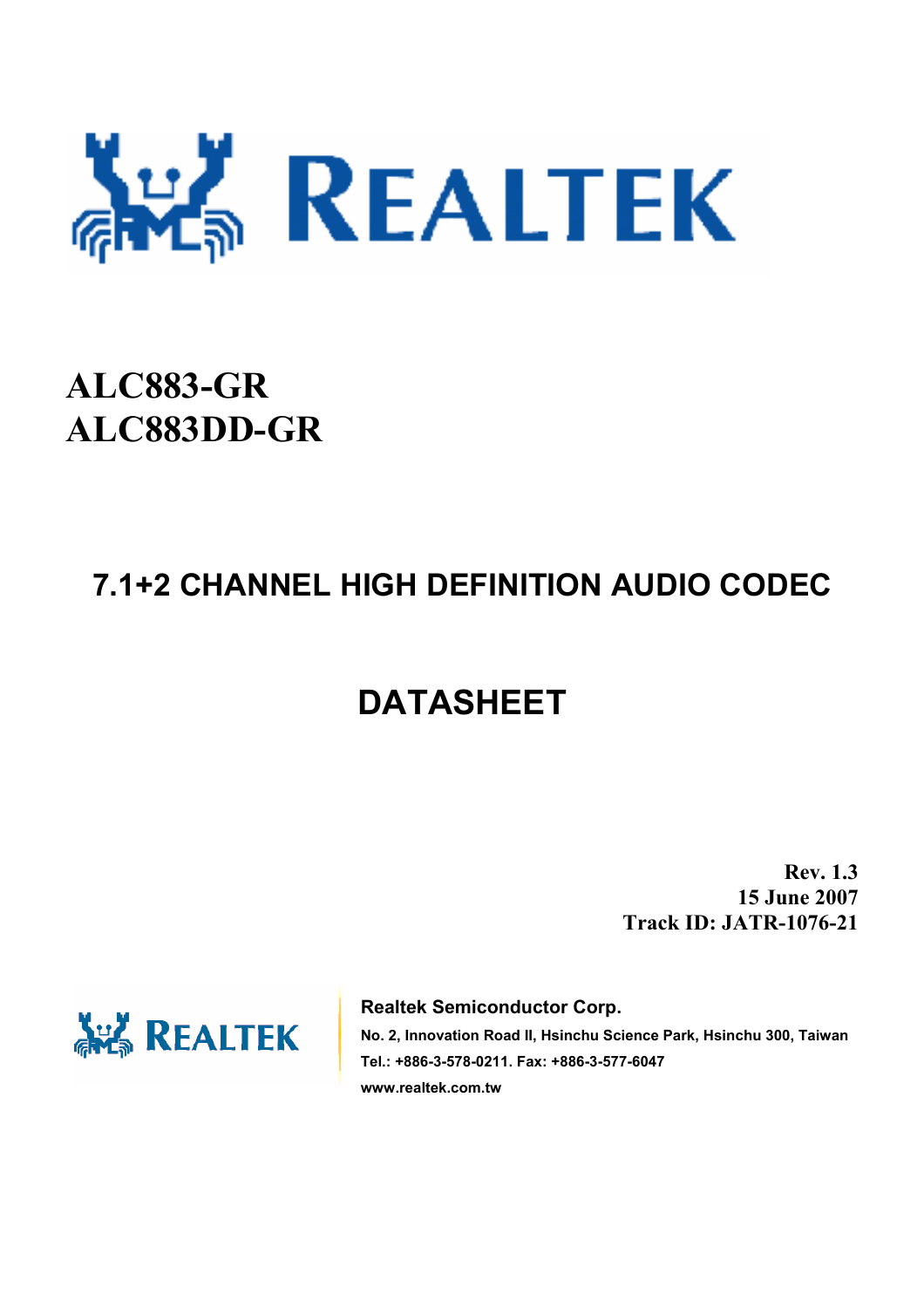# ALC883-GR
# ALC883DD-GR

## 7.1+2 CHANNEL HIGH DEFINITION AUDIO CODEC

## DATASHEET

**Rev. 1.3**
**15 June 2007**
**Track ID: JATR-1076-21**

**Realtek Semiconductor Corp.**
**No. 2, Innovation Road II, Hsinchu Science Park, Hsinchu 300, Taiwan**
**Tel.: +886-3-578-0211. Fax: +886-3-577-6047**
**www.realtek.com.tw**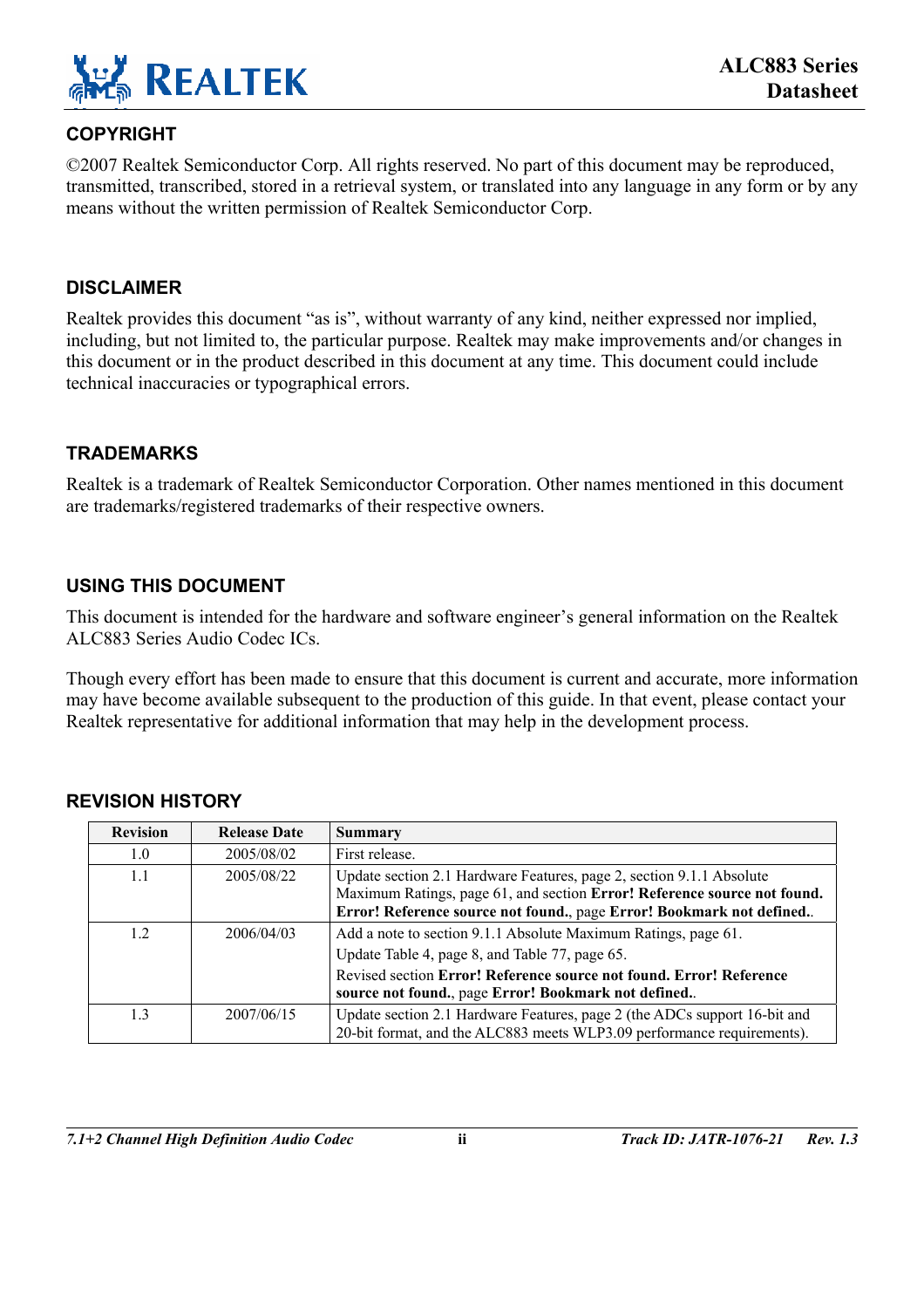## COPYRIGHT

©2007 Realtek Semiconductor Corp. All rights reserved. No part of this document may be reproduced, transmitted, transcribed, stored in a retrieval system, or translated into any language in any form or by any means without the written permission of Realtek Semiconductor Corp.

## DISCLAIMER

Realtek provides this document "as is", without warranty of any kind, neither expressed nor implied, including, but not limited to, the particular purpose. Realtek may make improvements and/or changes in this document or in the product described in this document at any time. This document could include technical inaccuracies or typographical errors.

## TRADEMARKS

Realtek is a trademark of Realtek Semiconductor Corporation. Other names mentioned in this document are trademarks/registered trademarks of their respective owners.

## USING THIS DOCUMENT

This document is intended for the hardware and software engineer's general information on the Realtek ALC883 Series Audio Codec ICs.

Though every effort has been made to ensure that this document is current and accurate, more information may have become available subsequent to the production of this guide. In that event, please contact your Realtek representative for additional information that may help in the development process.

## REVISION HISTORY

| Revision | Release Date | Summary |
|---|---|---|
| 1.0 | 2005/08/02 | First release. |
| 1.1 | 2005/08/22 | Update section 2.1 Hardware Features, page 2, section 9.1.1 Absolute Maximum Ratings, page 61, and section **Error! Reference source not found. Error! Reference source not found.**, page **Error! Bookmark not defined.**. |
| 1.2 | 2006/04/03 | Add a note to section 9.1.1 Absolute Maximum Ratings, page 61. Update Table 4, page 8, and Table 77, page 65. Revised section **Error! Reference source not found. Error! Reference source not found.**, page **Error! Bookmark not defined.**. |
| 1.3 | 2007/06/15 | Update section 2.1 Hardware Features, page 2 (the ADCs support 16-bit and 20-bit format, and the ALC883 meets WLP3.09 performance requirements). |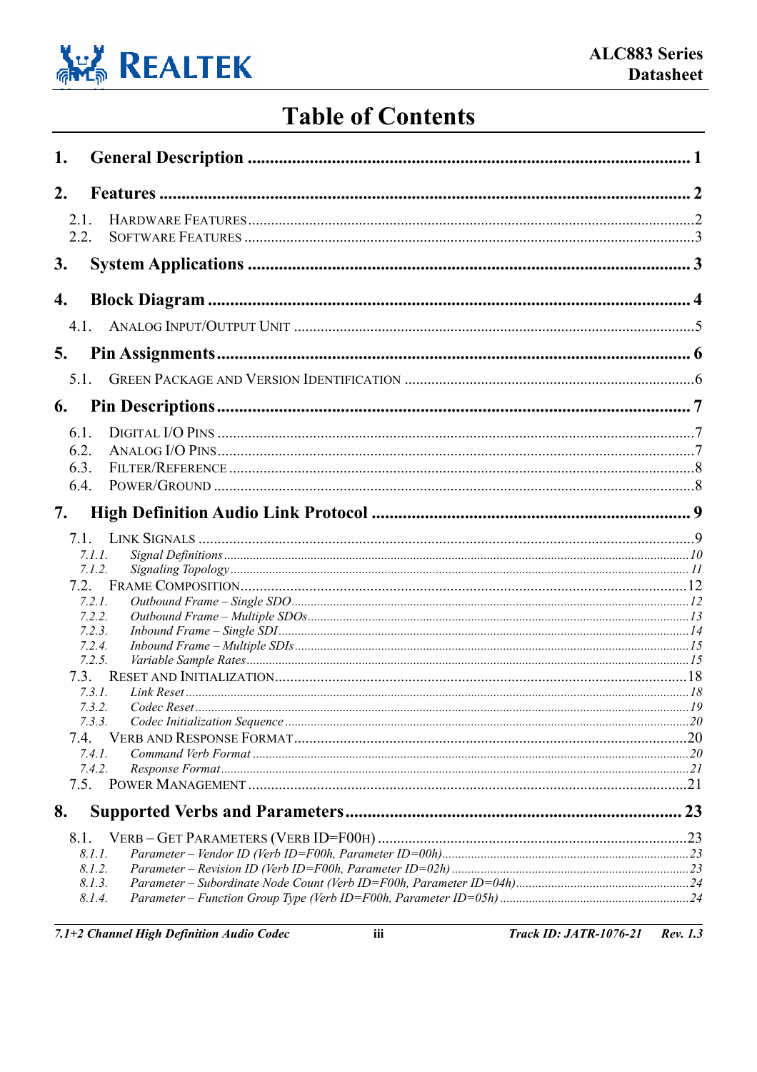# Table of Contents

**1. General Description** ........................................................................................ 1

**2. Features** ........................................................................................................ 2

- 2.1. HARDWARE FEATURES ..........................................................................................2
- 2.2. SOFTWARE FEATURES ..........................................................................................3

**3. System Applications** ........................................................................................ 3

**4. Block Diagram** ................................................................................................ 4

- 4.1. ANALOG INPUT/OUTPUT UNIT ..............................................................................5

**5. Pin Assignments** .............................................................................................. 6

- 5.1. GREEN PACKAGE AND VERSION IDENTIFICATION ....................................................6

**6. Pin Descriptions** .............................................................................................. 7

- 6.1. DIGITAL I/O PINS ...............................................................................................7
- 6.2. ANALOG I/O PINS ...............................................................................................7
- 6.3. FILTER/REFERENCE .............................................................................................8
- 6.4. POWER/GROUND .................................................................................................8

**7. High Definition Audio Link Protocol** ................................................................... 9

- 7.1. LINK SIGNALS ....................................................................................................9
  - *7.1.1. Signal Definitions* ..........................................................................................10
  - *7.1.2. Signaling Topology* ........................................................................................11
- 7.2. FRAME COMPOSITION ..........................................................................................12
  - *7.2.1. Outbound Frame – Single SDO* .......................................................................12
  - *7.2.2. Outbound Frame – Multiple SDOs* ...................................................................13
  - *7.2.3. Inbound Frame – Single SDI* ...........................................................................14
  - *7.2.4. Inbound Frame – Multiple SDIs* .......................................................................15
  - *7.2.5. Variable Sample Rates* ...................................................................................15
- 7.3. RESET AND INITIALIZATION ..................................................................................18
  - *7.3.1. Link Reset* ...................................................................................................18
  - *7.3.2. Codec Reset* .................................................................................................19
  - *7.3.3. Codec Initialization Sequence* ..........................................................................20
- 7.4. VERB AND RESPONSE FORMAT ..............................................................................20
  - *7.4.1. Command Verb Format* ...................................................................................20
  - *7.4.2. Response Format* ..........................................................................................21
- 7.5. POWER MANAGEMENT ..........................................................................................21

**8. Supported Verbs and Parameters** ........................................................................ 23

- 8.1. VERB – GET PARAMETERS (VERB ID=F00H) ...........................................................23
  - *8.1.1. Parameter – Vendor ID (Verb ID=F00h, Parameter ID=00h)* ....................................23
  - *8.1.2. Parameter – Revision ID (Verb ID=F00h, Parameter ID=02h)* ..................................23
  - *8.1.3. Parameter – Subordinate Node Count (Verb ID=F00h, Parameter ID=04h)* .................24
  - *8.1.4. Parameter – Function Group Type (Verb ID=F00h, Parameter ID=05h)* .......................24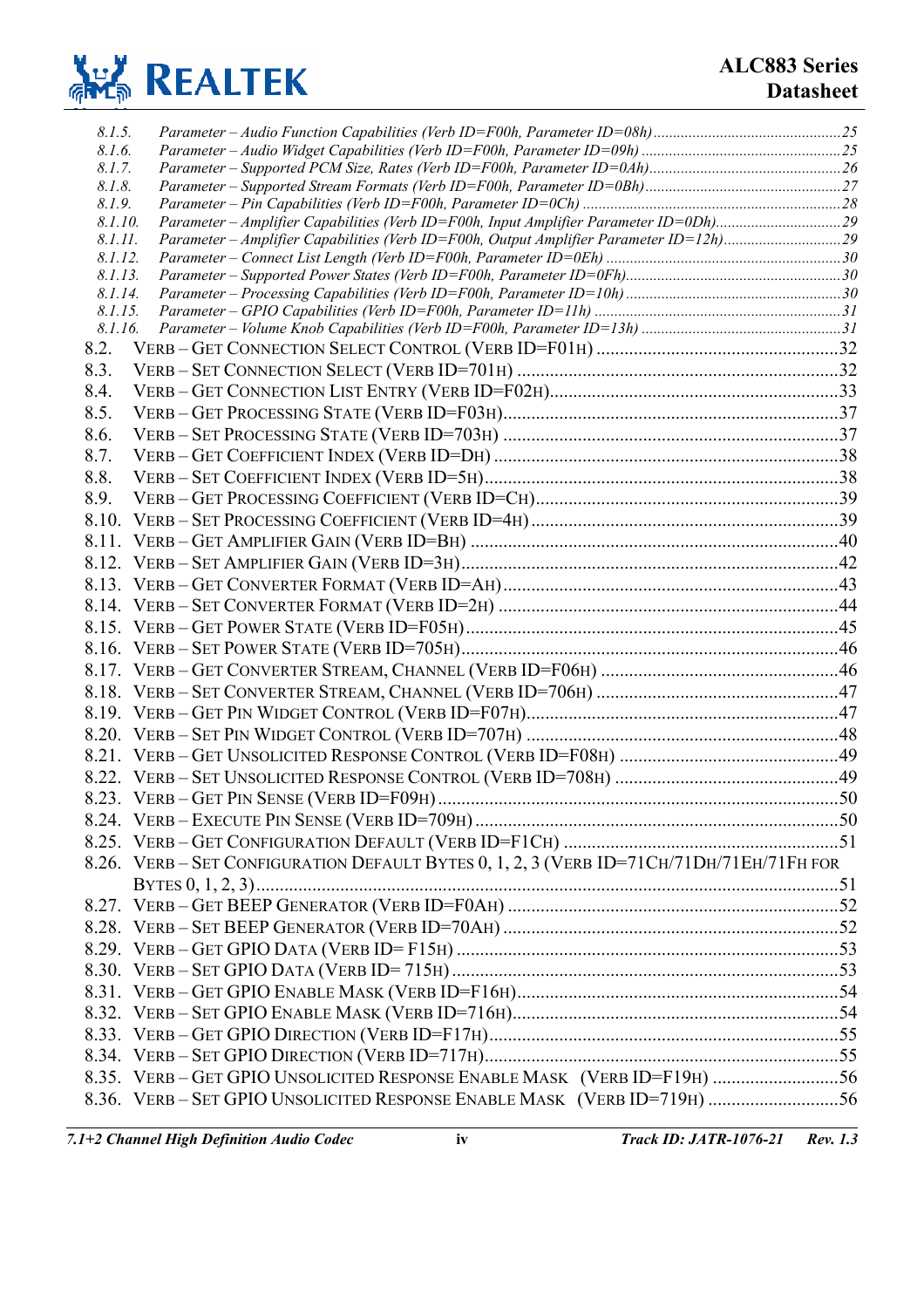- 8.1.5. *Parameter – Audio Function Capabilities (Verb ID=F00h, Parameter ID=08h)* ....25
- 8.1.6. *Parameter – Audio Widget Capabilities (Verb ID=F00h, Parameter ID=09h)* ....25
- 8.1.7. *Parameter – Supported PCM Size, Rates (Verb ID=F00h, Parameter ID=0Ah)* ....26
- 8.1.8. *Parameter – Supported Stream Formats (Verb ID=F00h, Parameter ID=0Bh)* ....27
- 8.1.9. *Parameter – Pin Capabilities (Verb ID=F00h, Parameter ID=0Ch)* ....28
- 8.1.10. *Parameter – Amplifier Capabilities (Verb ID=F00h, Input Amplifier Parameter ID=0Dh)* ....29
- 8.1.11. *Parameter – Amplifier Capabilities (Verb ID=F00h, Output Amplifier Parameter ID=12h)* ....29
- 8.1.12. *Parameter – Connect List Length (Verb ID=F00h, Parameter ID=0Eh)* ....30
- 8.1.13. *Parameter – Supported Power States (Verb ID=F00h, Parameter ID=0Fh)* ....30
- 8.1.14. *Parameter – Processing Capabilities (Verb ID=F00h, Parameter ID=10h)* ....30
- 8.1.15. *Parameter – GPIO Capabilities (Verb ID=F00h, Parameter ID=11h)* ....31
- 8.1.16. *Parameter – Volume Knob Capabilities (Verb ID=F00h, Parameter ID=13h)* ....31
- 8.2. VERB – GET CONNECTION SELECT CONTROL (VERB ID=F01H) ....32
- 8.3. VERB – SET CONNECTION SELECT (VERB ID=701H) ....32
- 8.4. VERB – GET CONNECTION LIST ENTRY (VERB ID=F02H) ....33
- 8.5. VERB – GET PROCESSING STATE (VERB ID=F03H) ....37
- 8.6. VERB – SET PROCESSING STATE (VERB ID=703H) ....37
- 8.7. VERB – GET COEFFICIENT INDEX (VERB ID=DH) ....38
- 8.8. VERB – SET COEFFICIENT INDEX (VERB ID=5H) ....38
- 8.9. VERB – GET PROCESSING COEFFICIENT (VERB ID=CH) ....39
- 8.10. VERB – SET PROCESSING COEFFICIENT (VERB ID=4H) ....39
- 8.11. VERB – GET AMPLIFIER GAIN (VERB ID=BH) ....40
- 8.12. VERB – SET AMPLIFIER GAIN (VERB ID=3H) ....42
- 8.13. VERB – GET CONVERTER FORMAT (VERB ID=AH) ....43
- 8.14. VERB – SET CONVERTER FORMAT (VERB ID=2H) ....44
- 8.15. VERB – GET POWER STATE (VERB ID=F05H) ....45
- 8.16. VERB – SET POWER STATE (VERB ID=705H) ....46
- 8.17. VERB – GET CONVERTER STREAM, CHANNEL (VERB ID=F06H) ....46
- 8.18. VERB – SET CONVERTER STREAM, CHANNEL (VERB ID=706H) ....47
- 8.19. VERB – GET PIN WIDGET CONTROL (VERB ID=F07H) ....47
- 8.20. VERB – SET PIN WIDGET CONTROL (VERB ID=707H) ....48
- 8.21. VERB – GET UNSOLICITED RESPONSE CONTROL (VERB ID=F08H) ....49
- 8.22. VERB – SET UNSOLICITED RESPONSE CONTROL (VERB ID=708H) ....49
- 8.23. VERB – GET PIN SENSE (VERB ID=F09H) ....50
- 8.24. VERB – EXECUTE PIN SENSE (VERB ID=709H) ....50
- 8.25. VERB – GET CONFIGURATION DEFAULT (VERB ID=F1CH) ....51
- 8.26. VERB – SET CONFIGURATION DEFAULT BYTES 0, 1, 2, 3 (VERB ID=71CH/71DH/71EH/71FH FOR BYTES 0, 1, 2, 3) ....51
- 8.27. VERB – GET BEEP GENERATOR (VERB ID=F0AH) ....52
- 8.28. VERB – SET BEEP GENERATOR (VERB ID=70AH) ....52
- 8.29. VERB – GET GPIO DATA (VERB ID= F15H) ....53
- 8.30. VERB – SET GPIO DATA (VERB ID= 715H) ....53
- 8.31. VERB – GET GPIO ENABLE MASK (VERB ID=F16H) ....54
- 8.32. VERB – SET GPIO ENABLE MASK (VERB ID=716H) ....54
- 8.33. VERB – GET GPIO DIRECTION (VERB ID=F17H) ....55
- 8.34. VERB – SET GPIO DIRECTION (VERB ID=717H) ....55
- 8.35. VERB – GET GPIO UNSOLICITED RESPONSE ENABLE MASK (VERB ID=F19H) ....56
- 8.36. VERB – SET GPIO UNSOLICITED RESPONSE ENABLE MASK (VERB ID=719H) ....56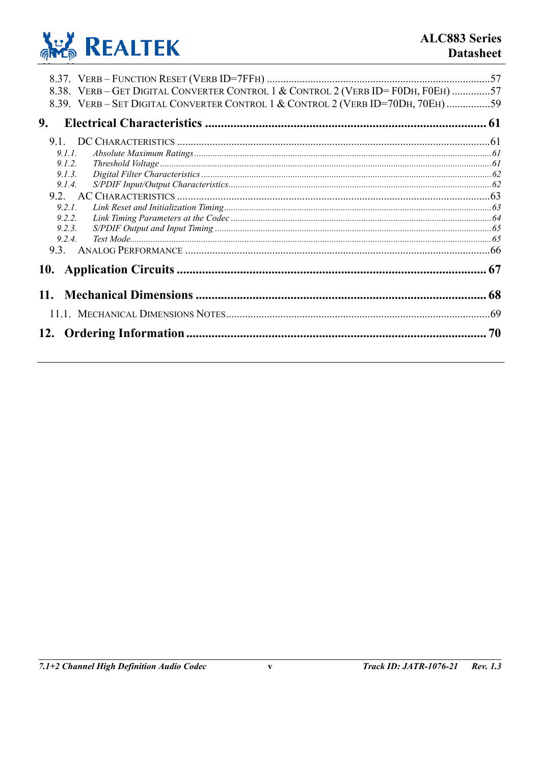8.37. VERB – FUNCTION RESET (VERB ID=7FFH) ....57
8.38. VERB – GET DIGITAL CONVERTER CONTROL 1 & CONTROL 2 (VERB ID= F0DH, F0EH) ....57
8.39. VERB – SET DIGITAL CONVERTER CONTROL 1 & CONTROL 2 (VERB ID=70DH, 70EH) ....59

**9. Electrical Characteristics .... 61**

9.1. DC CHARACTERISTICS ....61
*9.1.1. Absolute Maximum Ratings ....61*
*9.1.2. Threshold Voltage ....61*
*9.1.3. Digital Filter Characteristics ....62*
*9.1.4. S/PDIF Input/Output Characteristics ....62*
9.2. AC CHARACTERISTICS ....63
*9.2.1. Link Reset and Initialization Timing ....63*
*9.2.2. Link Timing Parameters at the Codec ....64*
*9.2.3. S/PDIF Output and Input Timing ....65*
*9.2.4. Test Mode ....65*
9.3. ANALOG PERFORMANCE ....66

**10. Application Circuits .... 67**

**11. Mechanical Dimensions .... 68**

11.1. MECHANICAL DIMENSIONS NOTES ....69

**12. Ordering Information .... 70**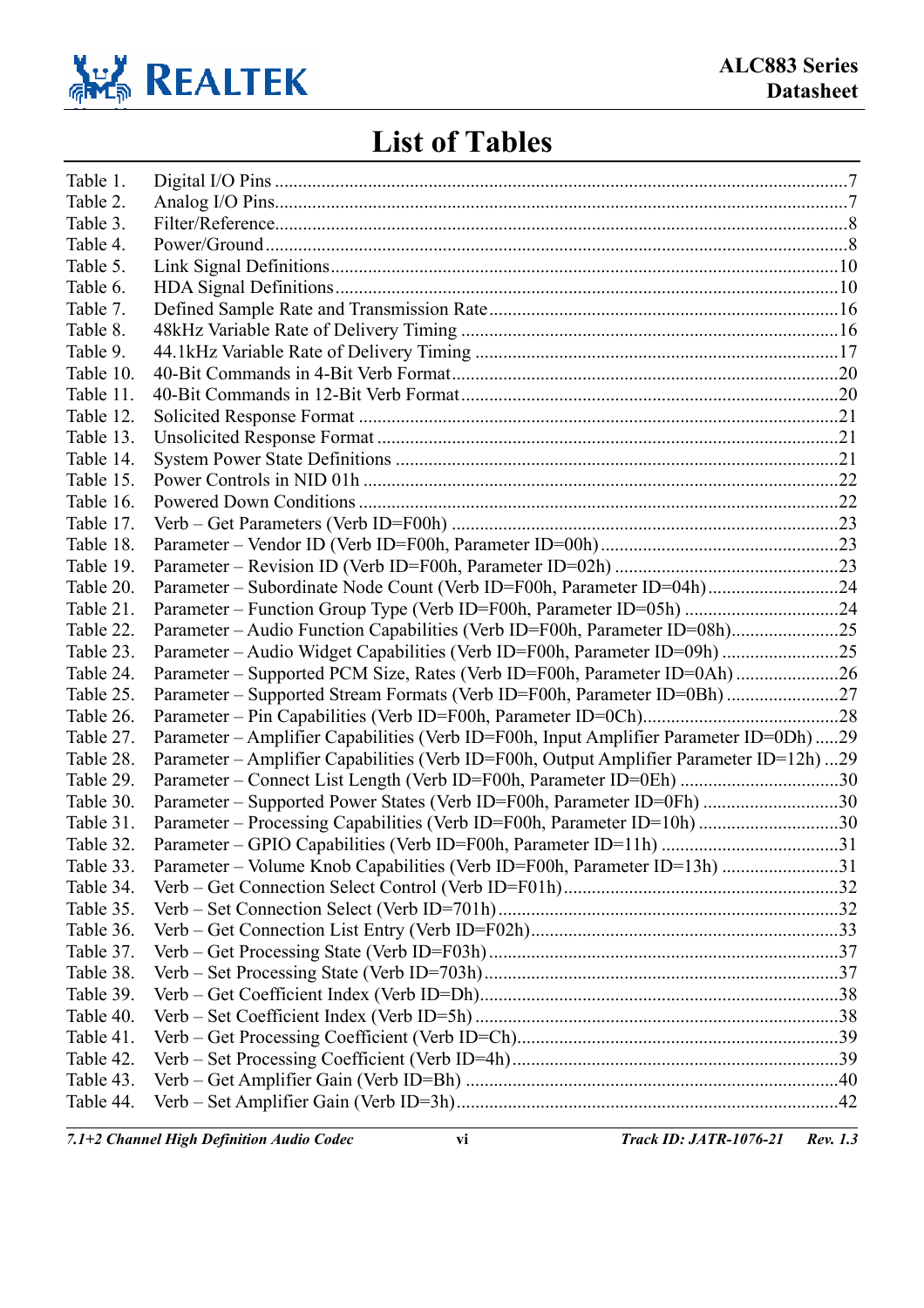# List of Tables

Table 1. Digital I/O Pins ......................................................................7
Table 2. Analog I/O Pins......................................................................7
Table 3. Filter/Reference......................................................................8
Table 4. Power/Ground ......................................................................8
Table 5. Link Signal Definitions......................................................................10
Table 6. HDA Signal Definitions......................................................................10
Table 7. Defined Sample Rate and Transmission Rate......................................................................16
Table 8. 48kHz Variable Rate of Delivery Timing ......................................................................16
Table 9. 44.1kHz Variable Rate of Delivery Timing ......................................................................17
Table 10. 40-Bit Commands in 4-Bit Verb Format......................................................................20
Table 11. 40-Bit Commands in 12-Bit Verb Format......................................................................20
Table 12. Solicited Response Format ......................................................................21
Table 13. Unsolicited Response Format ......................................................................21
Table 14. System Power State Definitions ......................................................................21
Table 15. Power Controls in NID 01h ......................................................................22
Table 16. Powered Down Conditions ......................................................................22
Table 17. Verb – Get Parameters (Verb ID=F00h) ......................................................................23
Table 18. Parameter – Vendor ID (Verb ID=F00h, Parameter ID=00h)......................................................................23
Table 19. Parameter – Revision ID (Verb ID=F00h, Parameter ID=02h) ......................................................................23
Table 20. Parameter – Subordinate Node Count (Verb ID=F00h, Parameter ID=04h)......................................................................24
Table 21. Parameter – Function Group Type (Verb ID=F00h, Parameter ID=05h) ......................................................................24
Table 22. Parameter – Audio Function Capabilities (Verb ID=F00h, Parameter ID=08h)......................................................................25
Table 23. Parameter – Audio Widget Capabilities (Verb ID=F00h, Parameter ID=09h) ......................................................................25
Table 24. Parameter – Supported PCM Size, Rates (Verb ID=F00h, Parameter ID=0Ah) ......................................................................26
Table 25. Parameter – Supported Stream Formats (Verb ID=F00h, Parameter ID=0Bh) ......................................................................27
Table 26. Parameter – Pin Capabilities (Verb ID=F00h, Parameter ID=0Ch)......................................................................28
Table 27. Parameter – Amplifier Capabilities (Verb ID=F00h, Input Amplifier Parameter ID=0Dh) .....29
Table 28. Parameter – Amplifier Capabilities (Verb ID=F00h, Output Amplifier Parameter ID=12h) ...29
Table 29. Parameter – Connect List Length (Verb ID=F00h, Parameter ID=0Eh) ......................................................................30
Table 30. Parameter – Supported Power States (Verb ID=F00h, Parameter ID=0Fh) ......................................................................30
Table 31. Parameter – Processing Capabilities (Verb ID=F00h, Parameter ID=10h) ......................................................................30
Table 32. Parameter – GPIO Capabilities (Verb ID=F00h, Parameter ID=11h) ......................................................................31
Table 33. Parameter – Volume Knob Capabilities (Verb ID=F00h, Parameter ID=13h) ......................................................................31
Table 34. Verb – Get Connection Select Control (Verb ID=F01h)......................................................................32
Table 35. Verb – Set Connection Select (Verb ID=701h)......................................................................32
Table 36. Verb – Get Connection List Entry (Verb ID=F02h)......................................................................33
Table 37. Verb – Get Processing State (Verb ID=F03h) ......................................................................37
Table 38. Verb – Set Processing State (Verb ID=703h)......................................................................37
Table 39. Verb – Get Coefficient Index (Verb ID=Dh)......................................................................38
Table 40. Verb – Set Coefficient Index (Verb ID=5h) ......................................................................38
Table 41. Verb – Get Processing Coefficient (Verb ID=Ch)......................................................................39
Table 42. Verb – Set Processing Coefficient (Verb ID=4h)......................................................................39
Table 43. Verb – Get Amplifier Gain (Verb ID=Bh) ......................................................................40
Table 44. Verb – Set Amplifier Gain (Verb ID=3h)......................................................................42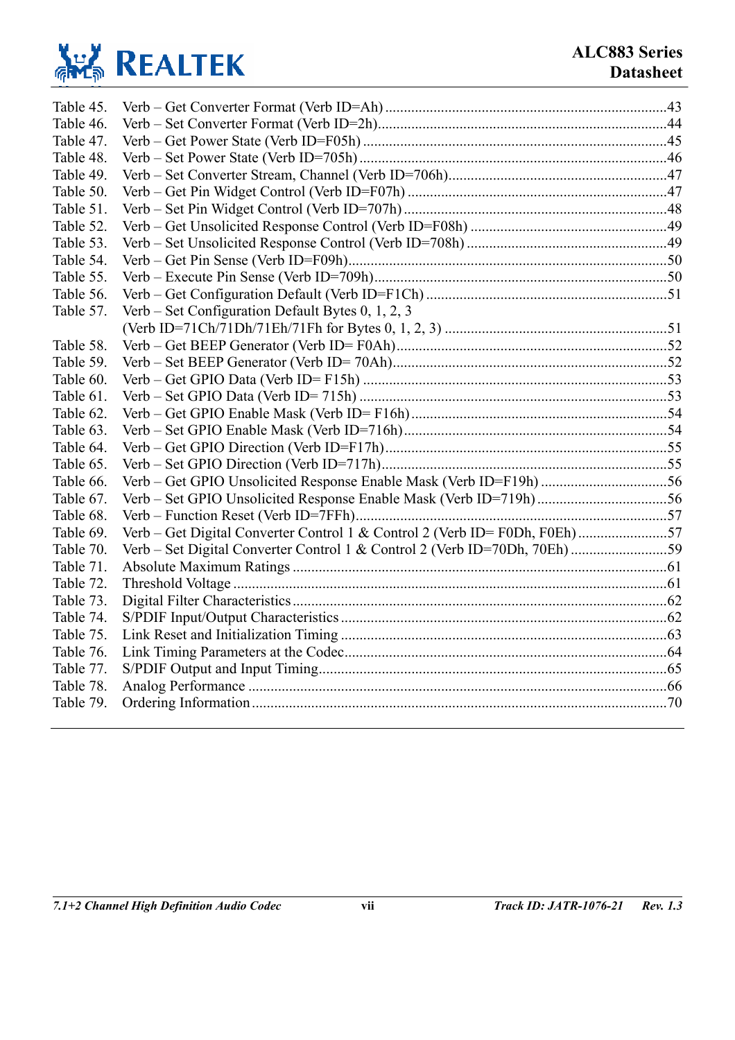Table 45. Verb – Get Converter Format (Verb ID=Ah) ............................................................................43
Table 46. Verb – Set Converter Format (Verb ID=2h)............................................................................44
Table 47. Verb – Get Power State (Verb ID=F05h) ................................................................................45
Table 48. Verb – Set Power State (Verb ID=705h) ..................................................................................46
Table 49. Verb – Set Converter Stream, Channel (Verb ID=706h)..........................................................47
Table 50. Verb – Get Pin Widget Control (Verb ID=F07h) .....................................................................47
Table 51. Verb – Set Pin Widget Control (Verb ID=707h) ......................................................................48
Table 52. Verb – Get Unsolicited Response Control (Verb ID=F08h) ....................................................49
Table 53. Verb – Set Unsolicited Response Control (Verb ID=708h) .....................................................49
Table 54. Verb – Get Pin Sense (Verb ID=F09h).....................................................................................50
Table 55. Verb – Execute Pin Sense (Verb ID=709h)..............................................................................50
Table 56. Verb – Get Configuration Default (Verb ID=F1Ch) ................................................................51
Table 57. Verb – Set Configuration Default Bytes 0, 1, 2, 3 (Verb ID=71Ch/71Dh/71Eh/71Fh for Bytes 0, 1, 2, 3) ...........................................51
Table 58. Verb – Get BEEP Generator (Verb ID= F0Ah)........................................................................52
Table 59. Verb – Set BEEP Generator (Verb ID= 70Ah).........................................................................52
Table 60. Verb – Get GPIO Data (Verb ID= F15h) .................................................................................53
Table 61. Verb – Set GPIO Data (Verb ID= 715h) ..................................................................................53
Table 62. Verb – Get GPIO Enable Mask (Verb ID= F16h) ....................................................................54
Table 63. Verb – Set GPIO Enable Mask (Verb ID=716h).......................................................................54
Table 64. Verb – Get GPIO Direction (Verb ID=F17h)...........................................................................55
Table 65. Verb – Set GPIO Direction (Verb ID=717h)............................................................................55
Table 66. Verb – Get GPIO Unsolicited Response Enable Mask (Verb ID=F19h) ..................................56
Table 67. Verb – Set GPIO Unsolicited Response Enable Mask (Verb ID=719h) ...................................56
Table 68. Verb – Function Reset (Verb ID=7FFh)...................................................................................57
Table 69. Verb – Get Digital Converter Control 1 & Control 2 (Verb ID= F0Dh, F0Eh) ........................57
Table 70. Verb – Set Digital Converter Control 1 & Control 2 (Verb ID=70Dh, 70Eh) ..........................59
Table 71. Absolute Maximum Ratings ....................................................................................................61
Table 72. Threshold Voltage ...................................................................................................................61
Table 73. Digital Filter Characteristics....................................................................................................62
Table 74. S/PDIF Input/Output Characteristics .......................................................................................62
Table 75. Link Reset and Initialization Timing .......................................................................................63
Table 76. Link Timing Parameters at the Codec......................................................................................64
Table 77. S/PDIF Output and Input Timing.............................................................................................65
Table 78. Analog Performance ................................................................................................................66
Table 79. Ordering Information...............................................................................................................70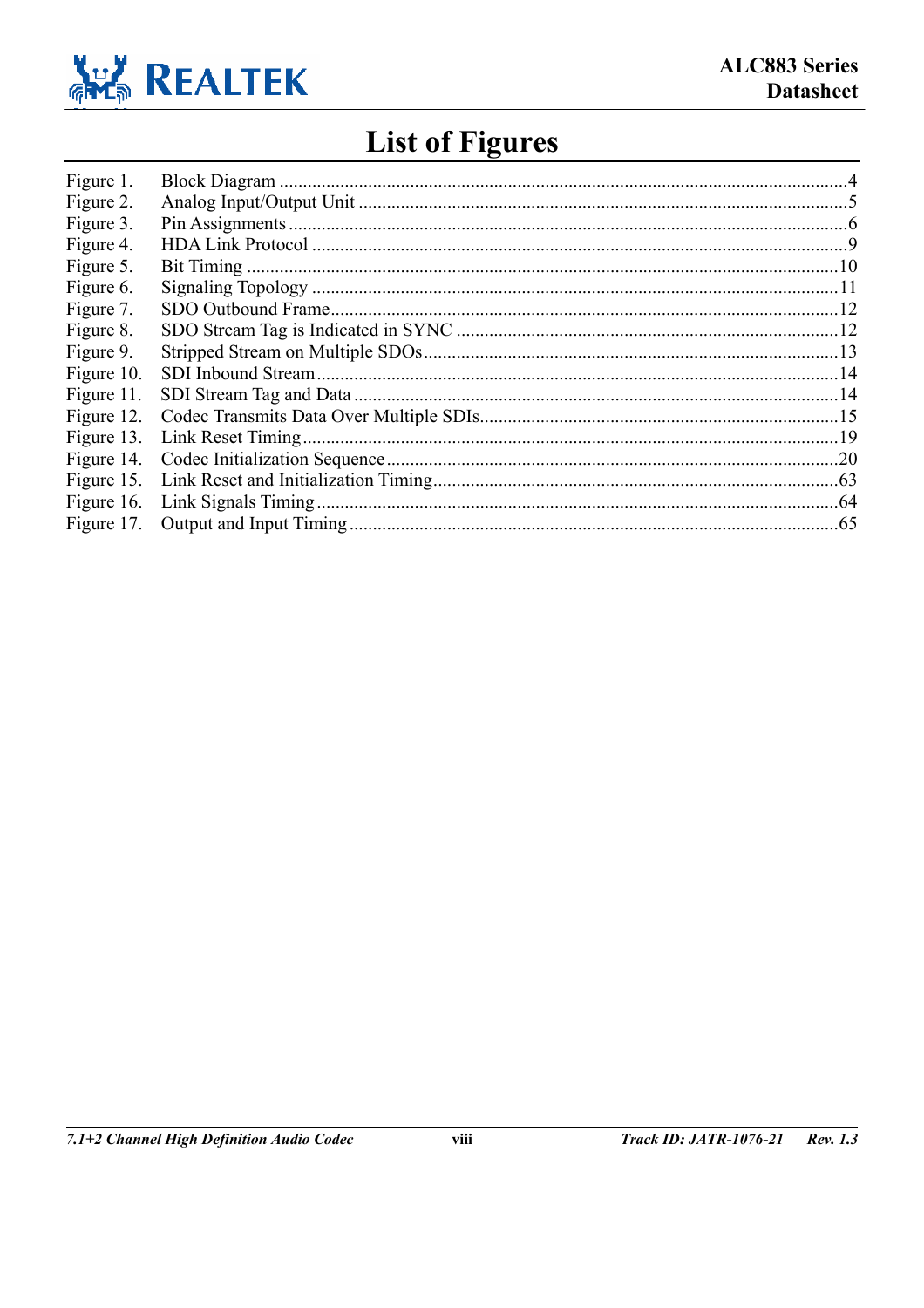# List of Figures

| | | |
|---|---|---|
| Figure 1. | Block Diagram | 4 |
| Figure 2. | Analog Input/Output Unit | 5 |
| Figure 3. | Pin Assignments | 6 |
| Figure 4. | HDA Link Protocol | 9 |
| Figure 5. | Bit Timing | 10 |
| Figure 6. | Signaling Topology | 11 |
| Figure 7. | SDO Outbound Frame | 12 |
| Figure 8. | SDO Stream Tag is Indicated in SYNC | 12 |
| Figure 9. | Stripped Stream on Multiple SDOs | 13 |
| Figure 10. | SDI Inbound Stream | 14 |
| Figure 11. | SDI Stream Tag and Data | 14 |
| Figure 12. | Codec Transmits Data Over Multiple SDIs | 15 |
| Figure 13. | Link Reset Timing | 19 |
| Figure 14. | Codec Initialization Sequence | 20 |
| Figure 15. | Link Reset and Initialization Timing | 63 |
| Figure 16. | Link Signals Timing | 64 |
| Figure 17. | Output and Input Timing | 65 |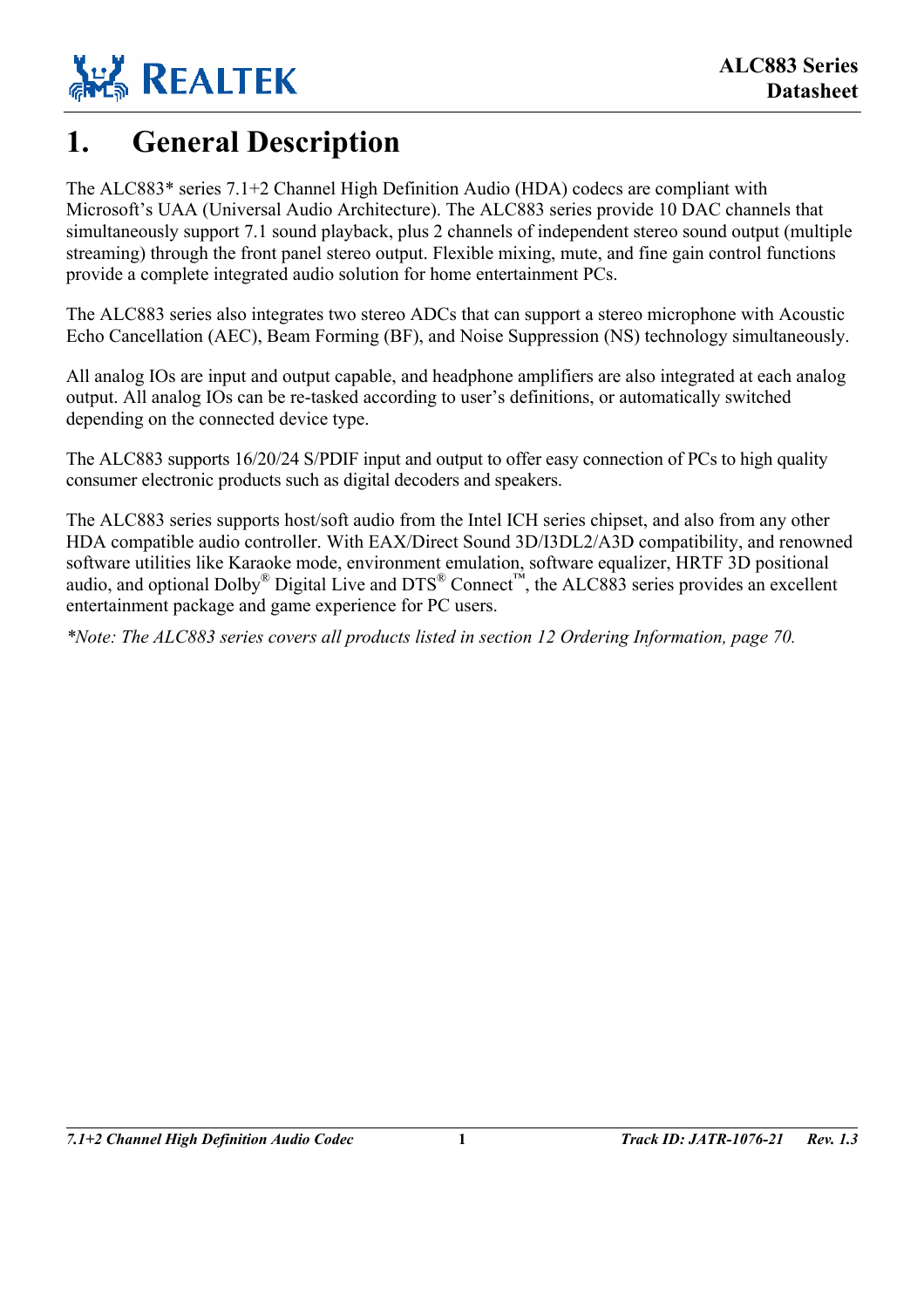# 1. General Description

The ALC883* series 7.1+2 Channel High Definition Audio (HDA) codecs are compliant with Microsoft's UAA (Universal Audio Architecture). The ALC883 series provide 10 DAC channels that simultaneously support 7.1 sound playback, plus 2 channels of independent stereo sound output (multiple streaming) through the front panel stereo output. Flexible mixing, mute, and fine gain control functions provide a complete integrated audio solution for home entertainment PCs.

The ALC883 series also integrates two stereo ADCs that can support a stereo microphone with Acoustic Echo Cancellation (AEC), Beam Forming (BF), and Noise Suppression (NS) technology simultaneously.

All analog IOs are input and output capable, and headphone amplifiers are also integrated at each analog output. All analog IOs can be re-tasked according to user's definitions, or automatically switched depending on the connected device type.

The ALC883 supports 16/20/24 S/PDIF input and output to offer easy connection of PCs to high quality consumer electronic products such as digital decoders and speakers.

The ALC883 series supports host/soft audio from the Intel ICH series chipset, and also from any other HDA compatible audio controller. With EAX/Direct Sound 3D/I3DL2/A3D compatibility, and renowned software utilities like Karaoke mode, environment emulation, software equalizer, HRTF 3D positional audio, and optional Dolby® Digital Live and DTS® Connect™, the ALC883 series provides an excellent entertainment package and game experience for PC users.

*\*Note: The ALC883 series covers all products listed in section 12 Ordering Information, page 70.*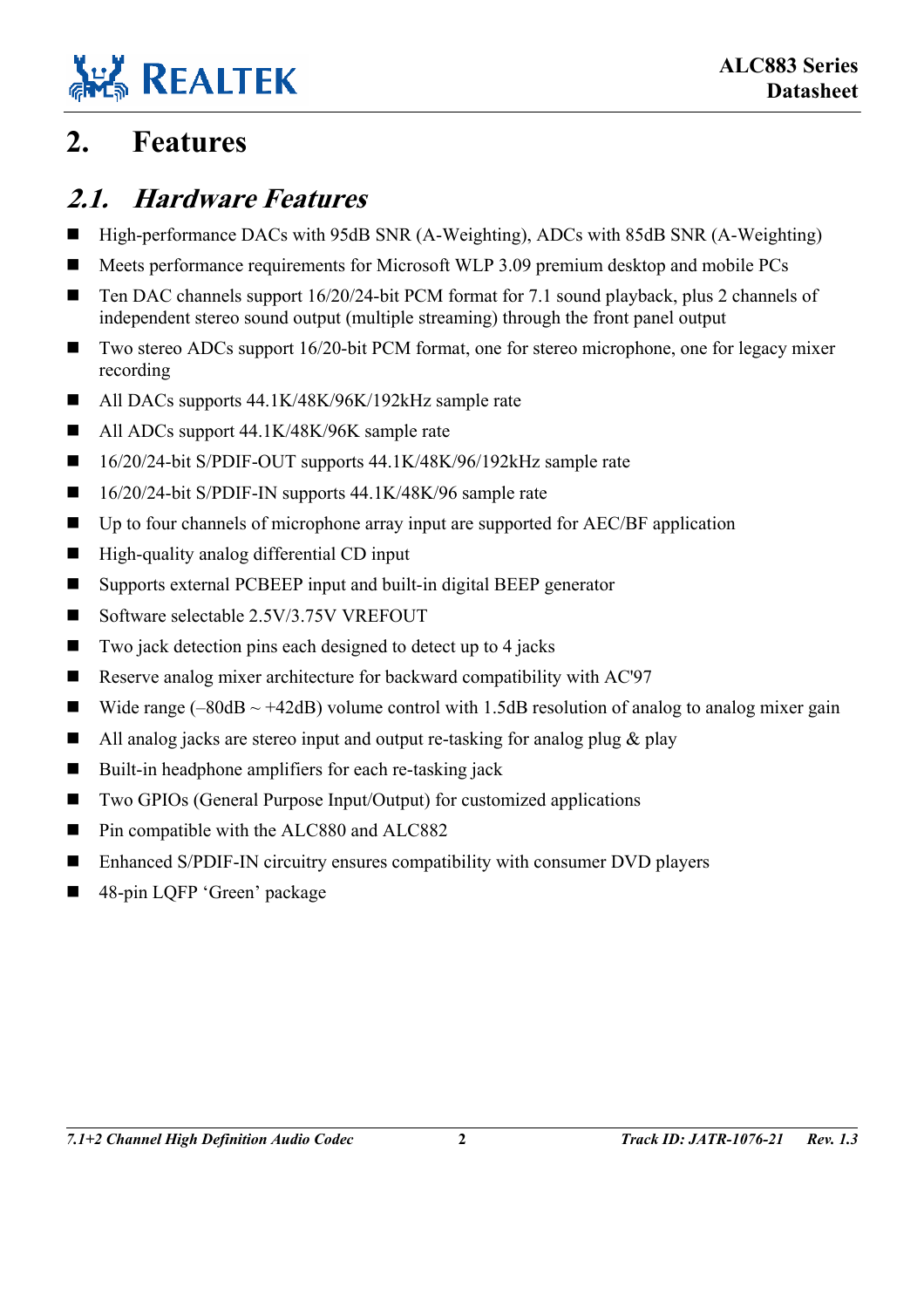# 2. Features

## 2.1. Hardware Features

- High-performance DACs with 95dB SNR (A-Weighting), ADCs with 85dB SNR (A-Weighting)
- Meets performance requirements for Microsoft WLP 3.09 premium desktop and mobile PCs
- Ten DAC channels support 16/20/24-bit PCM format for 7.1 sound playback, plus 2 channels of independent stereo sound output (multiple streaming) through the front panel output
- Two stereo ADCs support 16/20-bit PCM format, one for stereo microphone, one for legacy mixer recording
- All DACs supports 44.1K/48K/96K/192kHz sample rate
- All ADCs support 44.1K/48K/96K sample rate
- 16/20/24-bit S/PDIF-OUT supports 44.1K/48K/96/192kHz sample rate
- 16/20/24-bit S/PDIF-IN supports 44.1K/48K/96 sample rate
- Up to four channels of microphone array input are supported for AEC/BF application
- High-quality analog differential CD input
- Supports external PCBEEP input and built-in digital BEEP generator
- Software selectable 2.5V/3.75V VREFOUT
- Two jack detection pins each designed to detect up to 4 jacks
- Reserve analog mixer architecture for backward compatibility with AC'97
- Wide range (–80dB ~ +42dB) volume control with 1.5dB resolution of analog to analog mixer gain
- All analog jacks are stereo input and output re-tasking for analog plug & play
- Built-in headphone amplifiers for each re-tasking jack
- Two GPIOs (General Purpose Input/Output) for customized applications
- Pin compatible with the ALC880 and ALC882
- Enhanced S/PDIF-IN circuitry ensures compatibility with consumer DVD players
- 48-pin LQFP 'Green' package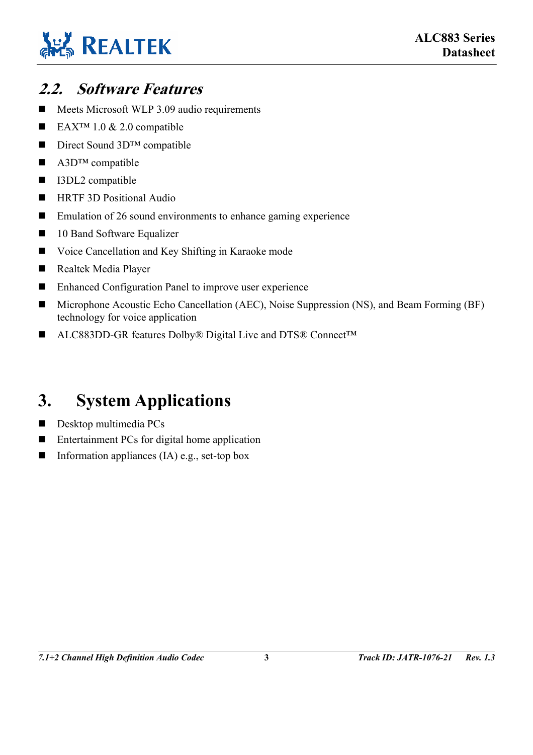## 2.2. Software Features

- Meets Microsoft WLP 3.09 audio requirements
- EAX™ 1.0 & 2.0 compatible
- Direct Sound 3D™ compatible
- A3D™ compatible
- I3DL2 compatible
- HRTF 3D Positional Audio
- Emulation of 26 sound environments to enhance gaming experience
- 10 Band Software Equalizer
- Voice Cancellation and Key Shifting in Karaoke mode
- Realtek Media Player
- Enhanced Configuration Panel to improve user experience
- Microphone Acoustic Echo Cancellation (AEC), Noise Suppression (NS), and Beam Forming (BF) technology for voice application
- ALC883DD-GR features Dolby® Digital Live and DTS® Connect™

# 3. System Applications

- Desktop multimedia PCs
- Entertainment PCs for digital home application
- Information appliances (IA) e.g., set-top box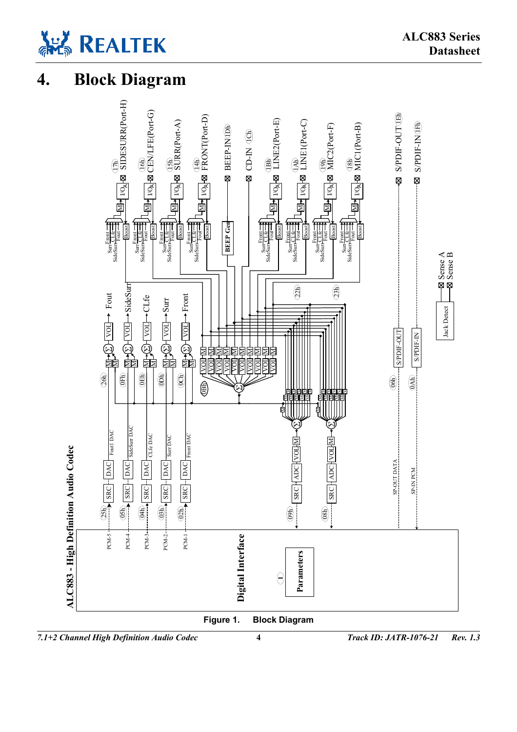# 4. Block Diagram

ALC883 - High Definition Audio Codec

Figure 1. Block Diagram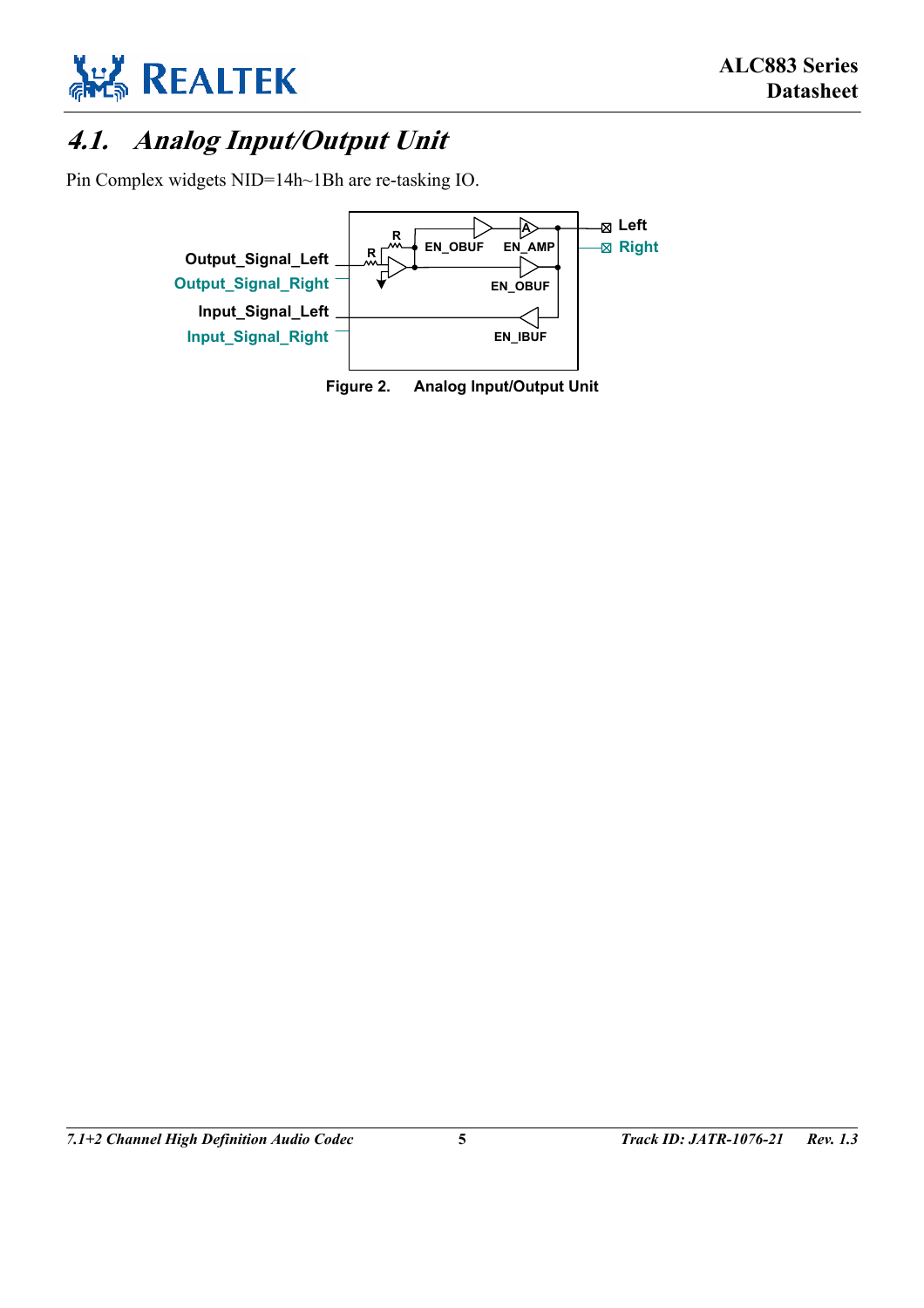## 4.1. Analog Input/Output Unit

Pin Complex widgets NID=14h~1Bh are re-tasking IO.

Output_Signal_Left

Output_Signal_Right

Input_Signal_Left

Input_Signal_Right

R

R

EN_OBUF

EN_AMP

EN_OBUF

EN_IBUF

Left

Right

**Figure 2. Analog Input/Output Unit**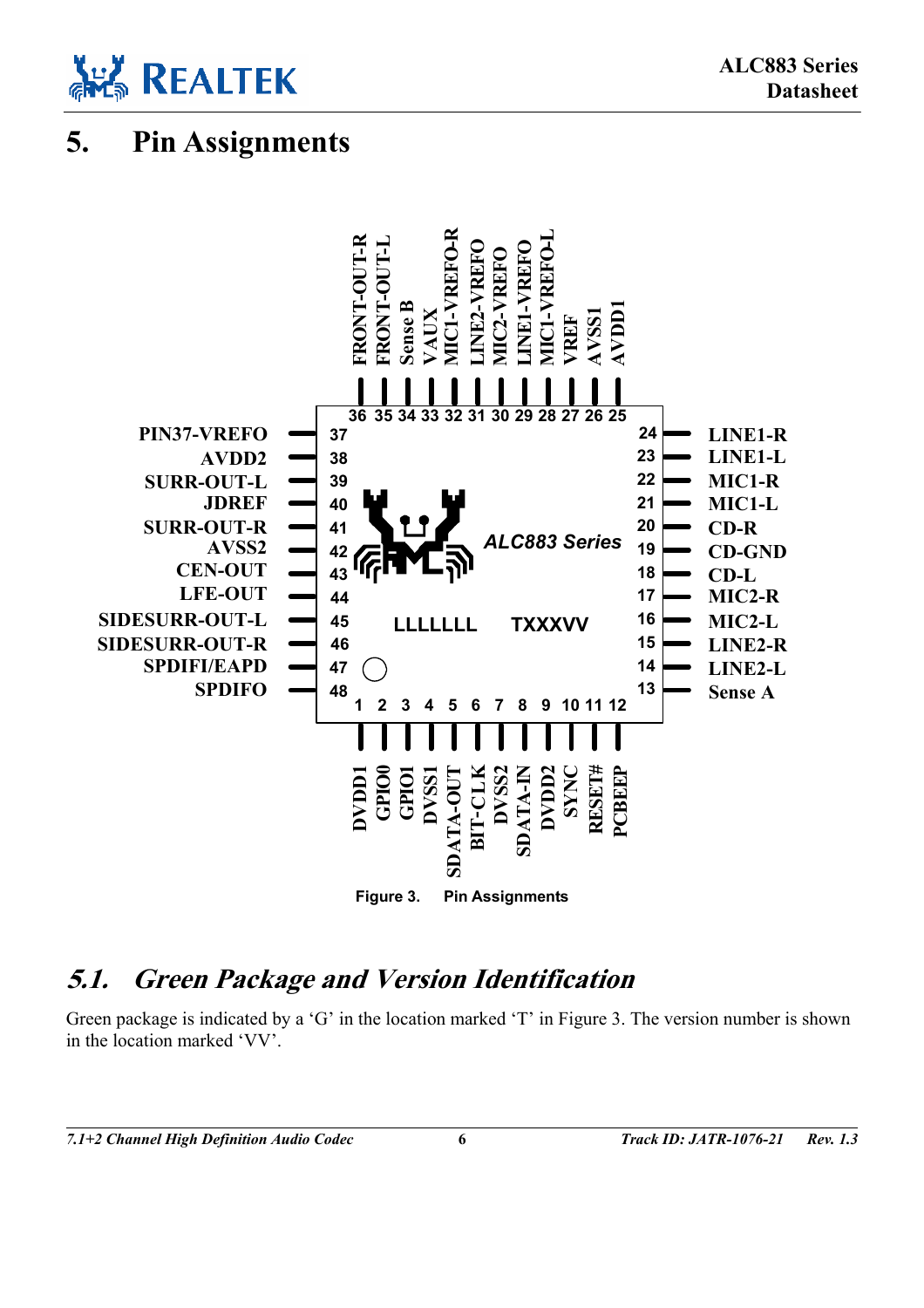# 5. Pin Assignments

| Pin | Name |
|---|---|
| 1 | DVDD1 |
| 2 | GPIO0 |
| 3 | GPIO1 |
| 4 | DVSS1 |
| 5 | SDATA-OUT |
| 6 | BIT-CLK |
| 7 | DVSS2 |
| 8 | SDATA-IN |
| 9 | DVDD2 |
| 10 | SYNC |
| 11 | RESET# |
| 12 | PCBEEP |
| 13 | Sense A |
| 14 | LINE2-L |
| 15 | LINE2-R |
| 16 | MIC2-L |
| 17 | MIC2-R |
| 18 | CD-L |
| 19 | CD-GND |
| 20 | CD-R |
| 21 | MIC1-L |
| 22 | MIC1-R |
| 23 | LINE1-L |
| 24 | LINE1-R |
| 25 | AVDD1 |
| 26 | AVSS1 |
| 27 | VREF |
| 28 | MIC1-VREFO-L |
| 29 | LINE1-VREFO |
| 30 | MIC2-VREFO |
| 31 | LINE2-VREFO |
| 32 | MIC1-VREFO-R |
| 33 | VAUX |
| 34 | Sense B |
| 35 | FRONT-OUT-L |
| 36 | FRONT-OUT-R |
| 37 | PIN37-VREFO |
| 38 | AVDD2 |
| 39 | SURR-OUT-L |
| 40 | JDREF |
| 41 | SURR-OUT-R |
| 42 | AVSS2 |
| 43 | CEN-OUT |
| 44 | LFE-OUT |
| 45 | SIDESURR-OUT-L |
| 46 | SIDESURR-OUT-R |
| 47 | SPDIFI/EAPD |
| 48 | SPDIFO |

Chip marking: ALC883 Series, LLLLLLL TXXXVV

Figure 3. Pin Assignments

## *5.1. Green Package and Version Identification*

Green package is indicated by a 'G' in the location marked 'T' in Figure 3. The version number is shown in the location marked 'VV'.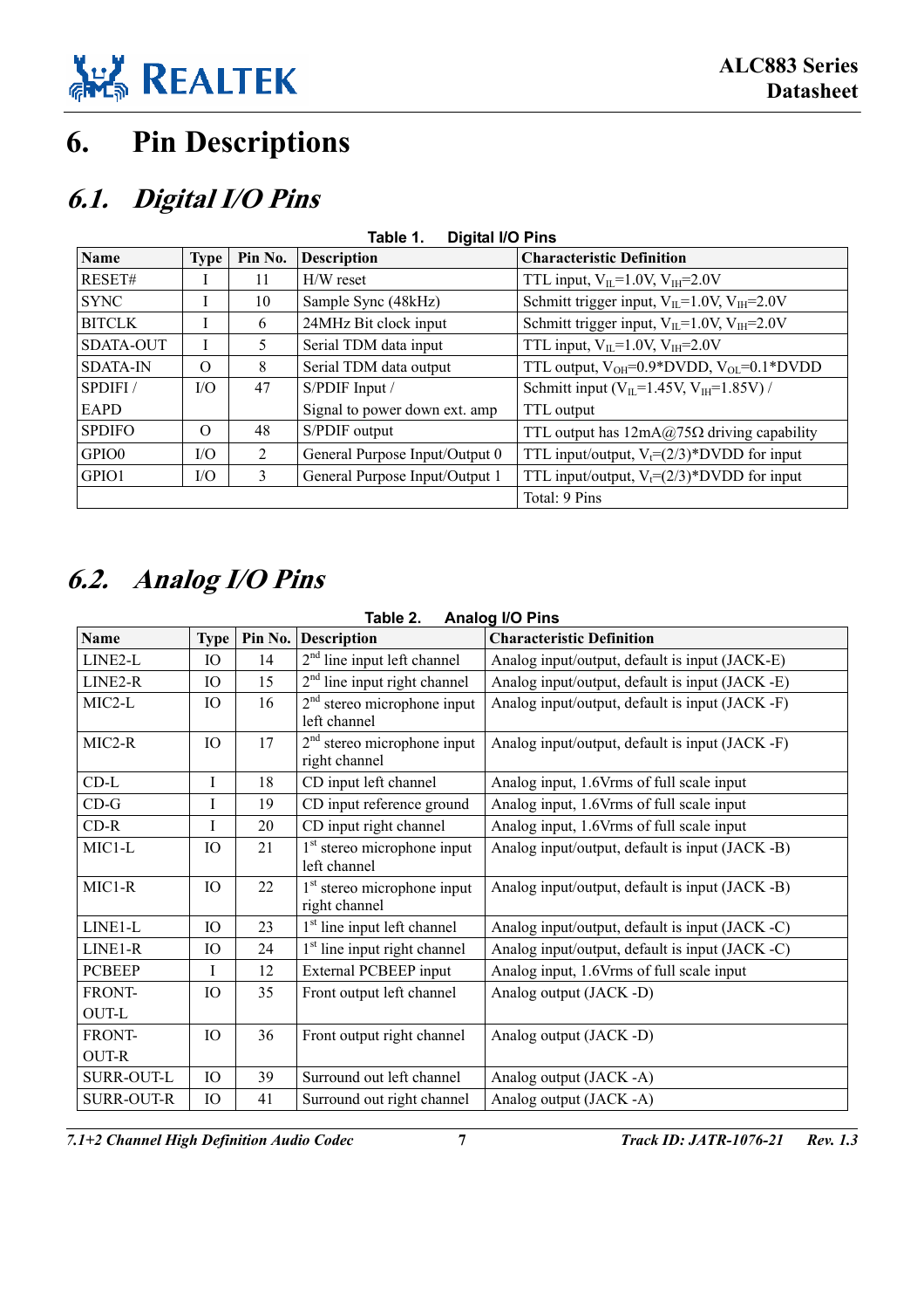# 6. Pin Descriptions

## 6.1. Digital I/O Pins

**Table 1. Digital I/O Pins**

| Name | Type | Pin No. | Description | Characteristic Definition |
|---|---|---|---|---|
| RESET# | I | 11 | H/W reset | TTL input, $V_{IL}$=1.0V, $V_{IH}$=2.0V |
| SYNC | I | 10 | Sample Sync (48kHz) | Schmitt trigger input, $V_{IL}$=1.0V, $V_{IH}$=2.0V |
| BITCLK | I | 6 | 24MHz Bit clock input | Schmitt trigger input, $V_{IL}$=1.0V, $V_{IH}$=2.0V |
| SDATA-OUT | I | 5 | Serial TDM data input | TTL input, $V_{IL}$=1.0V, $V_{IH}$=2.0V |
| SDATA-IN | O | 8 | Serial TDM data output | TTL output, $V_{OH}$=0.9*DVDD, $V_{OL}$=0.1*DVDD |
| SPDIFI / EAPD | I/O | 47 | S/PDIF Input / Signal to power down ext. amp | Schmitt input ($V_{IL}$=1.45V, $V_{IH}$=1.85V) / TTL output |
| SPDIFO | O | 48 | S/PDIF output | TTL output has 12mA@75Ω driving capability |
| GPIO0 | I/O | 2 | General Purpose Input/Output 0 | TTL input/output, $V_t$=(2/3)*DVDD for input |
| GPIO1 | I/O | 3 | General Purpose Input/Output 1 | TTL input/output, $V_t$=(2/3)*DVDD for input |
| | | | | Total: 9 Pins |

## 6.2. Analog I/O Pins

**Table 2. Analog I/O Pins**

| Name | Type | Pin No. | Description | Characteristic Definition |
|---|---|---|---|---|
| LINE2-L | IO | 14 | 2nd line input left channel | Analog input/output, default is input (JACK-E) |
| LINE2-R | IO | 15 | 2nd line input right channel | Analog input/output, default is input (JACK -E) |
| MIC2-L | IO | 16 | 2nd stereo microphone input left channel | Analog input/output, default is input (JACK -F) |
| MIC2-R | IO | 17 | 2nd stereo microphone input right channel | Analog input/output, default is input (JACK -F) |
| CD-L | I | 18 | CD input left channel | Analog input, 1.6Vrms of full scale input |
| CD-G | I | 19 | CD input reference ground | Analog input, 1.6Vrms of full scale input |
| CD-R | I | 20 | CD input right channel | Analog input, 1.6Vrms of full scale input |
| MIC1-L | IO | 21 | 1st stereo microphone input left channel | Analog input/output, default is input (JACK -B) |
| MIC1-R | IO | 22 | 1st stereo microphone input right channel | Analog input/output, default is input (JACK -B) |
| LINE1-L | IO | 23 | 1st line input left channel | Analog input/output, default is input (JACK -C) |
| LINE1-R | IO | 24 | 1st line input right channel | Analog input/output, default is input (JACK -C) |
| PCBEEP | I | 12 | External PCBEEP input | Analog input, 1.6Vrms of full scale input |
| FRONT-OUT-L | IO | 35 | Front output left channel | Analog output (JACK -D) |
| FRONT-OUT-R | IO | 36 | Front output right channel | Analog output (JACK -D) |
| SURR-OUT-L | IO | 39 | Surround out left channel | Analog output (JACK -A) |
| SURR-OUT-R | IO | 41 | Surround out right channel | Analog output (JACK -A) |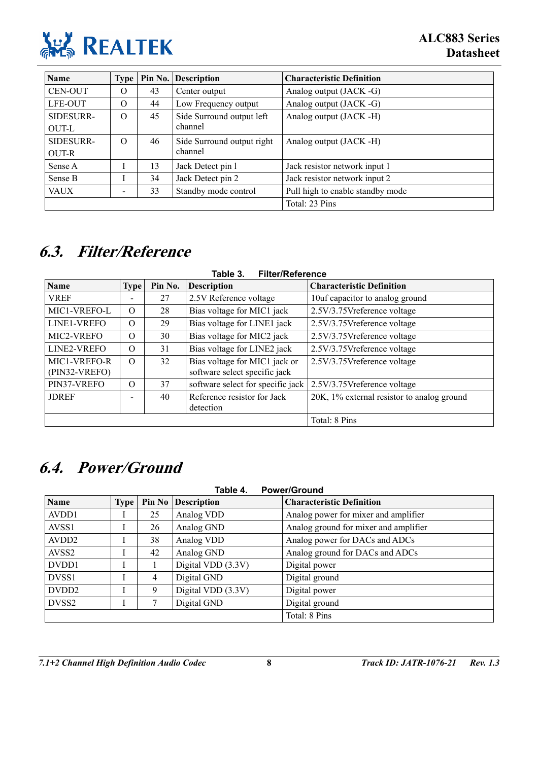| Name | Type | Pin No. | Description | Characteristic Definition |
|---|---|---|---|---|
| CEN-OUT | O | 43 | Center output | Analog output (JACK -G) |
| LFE-OUT | O | 44 | Low Frequency output | Analog output (JACK -G) |
| SIDESURR-OUT-L | O | 45 | Side Surround output left channel | Analog output (JACK -H) |
| SIDESURR-OUT-R | O | 46 | Side Surround output right channel | Analog output (JACK -H) |
| Sense A | I | 13 | Jack Detect pin 1 | Jack resistor network input 1 |
| Sense B | I | 34 | Jack Detect pin 2 | Jack resistor network input 2 |
| VAUX | - | 33 | Standby mode control | Pull high to enable standby mode |
| | | | | Total: 23 Pins |

## 6.3. *Filter/Reference*

**Table 3. Filter/Reference**

| Name | Type | Pin No. | Description | Characteristic Definition |
|---|---|---|---|---|
| VREF | - | 27 | 2.5V Reference voltage | 10uf capacitor to analog ground |
| MIC1-VREFO-L | O | 28 | Bias voltage for MIC1 jack | 2.5V/3.75Vreference voltage |
| LINE1-VREFO | O | 29 | Bias voltage for LINE1 jack | 2.5V/3.75Vreference voltage |
| MIC2-VREFO | O | 30 | Bias voltage for MIC2 jack | 2.5V/3.75Vreference voltage |
| LINE2-VREFO | O | 31 | Bias voltage for LINE2 jack | 2.5V/3.75Vreference voltage |
| MIC1-VREFO-R (PIN32-VREFO) | O | 32 | Bias voltage for MIC1 jack or software select specific jack | 2.5V/3.75Vreference voltage |
| PIN37-VREFO | O | 37 | software select for specific jack | 2.5V/3.75Vreference voltage |
| JDREF | - | 40 | Reference resistor for Jack detection | 20K, 1% external resistor to analog ground |
| | | | | Total: 8 Pins |

## 6.4. *Power/Ground*

**Table 4. Power/Ground**

| Name | Type | Pin No | Description | Characteristic Definition |
|---|---|---|---|---|
| AVDD1 | I | 25 | Analog VDD | Analog power for mixer and amplifier |
| AVSS1 | I | 26 | Analog GND | Analog ground for mixer and amplifier |
| AVDD2 | I | 38 | Analog VDD | Analog power for DACs and ADCs |
| AVSS2 | I | 42 | Analog GND | Analog ground for DACs and ADCs |
| DVDD1 | I | 1 | Digital VDD (3.3V) | Digital power |
| DVSS1 | I | 4 | Digital GND | Digital ground |
| DVDD2 | I | 9 | Digital VDD (3.3V) | Digital power |
| DVSS2 | I | 7 | Digital GND | Digital ground |
| | | | | Total: 8 Pins |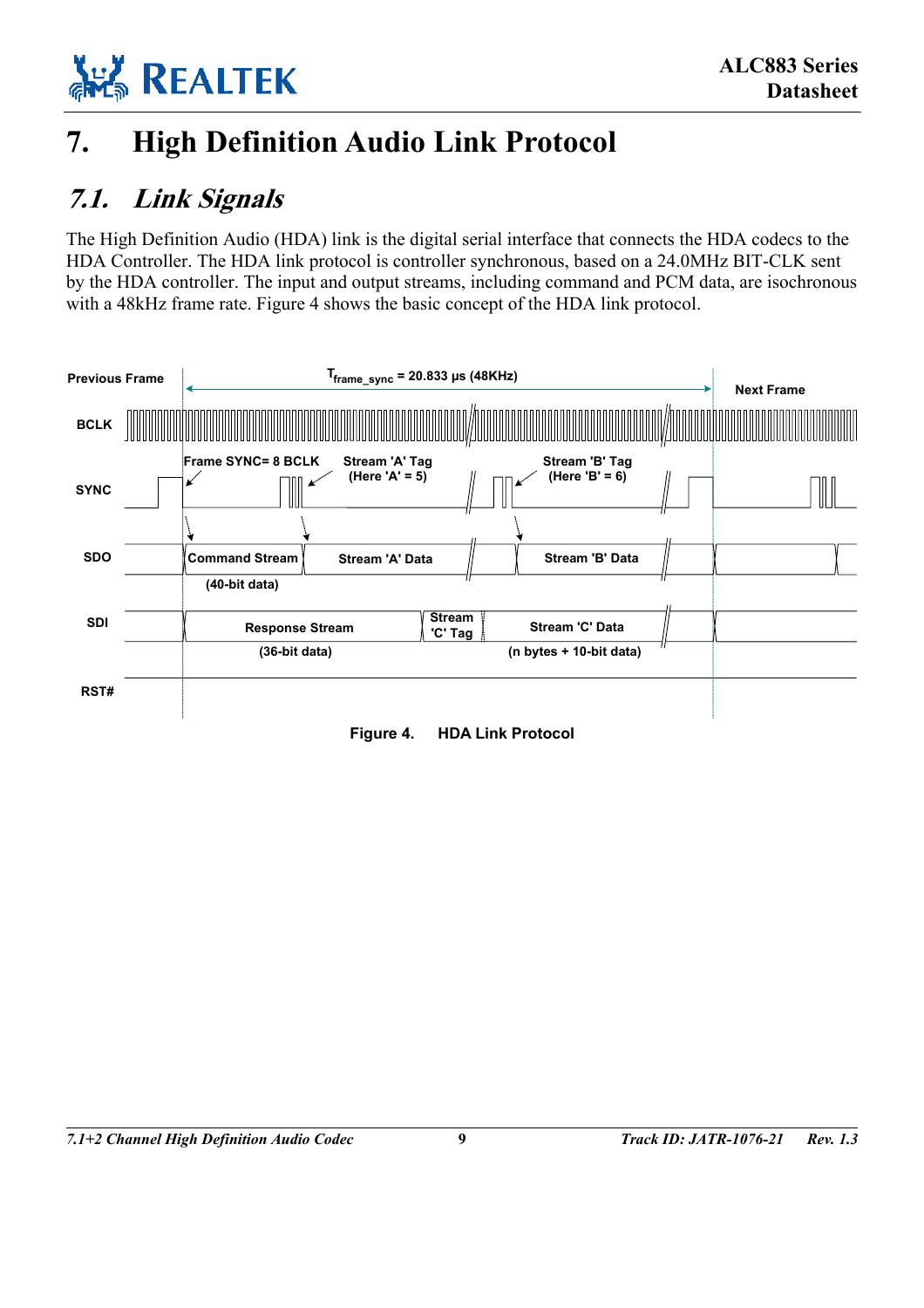# 7. High Definition Audio Link Protocol

## *7.1. Link Signals*

The High Definition Audio (HDA) link is the digital serial interface that connects the HDA codecs to the HDA Controller. The HDA link protocol is controller synchronous, based on a 24.0MHz BIT-CLK sent by the HDA controller. The input and output streams, including command and PCM data, are isochronous with a 48kHz frame rate. Figure 4 shows the basic concept of the HDA link protocol.

Previous Frame | $T_{frame\_sync}$ = 20.833 µs (48KHz) | Next Frame

BCLK

SYNC — Frame SYNC= 8 BCLK; Stream 'A' Tag (Here 'A' = 5); Stream 'B' Tag (Here 'B' = 6)

SDO — Command Stream (40-bit data); Stream 'A' Data; Stream 'B' Data

SDI — Response Stream (36-bit data); Stream 'C' Tag; Stream 'C' Data (n bytes + 10-bit data)

RST#

**Figure 4. HDA Link Protocol**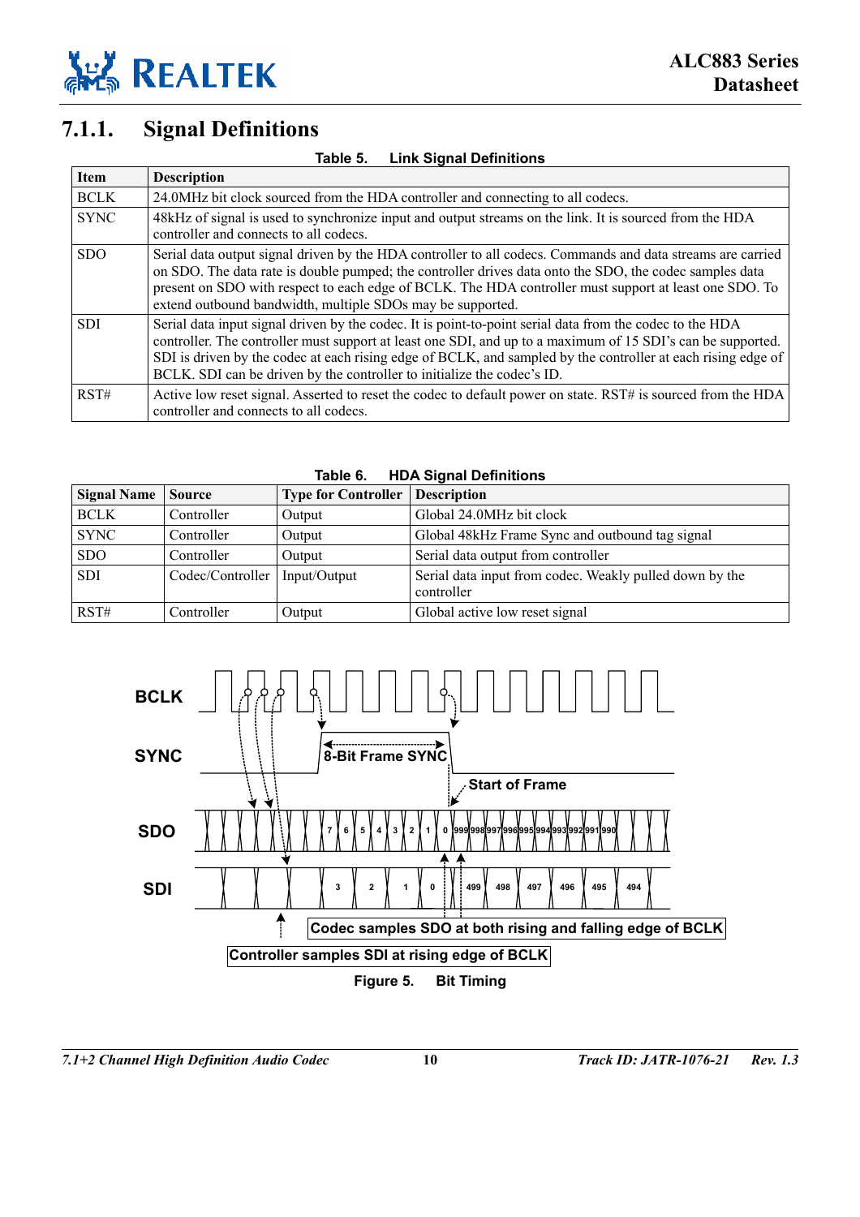## 7.1.1. Signal Definitions

**Table 5. Link Signal Definitions**

| Item | Description |
|---|---|
| BCLK | 24.0MHz bit clock sourced from the HDA controller and connecting to all codecs. |
| SYNC | 48kHz of signal is used to synchronize input and output streams on the link. It is sourced from the HDA controller and connects to all codecs. |
| SDO | Serial data output signal driven by the HDA controller to all codecs. Commands and data streams are carried on SDO. The data rate is double pumped; the controller drives data onto the SDO, the codec samples data present on SDO with respect to each edge of BCLK. The HDA controller must support at least one SDO. To extend outbound bandwidth, multiple SDOs may be supported. |
| SDI | Serial data input signal driven by the codec. It is point-to-point serial data from the codec to the HDA controller. The controller must support at least one SDI, and up to a maximum of 15 SDI's can be supported. SDI is driven by the codec at each rising edge of BCLK, and sampled by the controller at each rising edge of BCLK. SDI can be driven by the controller to initialize the codec's ID. |
| RST# | Active low reset signal. Asserted to reset the codec to default power on state. RST# is sourced from the HDA controller and connects to all codecs. |

**Table 6. HDA Signal Definitions**

| Signal Name | Source | Type for Controller | Description |
|---|---|---|---|
| BCLK | Controller | Output | Global 24.0MHz bit clock |
| SYNC | Controller | Output | Global 48kHz Frame Sync and outbound tag signal |
| SDO | Controller | Output | Serial data output from controller |
| SDI | Codec/Controller | Input/Output | Serial data input from codec. Weakly pulled down by the controller |
| RST# | Controller | Output | Global active low reset signal |

BCLK

SYNC — 8-Bit Frame SYNC — Start of Frame

SDO — 7 6 5 4 3 2 1 0 999 998 997 996 995 994 993 992 991 990

SDI — 3 2 1 0 499 498 497 496 495 494

Codec samples SDO at both rising and falling edge of BCLK

Controller samples SDI at rising edge of BCLK

**Figure 5. Bit Timing**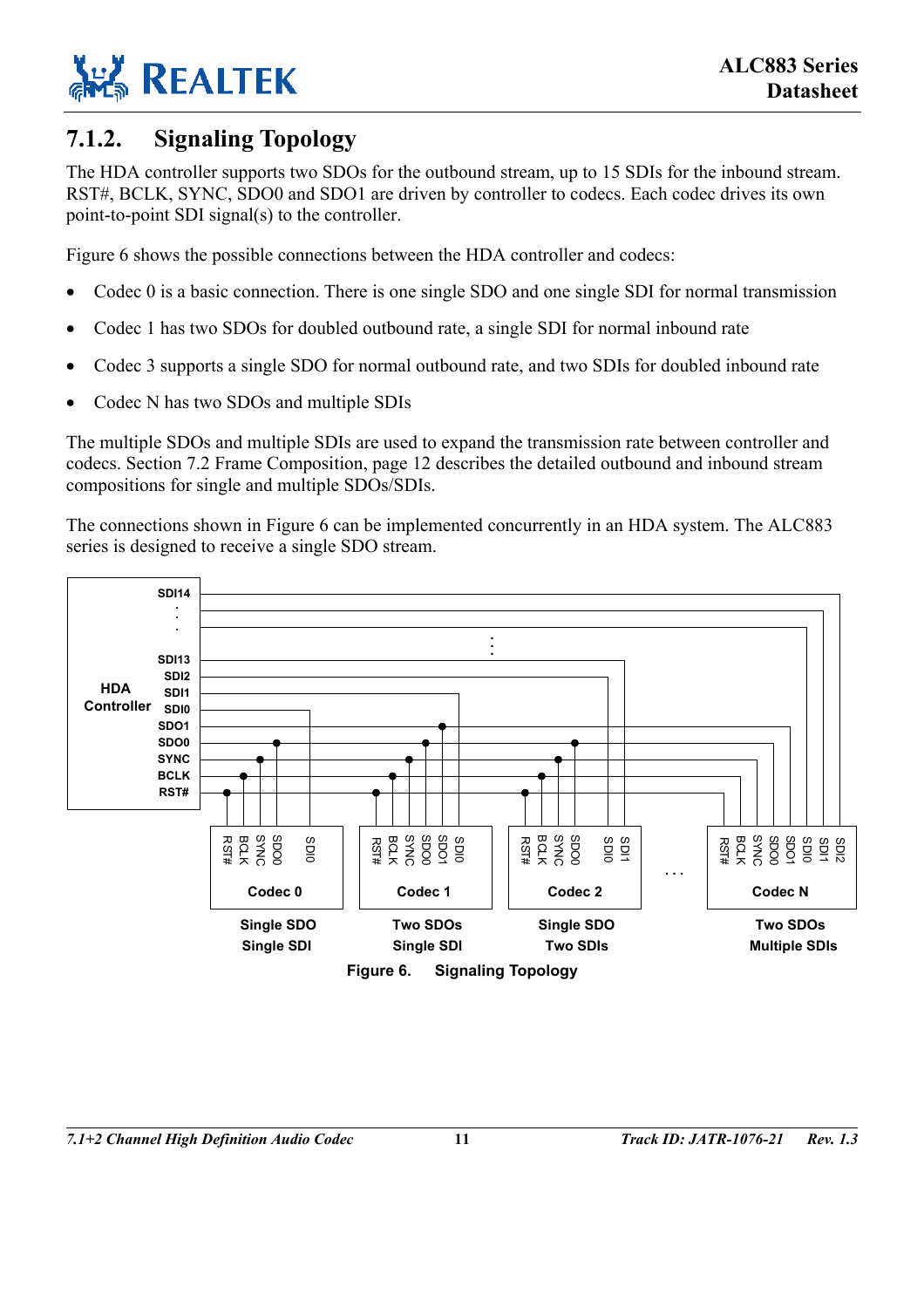## 7.1.2. Signaling Topology

The HDA controller supports two SDOs for the outbound stream, up to 15 SDIs for the inbound stream. RST#, BCLK, SYNC, SDO0 and SDO1 are driven by controller to codecs. Each codec drives its own point-to-point SDI signal(s) to the controller.

Figure 6 shows the possible connections between the HDA controller and codecs:

- Codec 0 is a basic connection. There is one single SDO and one single SDI for normal transmission
- Codec 1 has two SDOs for doubled outbound rate, a single SDI for normal inbound rate
- Codec 3 supports a single SDO for normal outbound rate, and two SDIs for doubled inbound rate
- Codec N has two SDOs and multiple SDIs

The multiple SDOs and multiple SDIs are used to expand the transmission rate between controller and codecs. Section 7.2 Frame Composition, page 12 describes the detailed outbound and inbound stream compositions for single and multiple SDOs/SDIs.

The connections shown in Figure 6 can be implemented concurrently in an HDA system. The ALC883 series is designed to receive a single SDO stream.

HDA Controller: SDI14, ..., SDI13, SDI2, SDI1, SDI0, SDO1, SDO0, SYNC, BCLK, RST#

| Codec 0 | Codec 1 | Codec 2 | Codec N |
|---|---|---|---|
| RST#, BCLK, SYNC, SDO0, SDI0 | RST#, BCLK, SYNC, SDO0, SDO1, SDI0 | RST#, BCLK, SYNC, SDO0, SDI0, SDI1 | RST#, BCLK, SYNC, SDO0, SDO1, SDI0, SDI1, SDI2 |
| Single SDO Single SDI | Two SDOs Single SDI | Single SDO Two SDIs | Two SDOs Multiple SDIs |

**Figure 6. Signaling Topology**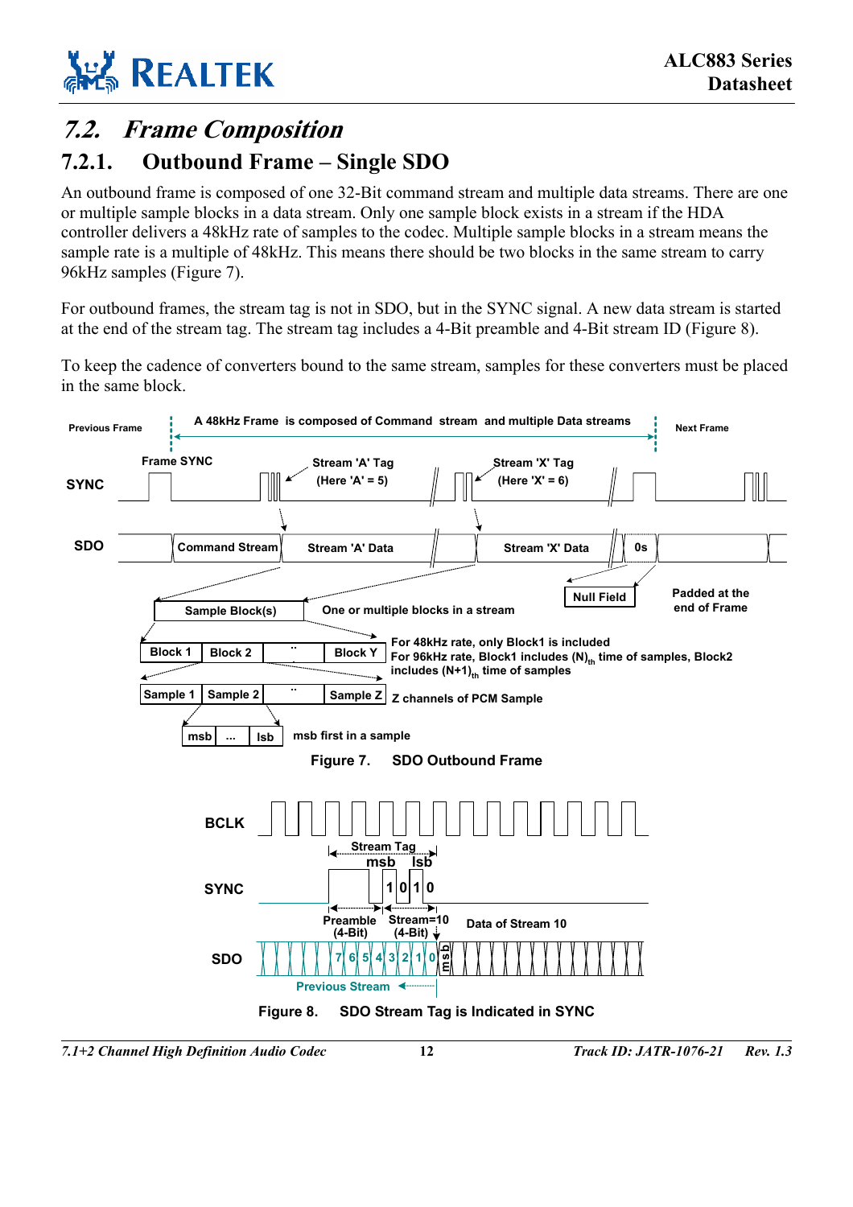## 7.2. Frame Composition

### 7.2.1. Outbound Frame – Single SDO

An outbound frame is composed of one 32-Bit command stream and multiple data streams. There are one or multiple sample blocks in a data stream. Only one sample block exists in a stream if the HDA controller delivers a 48kHz rate of samples to the codec. Multiple sample blocks in a stream means the sample rate is a multiple of 48kHz. This means there should be two blocks in the same stream to carry 96kHz samples (Figure 7).

For outbound frames, the stream tag is not in SDO, but in the SYNC signal. A new data stream is started at the end of the stream tag. The stream tag includes a 4-Bit preamble and 4-Bit stream ID (Figure 8).

To keep the cadence of converters bound to the same stream, samples for these converters must be placed in the same block.

Previous Frame | A 48kHz Frame is composed of Command stream and multiple Data streams | Next Frame

SYNC: Frame SYNC; Stream 'A' Tag (Here 'A' = 5); Stream 'X' Tag (Here 'X' = 6)

SDO: Command Stream; Stream 'A' Data; Stream 'X' Data; 0s

Null Field; Padded at the end of Frame

Sample Block(s) — One or multiple blocks in a stream

Block 1 | Block 2 | .. | Block Y — For 48kHz rate, only Block1 is included. For 96kHz rate, Block1 includes $(N)_{th}$ time of samples, Block2 includes $(N+1)_{th}$ time of samples

Sample 1 | Sample 2 | .. | Sample Z — Z channels of PCM Sample

msb | ... | lsb — msb first in a sample

Figure 7. SDO Outbound Frame

BCLK

SYNC: Stream Tag (msb ... lsb): 1 0 1 0; Preamble (4-Bit); Stream=10 (4-Bit)

SDO: 7 6 5 4 3 2 1 0 msb; Previous Stream; Data of Stream 10

Figure 8. SDO Stream Tag is Indicated in SYNC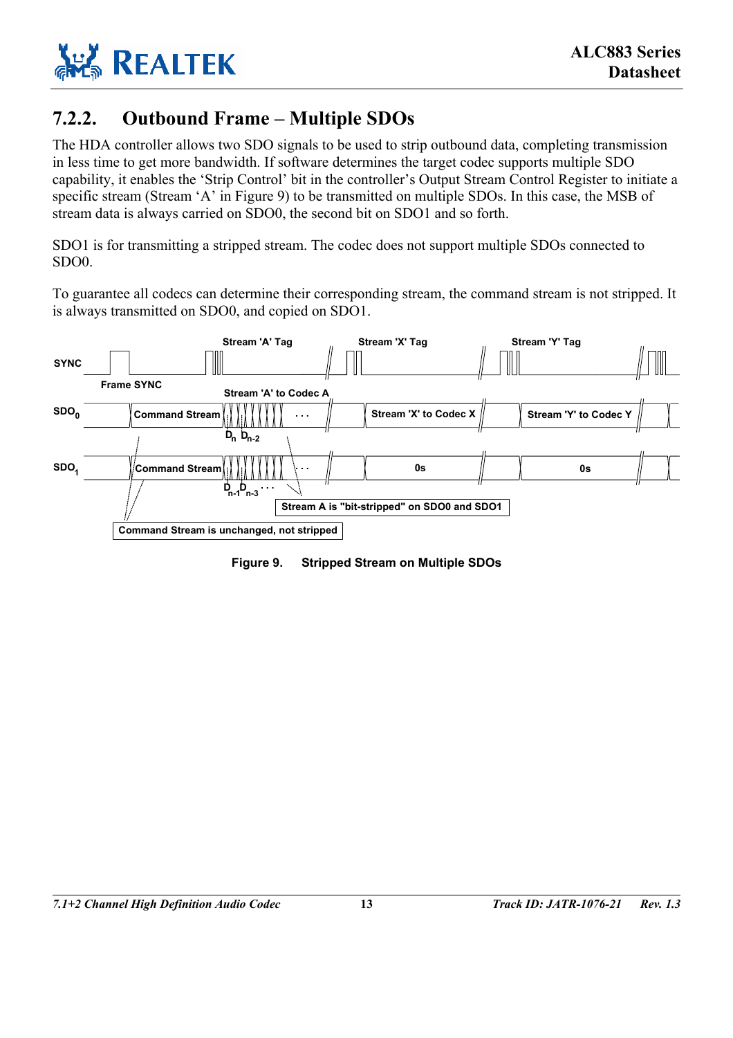### 7.2.2. Outbound Frame – Multiple SDOs

The HDA controller allows two SDO signals to be used to strip outbound data, completing transmission in less time to get more bandwidth. If software determines the target codec supports multiple SDO capability, it enables the 'Strip Control' bit in the controller's Output Stream Control Register to initiate a specific stream (Stream 'A' in Figure 9) to be transmitted on multiple SDOs. In this case, the MSB of stream data is always carried on SDO0, the second bit on SDO1 and so forth.

SDO1 is for transmitting a stripped stream. The codec does not support multiple SDOs connected to SDO0.

To guarantee all codecs can determine their corresponding stream, the command stream is not stripped. It is always transmitted on SDO0, and copied on SDO1.

SYNC | Frame SYNC | Stream 'A' Tag | Stream 'X' Tag | Stream 'Y' Tag

$SDO_0$ | Command Stream | Stream 'A' to Codec A | $D_n$ $D_{n-2}$ ... | Stream 'X' to Codec X | Stream 'Y' to Codec Y

$SDO_1$ | Command Stream | $D_{n-1}$ $D_{n-3}$ ... | 0s | 0s

Stream A is "bit-stripped" on SDO0 and SDO1

Command Stream is unchanged, not stripped

**Figure 9. Stripped Stream on Multiple SDOs**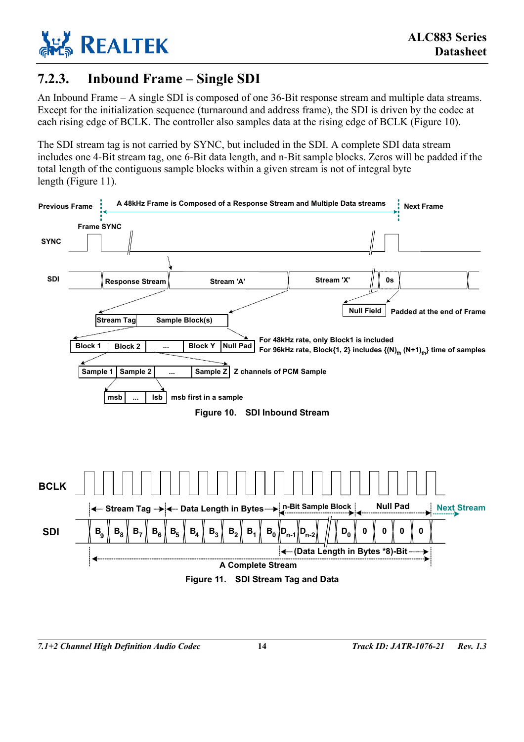### 7.2.3. Inbound Frame – Single SDI

An Inbound Frame – A single SDI is composed of one 36-Bit response stream and multiple data streams. Except for the initialization sequence (turnaround and address frame), the SDI is driven by the codec at each rising edge of BCLK. The controller also samples data at the rising edge of BCLK (Figure 10).

The SDI stream tag is not carried by SYNC, but included in the SDI. A complete SDI data stream includes one 4-Bit stream tag, one 6-Bit data length, and n-Bit sample blocks. Zeros will be padded if the total length of the contiguous sample blocks within a given stream is not of integral byte length (Figure 11).

Previous Frame | A 48kHz Frame is Composed of a Response Stream and Multiple Data streams | Next Frame

Frame SYNC

SYNC

SDI: Response Stream | Stream 'A' | Stream 'X' | 0s

Null Field | Padded at the end of Frame

Stream Tag | Sample Block(s)

Block 1 | Block 2 | ... | Block Y | Null Pad

For 48kHz rate, only Block1 is included

For 96kHz rate, Block{1, 2} includes {$(N)_{th}$ $(N+1)_{th}$} time of samples

Sample 1 | Sample 2 | ... | Sample Z | Z channels of PCM Sample

msb | ... | lsb | msb first in a sample

Figure 10. SDI Inbound Stream

BCLK

Stream Tag | Data Length in Bytes | n-Bit Sample Block | Null Pad | Next Stream

SDI: $B_9$ $B_8$ $B_7$ $B_6$ $B_5$ $B_4$ $B_3$ $B_2$ $B_1$ $B_0$ $D_{n-1}$ $D_{n-2}$ $D_0$ 0 0 0 0

(Data Length in Bytes *8)-Bit

A Complete Stream

Figure 11. SDI Stream Tag and Data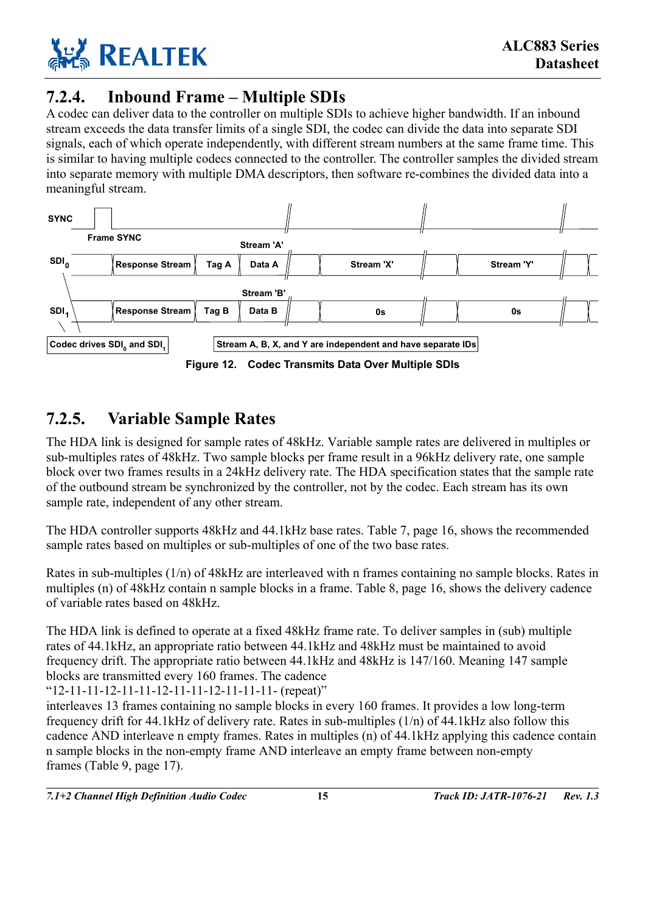### 7.2.4. Inbound Frame – Multiple SDIs

A codec can deliver data to the controller on multiple SDIs to achieve higher bandwidth. If an inbound stream exceeds the data transfer limits of a single SDI, the codec can divide the data into separate SDI signals, each of which operate independently, with different stream numbers at the same frame time. This is similar to having multiple codecs connected to the controller. The controller samples the divided stream into separate memory with multiple DMA descriptors, then software re-combines the divided data into a meaningful stream.

SYNC

Frame SYNC

Stream 'A'

$SDI_0$ | Response Stream | Tag A | Data A | Stream 'X' | Stream 'Y'

Stream 'B'

$SDI_1$ | Response Stream | Tag B | Data B | 0s | 0s

Codec drives $SDI_0$ and $SDI_1$

Stream A, B, X, and Y are independent and have separate IDs

**Figure 12. Codec Transmits Data Over Multiple SDIs**

### 7.2.5. Variable Sample Rates

The HDA link is designed for sample rates of 48kHz. Variable sample rates are delivered in multiples or sub-multiples rates of 48kHz. Two sample blocks per frame result in a 96kHz delivery rate, one sample block over two frames results in a 24kHz delivery rate. The HDA specification states that the sample rate of the outbound stream be synchronized by the controller, not by the codec. Each stream has its own sample rate, independent of any other stream.

The HDA controller supports 48kHz and 44.1kHz base rates. Table 7, page 16, shows the recommended sample rates based on multiples or sub-multiples of one of the two base rates.

Rates in sub-multiples (1/n) of 48kHz are interleaved with n frames containing no sample blocks. Rates in multiples (n) of 48kHz contain n sample blocks in a frame. Table 8, page 16, shows the delivery cadence of variable rates based on 48kHz.

The HDA link is defined to operate at a fixed 48kHz frame rate. To deliver samples in (sub) multiple rates of 44.1kHz, an appropriate ratio between 44.1kHz and 48kHz must be maintained to avoid frequency drift. The appropriate ratio between 44.1kHz and 48kHz is 147/160. Meaning 147 sample blocks are transmitted every 160 frames. The cadence "12-11-11-12-11-11-12-11-11-12-11-11-11- (repeat)" interleaves 13 frames containing no sample blocks in every 160 frames. It provides a low long-term frequency drift for 44.1kHz of delivery rate. Rates in sub-multiples (1/n) of 44.1kHz also follow this cadence AND interleave n empty frames. Rates in multiples (n) of 44.1kHz applying this cadence contain n sample blocks in the non-empty frame AND interleave an empty frame between non-empty frames (Table 9, page 17).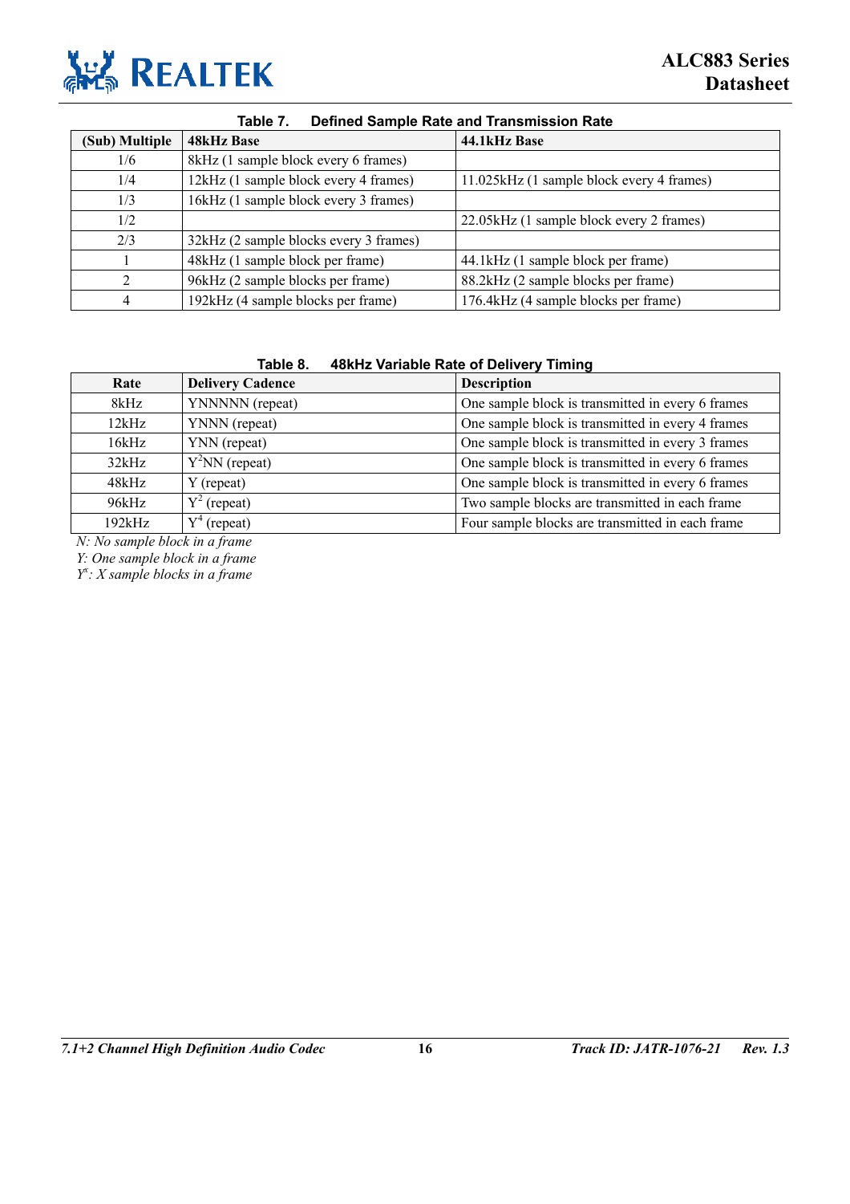**Table 7. Defined Sample Rate and Transmission Rate**

| (Sub) Multiple | 48kHz Base | 44.1kHz Base |
|---|---|---|
| 1/6 | 8kHz (1 sample block every 6 frames) | |
| 1/4 | 12kHz (1 sample block every 4 frames) | 11.025kHz (1 sample block every 4 frames) |
| 1/3 | 16kHz (1 sample block every 3 frames) | |
| 1/2 | | 22.05kHz (1 sample block every 2 frames) |
| 2/3 | 32kHz (2 sample blocks every 3 frames) | |
| 1 | 48kHz (1 sample block per frame) | 44.1kHz (1 sample block per frame) |
| 2 | 96kHz (2 sample blocks per frame) | 88.2kHz (2 sample blocks per frame) |
| 4 | 192kHz (4 sample blocks per frame) | 176.4kHz (4 sample blocks per frame) |

**Table 8. 48kHz Variable Rate of Delivery Timing**

| Rate | Delivery Cadence | Description |
|---|---|---|
| 8kHz | YNNNNN (repeat) | One sample block is transmitted in every 6 frames |
| 12kHz | YNNN (repeat) | One sample block is transmitted in every 4 frames |
| 16kHz | YNN (repeat) | One sample block is transmitted in every 3 frames |
| 32kHz | $Y^2$NN (repeat) | One sample block is transmitted in every 6 frames |
| 48kHz | Y (repeat) | One sample block is transmitted in every 6 frames |
| 96kHz | $Y^2$ (repeat) | Two sample blocks are transmitted in each frame |
| 192kHz | $Y^4$ (repeat) | Four sample blocks are transmitted in each frame |

*N: No sample block in a frame*
*Y: One sample block in a frame*
*$Y^x$: X sample blocks in a frame*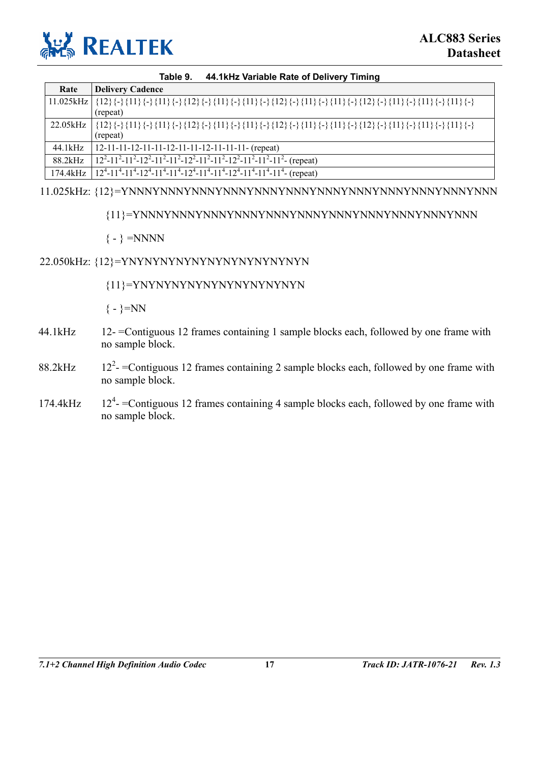**Table 9. 44.1kHz Variable Rate of Delivery Timing**

| Rate | Delivery Cadence |
|---|---|
| 11.025kHz | {12}{-}{11}{-}{11}{-}{12}{-}{11}{-}{11}{-}{12}{-}{11}{-}{11}{-}{12}{-}{11}{-}{11}{-}{11}{-} (repeat) |
| 22.05kHz | {12}{-}{11}{-}{11}{-}{12}{-}{11}{-}{11}{-}{12}{-}{11}{-}{11}{-}{12}{-}{11}{-}{11}{-}{11}{-} (repeat) |
| 44.1kHz | 12-11-11-12-11-11-12-11-11-12-11-11-11- (repeat) |
| 88.2kHz | $12^2$-$11^2$-$11^2$-$12^2$-$11^2$-$11^2$-$12^2$-$11^2$-$11^2$-$12^2$-$11^2$-$11^2$-$11^2$- (repeat) |
| 174.4kHz | $12^4$-$11^4$-$11^4$-$12^4$-$11^4$-$11^4$-$12^4$-$11^4$-$11^4$-$12^4$-$11^4$-$11^4$-$11^4$- (repeat) |

11.025kHz: {12}=YNNNYNNNYNNNYNNNYNNNYNNNYNNNYNNNYNNNYNNNYNNNYNNN

{11}=YNNNYNNNYNNNYNNNYNNNYNNNYNNNYNNNYNNNYNNNYNNN

{ - } =NNNN

22.050kHz: {12}=YNYNYNYNYNYNYNYNYNYNYNYN

{11}=YNYNYNYNYNYNYNYNYNYNYN

{ - }=NN

44.1kHz 12- =Contiguous 12 frames containing 1 sample blocks each, followed by one frame with no sample block.

88.2kHz $12^2$- =Contiguous 12 frames containing 2 sample blocks each, followed by one frame with no sample block.

174.4kHz $12^4$- =Contiguous 12 frames containing 4 sample blocks each, followed by one frame with no sample block.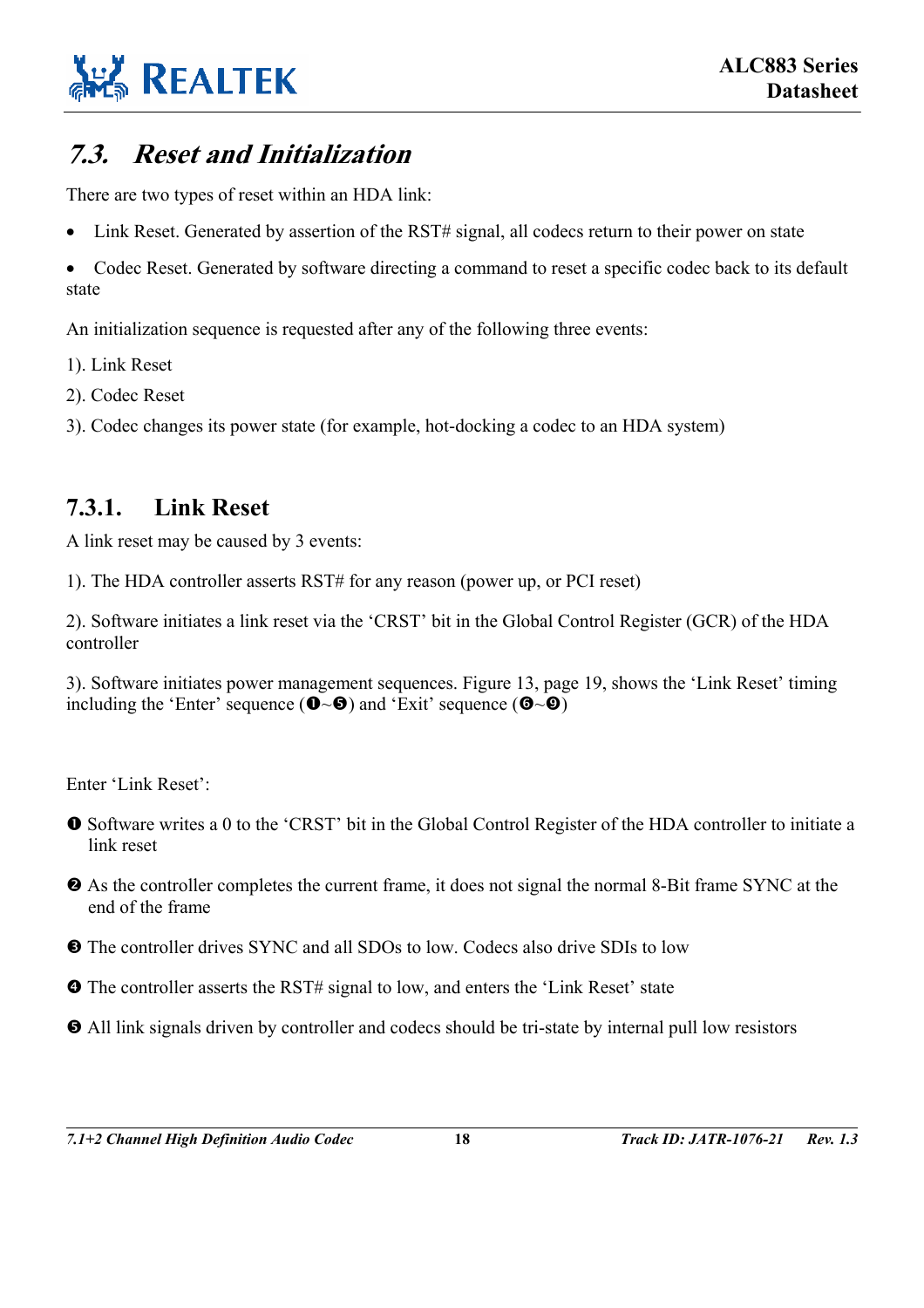## 7.3. *Reset and Initialization*

There are two types of reset within an HDA link:

- Link Reset. Generated by assertion of the RST# signal, all codecs return to their power on state
- Codec Reset. Generated by software directing a command to reset a specific codec back to its default state

An initialization sequence is requested after any of the following three events:

1). Link Reset

2). Codec Reset

3). Codec changes its power state (for example, hot-docking a codec to an HDA system)

### 7.3.1. Link Reset

A link reset may be caused by 3 events:

1). The HDA controller asserts RST# for any reason (power up, or PCI reset)

2). Software initiates a link reset via the ‘CRST’ bit in the Global Control Register (GCR) of the HDA controller

3). Software initiates power management sequences. Figure 13, page 19, shows the ‘Link Reset’ timing including the ‘Enter’ sequence (❶~❺) and ‘Exit’ sequence (❻~❾)

Enter ‘Link Reset’:

❶ Software writes a 0 to the ‘CRST’ bit in the Global Control Register of the HDA controller to initiate a link reset

❷ As the controller completes the current frame, it does not signal the normal 8-Bit frame SYNC at the end of the frame

❸ The controller drives SYNC and all SDOs to low. Codecs also drive SDIs to low

❹ The controller asserts the RST# signal to low, and enters the ‘Link Reset’ state

❺ All link signals driven by controller and codecs should be tri-state by internal pull low resistors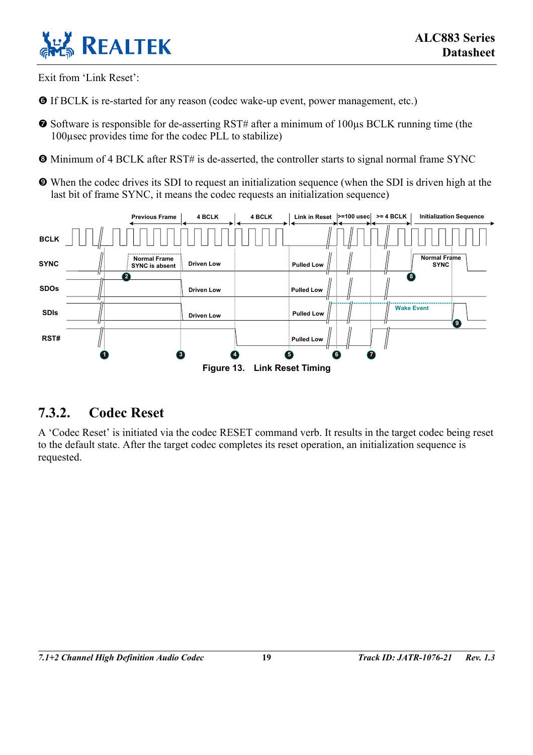Exit from 'Link Reset':

❻ If BCLK is re-started for any reason (codec wake-up event, power management, etc.)

❼ Software is responsible for de-asserting RST# after a minimum of 100μs BCLK running time (the 100μsec provides time for the codec PLL to stabilize)

❽ Minimum of 4 BCLK after RST# is de-asserted, the controller starts to signal normal frame SYNC

❾ When the codec drives its SDI to request an initialization sequence (when the SDI is driven high at the last bit of frame SYNC, it means the codec requests an initialization sequence)

Figure 13. Link Reset Timing

## 7.3.2. Codec Reset

A 'Codec Reset' is initiated via the codec RESET command verb. It results in the target codec being reset to the default state. After the target codec completes its reset operation, an initialization sequence is requested.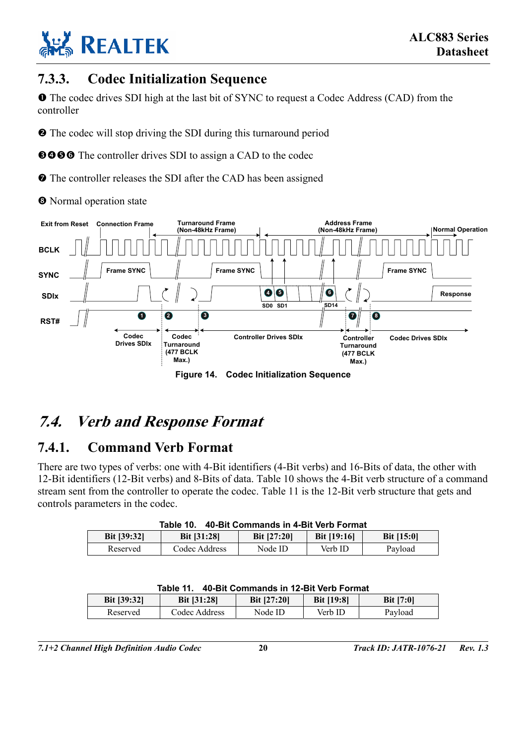### 7.3.3. Codec Initialization Sequence

❶ The codec drives SDI high at the last bit of SYNC to request a Codec Address (CAD) from the controller

❷ The codec will stop driving the SDI during this turnaround period

❸❹❺❻ The controller drives SDI to assign a CAD to the codec

❼ The controller releases the SDI after the CAD has been assigned

❽ Normal operation state

Figure 14. Codec Initialization Sequence

## 7.4. *Verb and Response Format*

### 7.4.1. Command Verb Format

There are two types of verbs: one with 4-Bit identifiers (4-Bit verbs) and 16-Bits of data, the other with 12-Bit identifiers (12-Bit verbs) and 8-Bits of data. Table 10 shows the 4-Bit verb structure of a command stream sent from the controller to operate the codec. Table 11 is the 12-Bit verb structure that gets and controls parameters in the codec.

Table 10. 40-Bit Commands in 4-Bit Verb Format

| Bit [39:32] | Bit [31:28] | Bit [27:20] | Bit [19:16] | Bit [15:0] |
|---|---|---|---|---|
| Reserved | Codec Address | Node ID | Verb ID | Payload |

Table 11. 40-Bit Commands in 12-Bit Verb Format

| Bit [39:32] | Bit [31:28] | Bit [27:20] | Bit [19:8] | Bit [7:0] |
|---|---|---|---|---|
| Reserved | Codec Address | Node ID | Verb ID | Payload |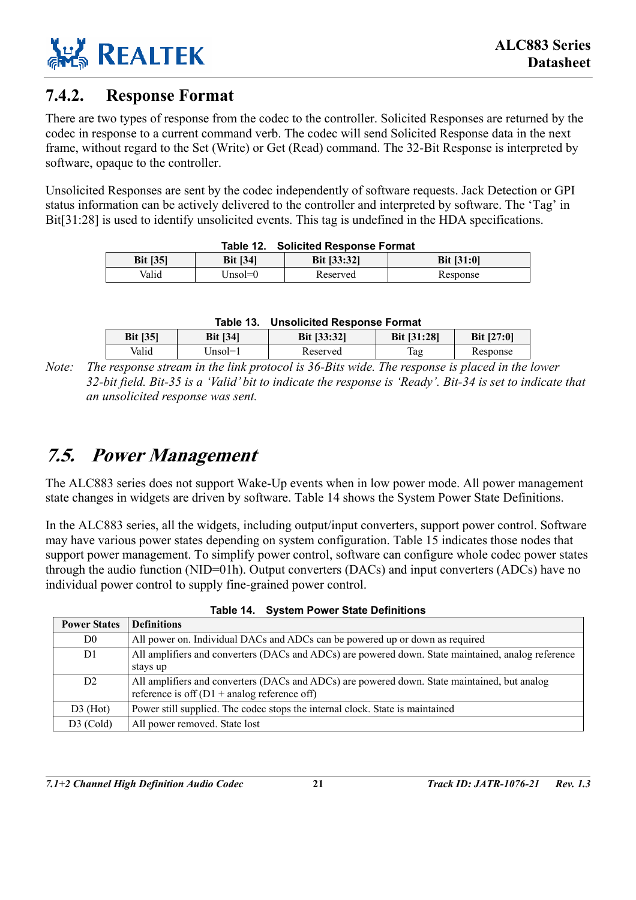### 7.4.2. Response Format

There are two types of response from the codec to the controller. Solicited Responses are returned by the codec in response to a current command verb. The codec will send Solicited Response data in the next frame, without regard to the Set (Write) or Get (Read) command. The 32-Bit Response is interpreted by software, opaque to the controller.

Unsolicited Responses are sent by the codec independently of software requests. Jack Detection or GPI status information can be actively delivered to the controller and interpreted by software. The 'Tag' in Bit[31:28] is used to identify unsolicited events. This tag is undefined in the HDA specifications.

**Table 12. Solicited Response Format**

| Bit [35] | Bit [34] | Bit [33:32] | Bit [31:0] |
|---|---|---|---|
| Valid | Unsol=0 | Reserved | Response |

**Table 13. Unsolicited Response Format**

| Bit [35] | Bit [34] | Bit [33:32] | Bit [31:28] | Bit [27:0] |
|---|---|---|---|---|
| Valid | Unsol=1 | Reserved | Tag | Response |

*Note: The response stream in the link protocol is 36-Bits wide. The response is placed in the lower 32-bit field. Bit-35 is a 'Valid' bit to indicate the response is 'Ready'. Bit-34 is set to indicate that an unsolicited response was sent.*

## *7.5. Power Management*

The ALC883 series does not support Wake-Up events when in low power mode. All power management state changes in widgets are driven by software. Table 14 shows the System Power State Definitions.

In the ALC883 series, all the widgets, including output/input converters, support power control. Software may have various power states depending on system configuration. Table 15 indicates those nodes that support power management. To simplify power control, software can configure whole codec power states through the audio function (NID=01h). Output converters (DACs) and input converters (ADCs) have no individual power control to supply fine-grained power control.

**Table 14. System Power State Definitions**

| Power States | Definitions |
|---|---|
| D0 | All power on. Individual DACs and ADCs can be powered up or down as required |
| D1 | All amplifiers and converters (DACs and ADCs) are powered down. State maintained, analog reference stays up |
| D2 | All amplifiers and converters (DACs and ADCs) are powered down. State maintained, but analog reference is off (D1 + analog reference off) |
| D3 (Hot) | Power still supplied. The codec stops the internal clock. State is maintained |
| D3 (Cold) | All power removed. State lost |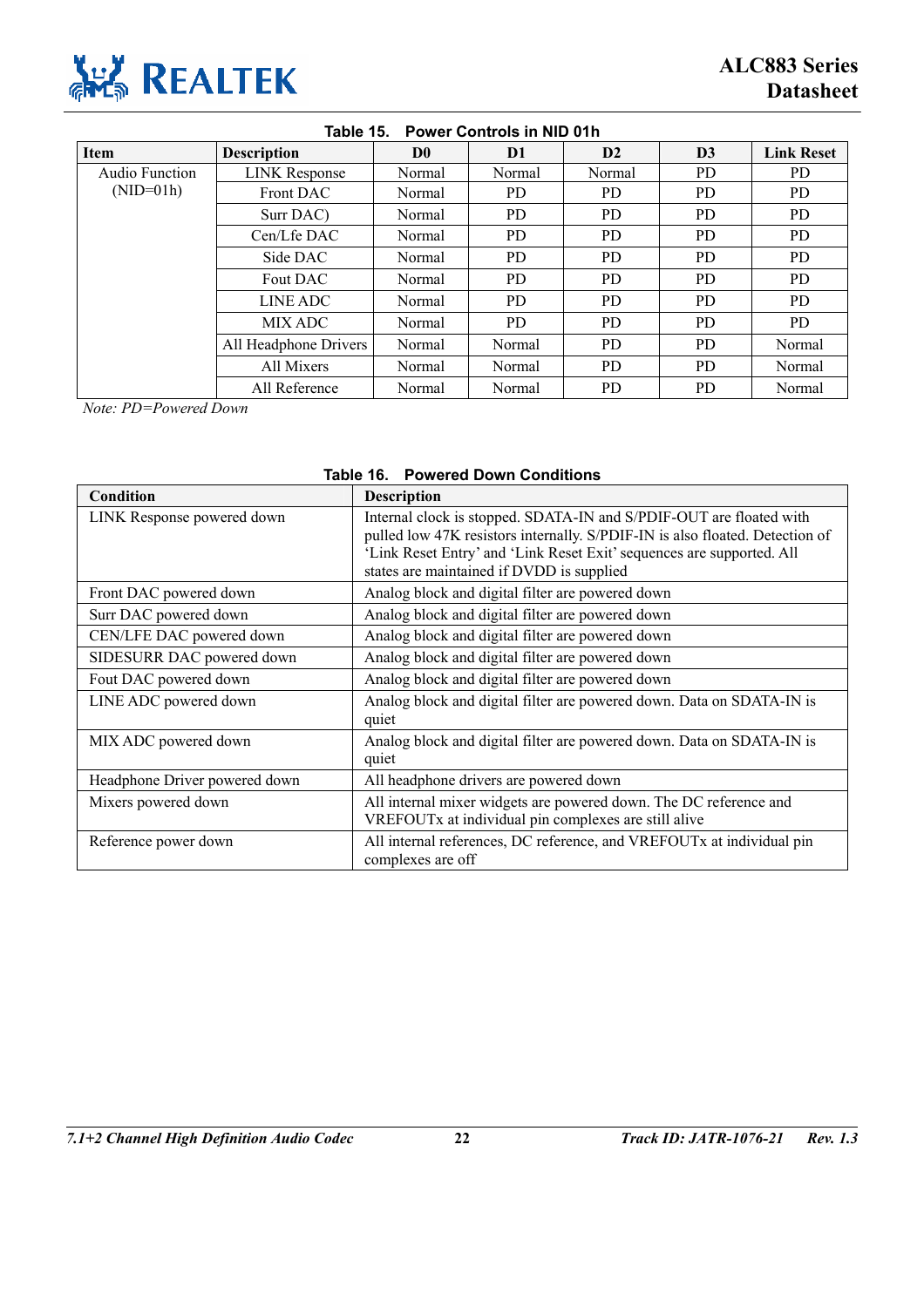**Table 15. Power Controls in NID 01h**

| Item | Description | D0 | D1 | D2 | D3 | Link Reset |
|---|---|---|---|---|---|---|
| Audio Function (NID=01h) | LINK Response | Normal | Normal | Normal | PD | PD |
| | Front DAC | Normal | PD | PD | PD | PD |
| | Surr DAC) | Normal | PD | PD | PD | PD |
| | Cen/Lfe DAC | Normal | PD | PD | PD | PD |
| | Side DAC | Normal | PD | PD | PD | PD |
| | Fout DAC | Normal | PD | PD | PD | PD |
| | LINE ADC | Normal | PD | PD | PD | PD |
| | MIX ADC | Normal | PD | PD | PD | PD |
| | All Headphone Drivers | Normal | Normal | PD | PD | Normal |
| | All Mixers | Normal | Normal | PD | PD | Normal |
| | All Reference | Normal | Normal | PD | PD | Normal |

*Note: PD=Powered Down*

**Table 16. Powered Down Conditions**

| Condition | Description |
|---|---|
| LINK Response powered down | Internal clock is stopped. SDATA-IN and S/PDIF-OUT are floated with pulled low 47K resistors internally. S/PDIF-IN is also floated. Detection of 'Link Reset Entry' and 'Link Reset Exit' sequences are supported. All states are maintained if DVDD is supplied |
| Front DAC powered down | Analog block and digital filter are powered down |
| Surr DAC powered down | Analog block and digital filter are powered down |
| CEN/LFE DAC powered down | Analog block and digital filter are powered down |
| SIDESURR DAC powered down | Analog block and digital filter are powered down |
| Fout DAC powered down | Analog block and digital filter are powered down |
| LINE ADC powered down | Analog block and digital filter are powered down. Data on SDATA-IN is quiet |
| MIX ADC powered down | Analog block and digital filter are powered down. Data on SDATA-IN is quiet |
| Headphone Driver powered down | All headphone drivers are powered down |
| Mixers powered down | All internal mixer widgets are powered down. The DC reference and VREFOUTx at individual pin complexes are still alive |
| Reference power down | All internal references, DC reference, and VREFOUTx at individual pin complexes are off |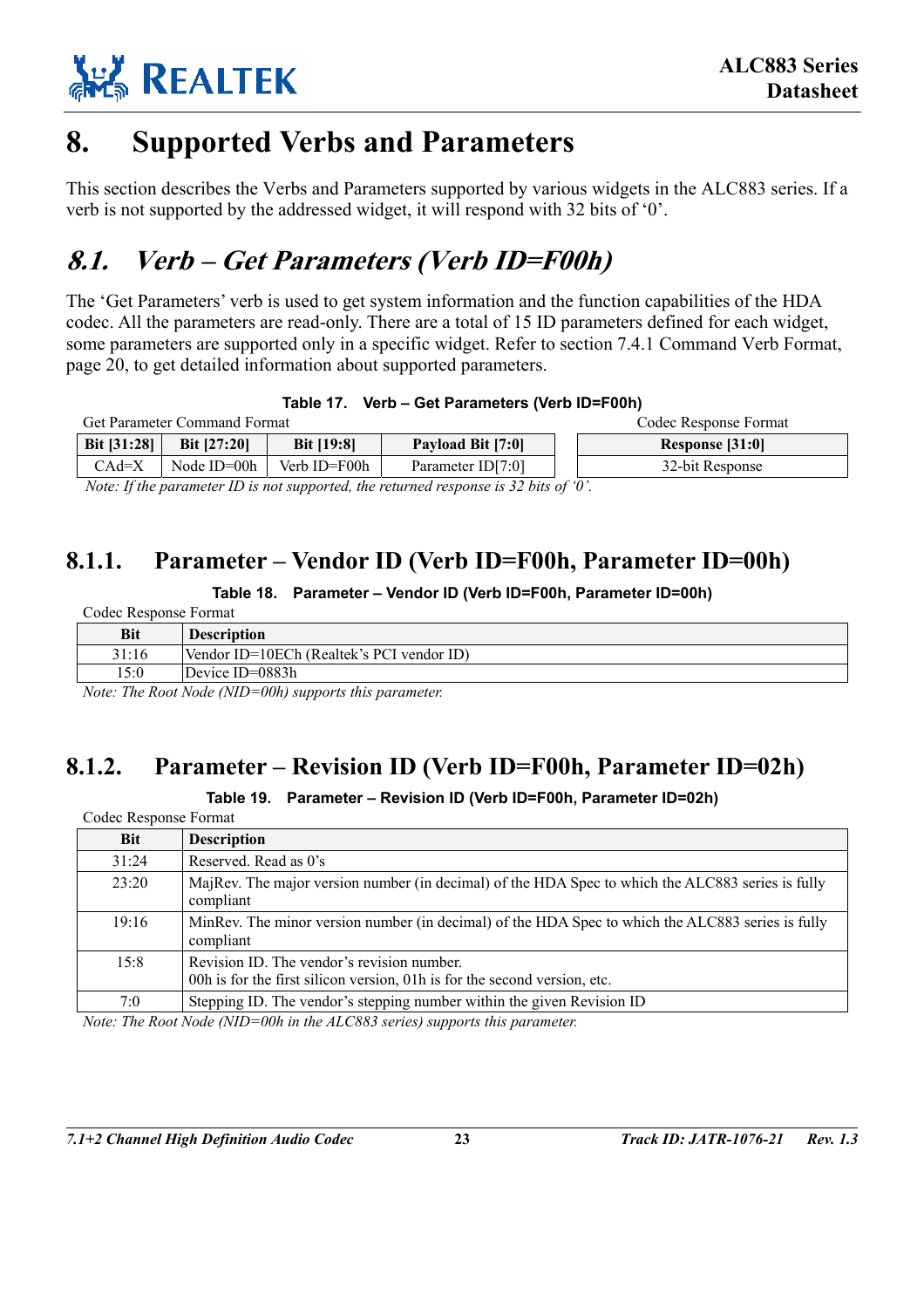# 8. Supported Verbs and Parameters

This section describes the Verbs and Parameters supported by various widgets in the ALC883 series. If a verb is not supported by the addressed widget, it will respond with 32 bits of '0'.

## *8.1. Verb – Get Parameters (Verb ID=F00h)*

The 'Get Parameters' verb is used to get system information and the function capabilities of the HDA codec. All the parameters are read-only. There are a total of 15 ID parameters defined for each widget, some parameters are supported only in a specific widget. Refer to section 7.4.1 Command Verb Format, page 20, to get detailed information about supported parameters.

**Table 17. Verb – Get Parameters (Verb ID=F00h)**

| Get Parameter Command Format | | | | Codec Response Format |
|---|---|---|---|---|
| **Bit [31:28]** | **Bit [27:20]** | **Bit [19:8]** | **Payload Bit [7:0]** | **Response [31:0]** |
| CAd=X | Node ID=00h | Verb ID=F00h | Parameter ID[7:0] | 32-bit Response |

*Note: If the parameter ID is not supported, the returned response is 32 bits of '0'.*

### 8.1.1. Parameter – Vendor ID (Verb ID=F00h, Parameter ID=00h)

**Table 18. Parameter – Vendor ID (Verb ID=F00h, Parameter ID=00h)**

Codec Response Format

| Bit | Description |
|---|---|
| 31:16 | Vendor ID=10ECh (Realtek's PCI vendor ID) |
| 15:0 | Device ID=0883h |

*Note: The Root Node (NID=00h) supports this parameter.*

### 8.1.2. Parameter – Revision ID (Verb ID=F00h, Parameter ID=02h)

**Table 19. Parameter – Revision ID (Verb ID=F00h, Parameter ID=02h)**

Codec Response Format

| Bit | Description |
|---|---|
| 31:24 | Reserved. Read as 0's |
| 23:20 | MajRev. The major version number (in decimal) of the HDA Spec to which the ALC883 series is fully compliant |
| 19:16 | MinRev. The minor version number (in decimal) of the HDA Spec to which the ALC883 series is fully compliant |
| 15:8 | Revision ID. The vendor's revision number.<br>00h is for the first silicon version, 01h is for the second version, etc. |
| 7:0 | Stepping ID. The vendor's stepping number within the given Revision ID |

*Note: The Root Node (NID=00h in the ALC883 series) supports this parameter.*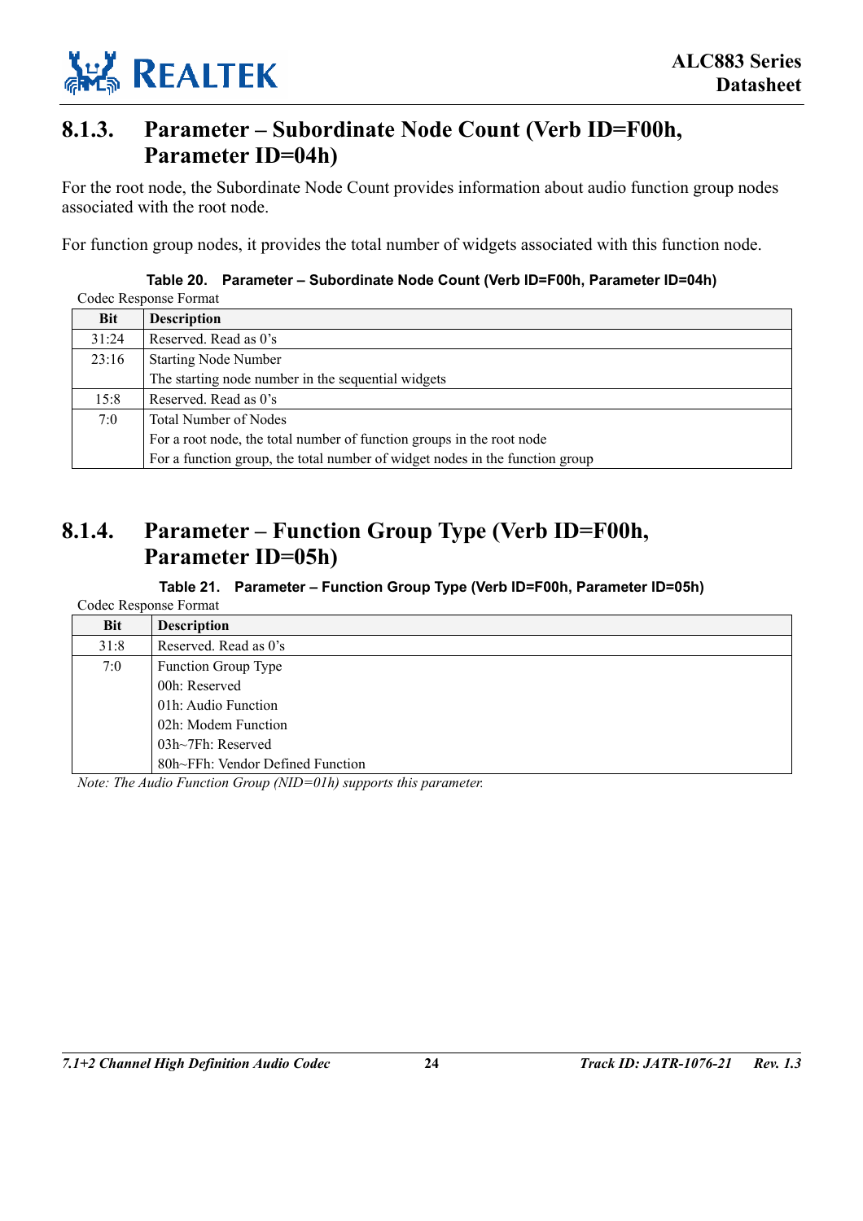### 8.1.3. Parameter – Subordinate Node Count (Verb ID=F00h, Parameter ID=04h)

For the root node, the Subordinate Node Count provides information about audio function group nodes associated with the root node.

For function group nodes, it provides the total number of widgets associated with this function node.

**Table 20. Parameter – Subordinate Node Count (Verb ID=F00h, Parameter ID=04h)**

Codec Response Format

| Bit | Description |
|---|---|
| 31:24 | Reserved. Read as 0's |
| 23:16 | Starting Node Number<br>The starting node number in the sequential widgets |
| 15:8 | Reserved. Read as 0's |
| 7:0 | Total Number of Nodes<br>For a root node, the total number of function groups in the root node<br>For a function group, the total number of widget nodes in the function group |

### 8.1.4. Parameter – Function Group Type (Verb ID=F00h, Parameter ID=05h)

**Table 21. Parameter – Function Group Type (Verb ID=F00h, Parameter ID=05h)**

Codec Response Format

| Bit | Description |
|---|---|
| 31:8 | Reserved. Read as 0's |
| 7:0 | Function Group Type<br>00h: Reserved<br>01h: Audio Function<br>02h: Modem Function<br>03h~7Fh: Reserved<br>80h~FFh: Vendor Defined Function |

*Note: The Audio Function Group (NID=01h) supports this parameter.*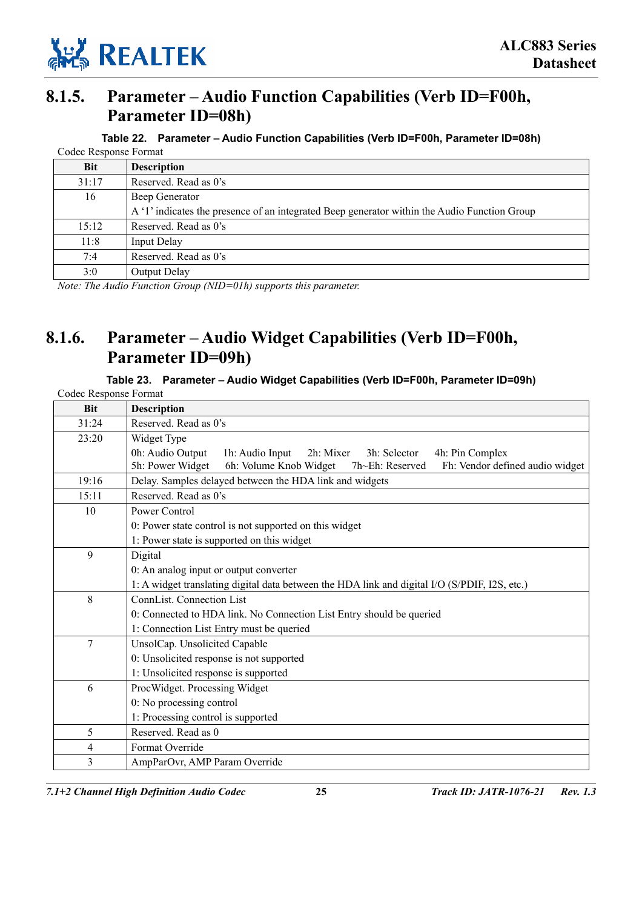### 8.1.5. Parameter – Audio Function Capabilities (Verb ID=F00h, Parameter ID=08h)

**Table 22. Parameter – Audio Function Capabilities (Verb ID=F00h, Parameter ID=08h)**

Codec Response Format

| Bit | Description |
|---|---|
| 31:17 | Reserved. Read as 0's |
| 16 | Beep Generator<br>A '1' indicates the presence of an integrated Beep generator within the Audio Function Group |
| 15:12 | Reserved. Read as 0's |
| 11:8 | Input Delay |
| 7:4 | Reserved. Read as 0's |
| 3:0 | Output Delay |

*Note: The Audio Function Group (NID=01h) supports this parameter.*

### 8.1.6. Parameter – Audio Widget Capabilities (Verb ID=F00h, Parameter ID=09h)

**Table 23. Parameter – Audio Widget Capabilities (Verb ID=F00h, Parameter ID=09h)**

Codec Response Format

| Bit | Description |
|---|---|
| 31:24 | Reserved. Read as 0's |
| 23:20 | Widget Type<br>0h: Audio Output 1h: Audio Input 2h: Mixer 3h: Selector 4h: Pin Complex<br>5h: Power Widget 6h: Volume Knob Widget 7h~Eh: Reserved Fh: Vendor defined audio widget |
| 19:16 | Delay. Samples delayed between the HDA link and widgets |
| 15:11 | Reserved. Read as 0's |
| 10 | Power Control<br>0: Power state control is not supported on this widget<br>1: Power state is supported on this widget |
| 9 | Digital<br>0: An analog input or output converter<br>1: A widget translating digital data between the HDA link and digital I/O (S/PDIF, I2S, etc.) |
| 8 | ConnList. Connection List<br>0: Connected to HDA link. No Connection List Entry should be queried<br>1: Connection List Entry must be queried |
| 7 | UnsolCap. Unsolicited Capable<br>0: Unsolicited response is not supported<br>1: Unsolicited response is supported |
| 6 | ProcWidget. Processing Widget<br>0: No processing control<br>1: Processing control is supported |
| 5 | Reserved. Read as 0 |
| 4 | Format Override |
| 3 | AmpParOvr, AMP Param Override |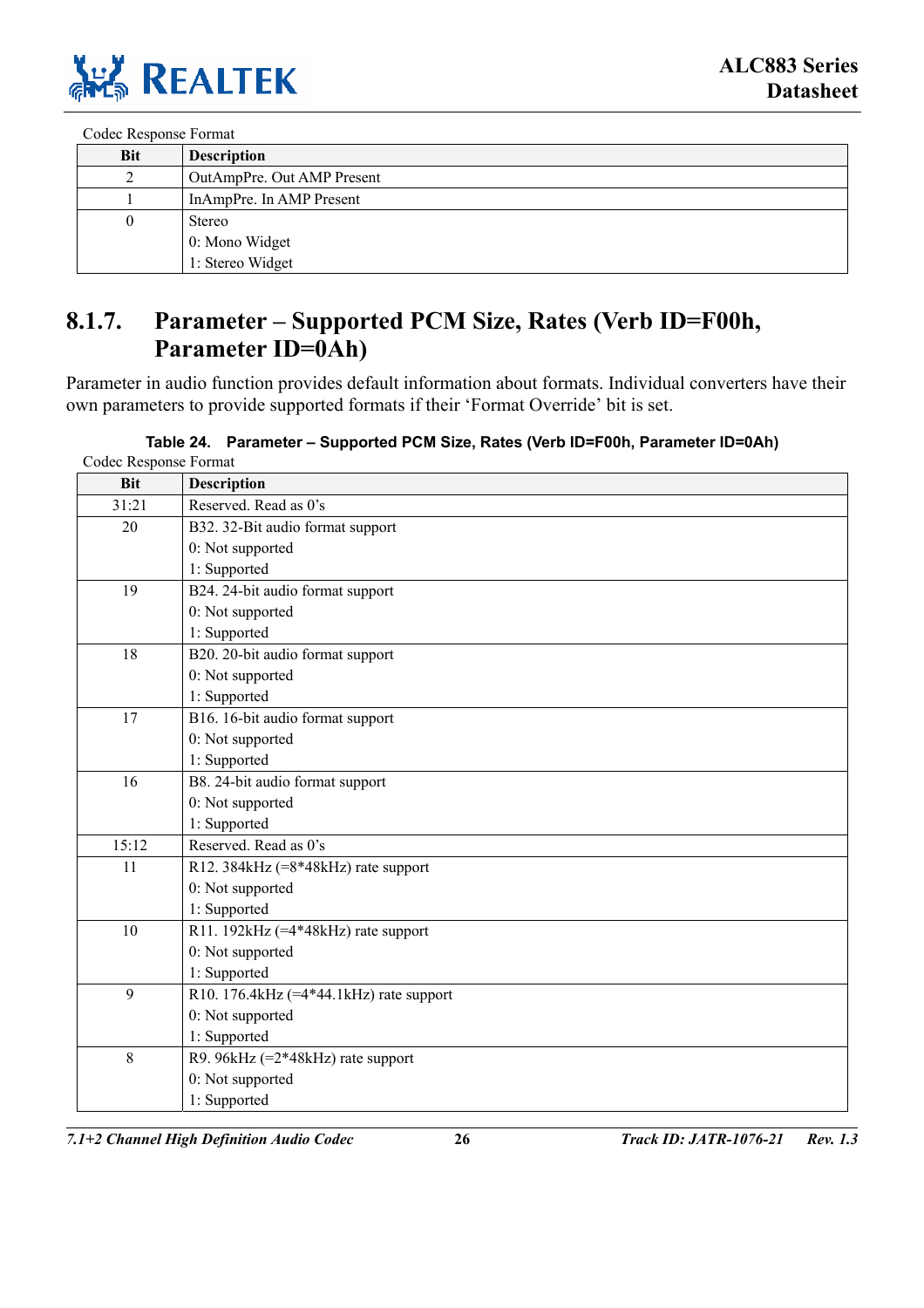Codec Response Format

| Bit | Description |
|---|---|
| 2 | OutAmpPre. Out AMP Present |
| 1 | InAmpPre. In AMP Present |
| 0 | Stereo<br>0: Mono Widget<br>1: Stereo Widget |

## 8.1.7. Parameter – Supported PCM Size, Rates (Verb ID=F00h, Parameter ID=0Ah)

Parameter in audio function provides default information about formats. Individual converters have their own parameters to provide supported formats if their 'Format Override' bit is set.

**Table 24. Parameter – Supported PCM Size, Rates (Verb ID=F00h, Parameter ID=0Ah)**

Codec Response Format

| Bit | Description |
|---|---|
| 31:21 | Reserved. Read as 0's |
| 20 | B32. 32-Bit audio format support<br>0: Not supported<br>1: Supported |
| 19 | B24. 24-bit audio format support<br>0: Not supported<br>1: Supported |
| 18 | B20. 20-bit audio format support<br>0: Not supported<br>1: Supported |
| 17 | B16. 16-bit audio format support<br>0: Not supported<br>1: Supported |
| 16 | B8. 24-bit audio format support<br>0: Not supported<br>1: Supported |
| 15:12 | Reserved. Read as 0's |
| 11 | R12. 384kHz (=8*48kHz) rate support<br>0: Not supported<br>1: Supported |
| 10 | R11. 192kHz (=4*48kHz) rate support<br>0: Not supported<br>1: Supported |
| 9 | R10. 176.4kHz (=4*44.1kHz) rate support<br>0: Not supported<br>1: Supported |
| 8 | R9. 96kHz (=2*48kHz) rate support<br>0: Not supported<br>1: Supported |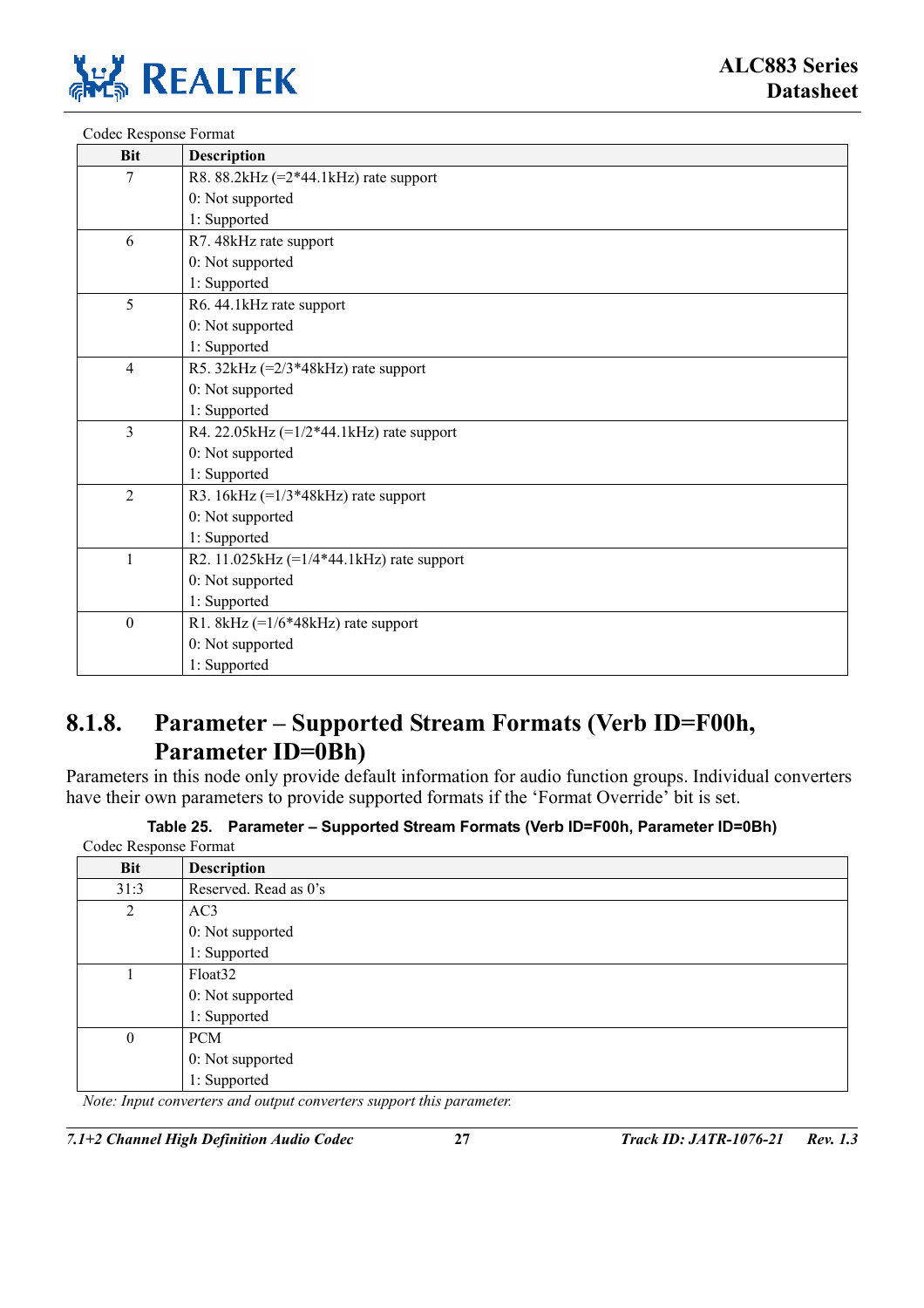Codec Response Format

| Bit | Description |
|---|---|
| 7 | R8. 88.2kHz (=2*44.1kHz) rate support<br>0: Not supported<br>1: Supported |
| 6 | R7. 48kHz rate support<br>0: Not supported<br>1: Supported |
| 5 | R6. 44.1kHz rate support<br>0: Not supported<br>1: Supported |
| 4 | R5. 32kHz (=2/3*48kHz) rate support<br>0: Not supported<br>1: Supported |
| 3 | R4. 22.05kHz (=1/2*44.1kHz) rate support<br>0: Not supported<br>1: Supported |
| 2 | R3. 16kHz (=1/3*48kHz) rate support<br>0: Not supported<br>1: Supported |
| 1 | R2. 11.025kHz (=1/4*44.1kHz) rate support<br>0: Not supported<br>1: Supported |
| 0 | R1. 8kHz (=1/6*48kHz) rate support<br>0: Not supported<br>1: Supported |

### 8.1.8. Parameter – Supported Stream Formats (Verb ID=F00h, Parameter ID=0Bh)

Parameters in this node only provide default information for audio function groups. Individual converters have their own parameters to provide supported formats if the 'Format Override' bit is set.

**Table 25. Parameter – Supported Stream Formats (Verb ID=F00h, Parameter ID=0Bh)**

Codec Response Format

| Bit | Description |
|---|---|
| 31:3 | Reserved. Read as 0's |
| 2 | AC3<br>0: Not supported<br>1: Supported |
| 1 | Float32<br>0: Not supported<br>1: Supported |
| 0 | PCM<br>0: Not supported<br>1: Supported |

*Note: Input converters and output converters support this parameter.*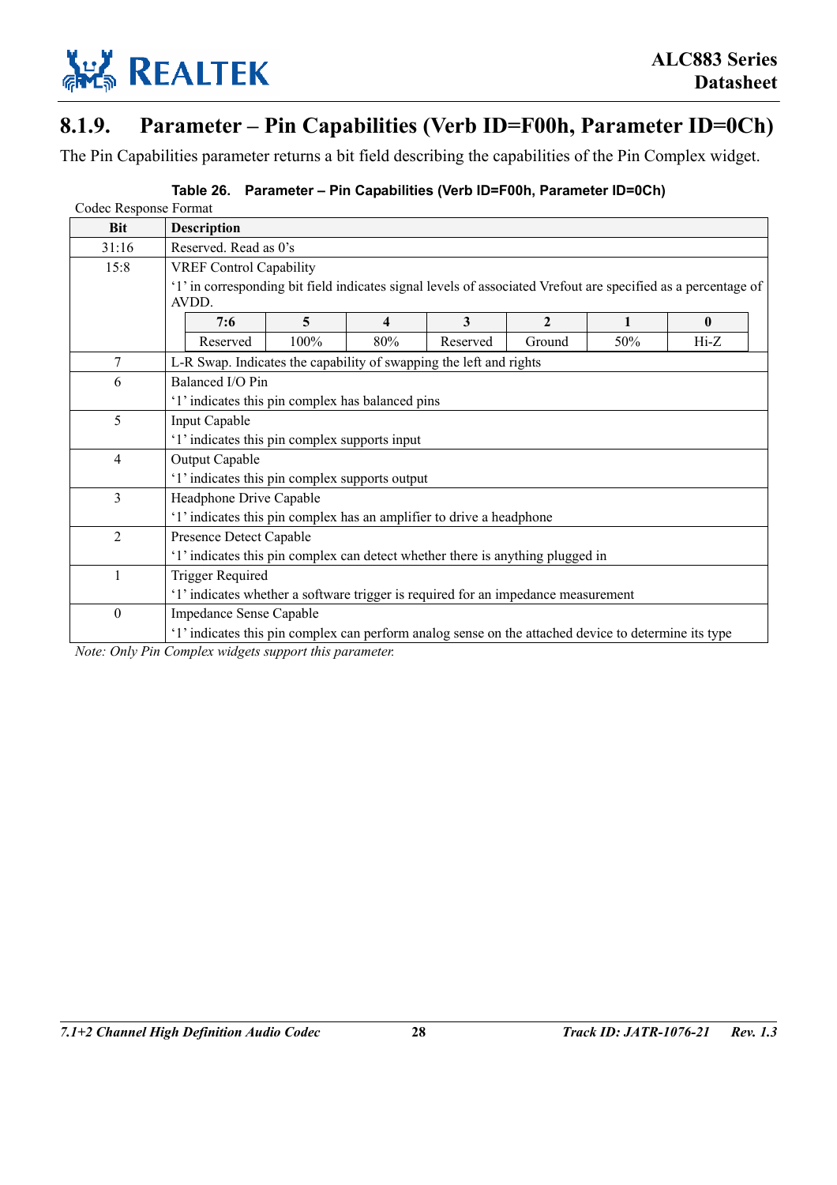## 8.1.9. Parameter – Pin Capabilities (Verb ID=F00h, Parameter ID=0Ch)

The Pin Capabilities parameter returns a bit field describing the capabilities of the Pin Complex widget.

**Table 26. Parameter – Pin Capabilities (Verb ID=F00h, Parameter ID=0Ch)**

Codec Response Format

| Bit | Description |
|---|---|
| 31:16 | Reserved. Read as 0's |
| 15:8 | VREF Control Capability<br>'1' in corresponding bit field indicates signal levels of associated Vrefout are specified as a percentage of AVDD.<br><br>**7:6**: Reserved; **5**: 100%; **4**: 80%; **3**: Reserved; **2**: Ground; **1**: 50%; **0**: Hi-Z |
| 7 | L-R Swap. Indicates the capability of swapping the left and rights |
| 6 | Balanced I/O Pin<br>'1' indicates this pin complex has balanced pins |
| 5 | Input Capable<br>'1' indicates this pin complex supports input |
| 4 | Output Capable<br>'1' indicates this pin complex supports output |
| 3 | Headphone Drive Capable<br>'1' indicates this pin complex has an amplifier to drive a headphone |
| 2 | Presence Detect Capable<br>'1' indicates this pin complex can detect whether there is anything plugged in |
| 1 | Trigger Required<br>'1' indicates whether a software trigger is required for an impedance measurement |
| 0 | Impedance Sense Capable<br>'1' indicates this pin complex can perform analog sense on the attached device to determine its type |

*Note: Only Pin Complex widgets support this parameter.*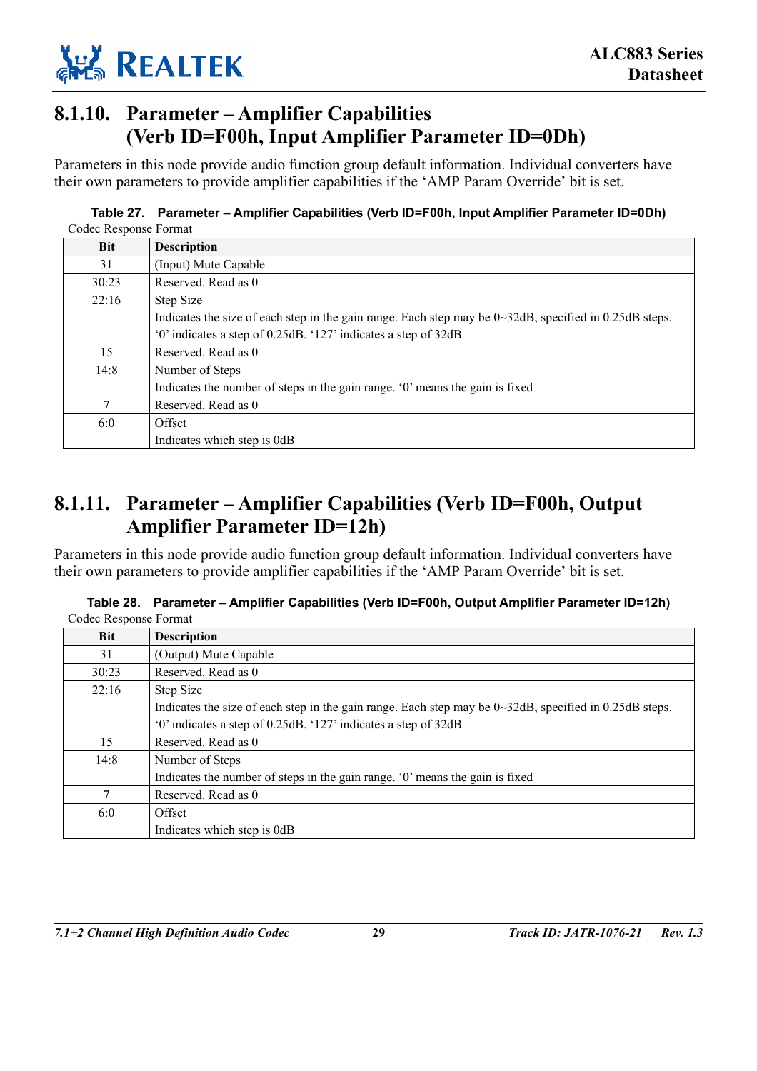## 8.1.10. Parameter – Amplifier Capabilities (Verb ID=F00h, Input Amplifier Parameter ID=0Dh)

Parameters in this node provide audio function group default information. Individual converters have their own parameters to provide amplifier capabilities if the 'AMP Param Override' bit is set.

**Table 27. Parameter – Amplifier Capabilities (Verb ID=F00h, Input Amplifier Parameter ID=0Dh)**

Codec Response Format

| Bit | Description |
|---|---|
| 31 | (Input) Mute Capable |
| 30:23 | Reserved. Read as 0 |
| 22:16 | Step Size<br>Indicates the size of each step in the gain range. Each step may be 0~32dB, specified in 0.25dB steps.<br>'0' indicates a step of 0.25dB. '127' indicates a step of 32dB |
| 15 | Reserved. Read as 0 |
| 14:8 | Number of Steps<br>Indicates the number of steps in the gain range. '0' means the gain is fixed |
| 7 | Reserved. Read as 0 |
| 6:0 | Offset<br>Indicates which step is 0dB |

## 8.1.11. Parameter – Amplifier Capabilities (Verb ID=F00h, Output Amplifier Parameter ID=12h)

Parameters in this node provide audio function group default information. Individual converters have their own parameters to provide amplifier capabilities if the 'AMP Param Override' bit is set.

**Table 28. Parameter – Amplifier Capabilities (Verb ID=F00h, Output Amplifier Parameter ID=12h)**

Codec Response Format

| Bit | Description |
|---|---|
| 31 | (Output) Mute Capable |
| 30:23 | Reserved. Read as 0 |
| 22:16 | Step Size<br>Indicates the size of each step in the gain range. Each step may be 0~32dB, specified in 0.25dB steps.<br>'0' indicates a step of 0.25dB. '127' indicates a step of 32dB |
| 15 | Reserved. Read as 0 |
| 14:8 | Number of Steps<br>Indicates the number of steps in the gain range. '0' means the gain is fixed |
| 7 | Reserved. Read as 0 |
| 6:0 | Offset<br>Indicates which step is 0dB |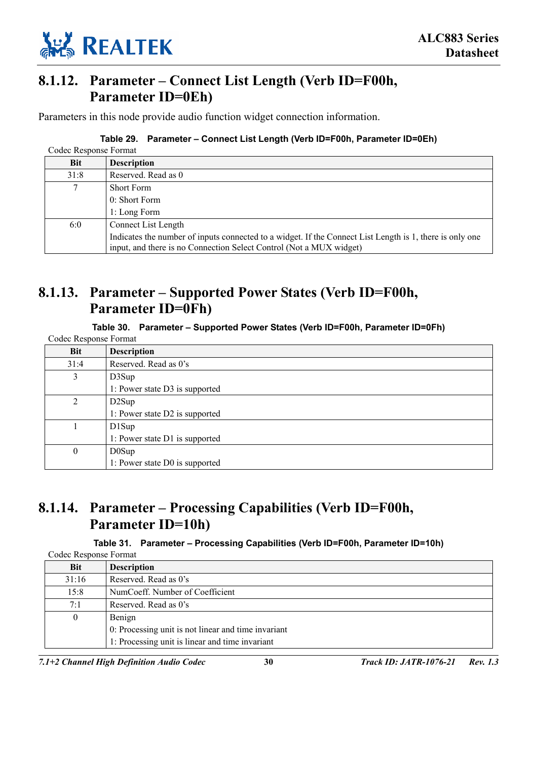### 8.1.12. Parameter – Connect List Length (Verb ID=F00h, Parameter ID=0Eh)

Parameters in this node provide audio function widget connection information.

**Table 29. Parameter – Connect List Length (Verb ID=F00h, Parameter ID=0Eh)**

Codec Response Format

| Bit | Description |
|---|---|
| 31:8 | Reserved. Read as 0 |
| 7 | Short Form<br>0: Short Form<br>1: Long Form |
| 6:0 | Connect List Length<br>Indicates the number of inputs connected to a widget. If the Connect List Length is 1, there is only one input, and there is no Connection Select Control (Not a MUX widget) |

### 8.1.13. Parameter – Supported Power States (Verb ID=F00h, Parameter ID=0Fh)

**Table 30. Parameter – Supported Power States (Verb ID=F00h, Parameter ID=0Fh)**

Codec Response Format

| Bit | Description |
|---|---|
| 31:4 | Reserved. Read as 0's |
| 3 | D3Sup<br>1: Power state D3 is supported |
| 2 | D2Sup<br>1: Power state D2 is supported |
| 1 | D1Sup<br>1: Power state D1 is supported |
| 0 | D0Sup<br>1: Power state D0 is supported |

### 8.1.14. Parameter – Processing Capabilities (Verb ID=F00h, Parameter ID=10h)

**Table 31. Parameter – Processing Capabilities (Verb ID=F00h, Parameter ID=10h)**

Codec Response Format

| Bit | Description |
|---|---|
| 31:16 | Reserved. Read as 0's |
| 15:8 | NumCoeff. Number of Coefficient |
| 7:1 | Reserved. Read as 0's |
| 0 | Benign<br>0: Processing unit is not linear and time invariant<br>1: Processing unit is linear and time invariant |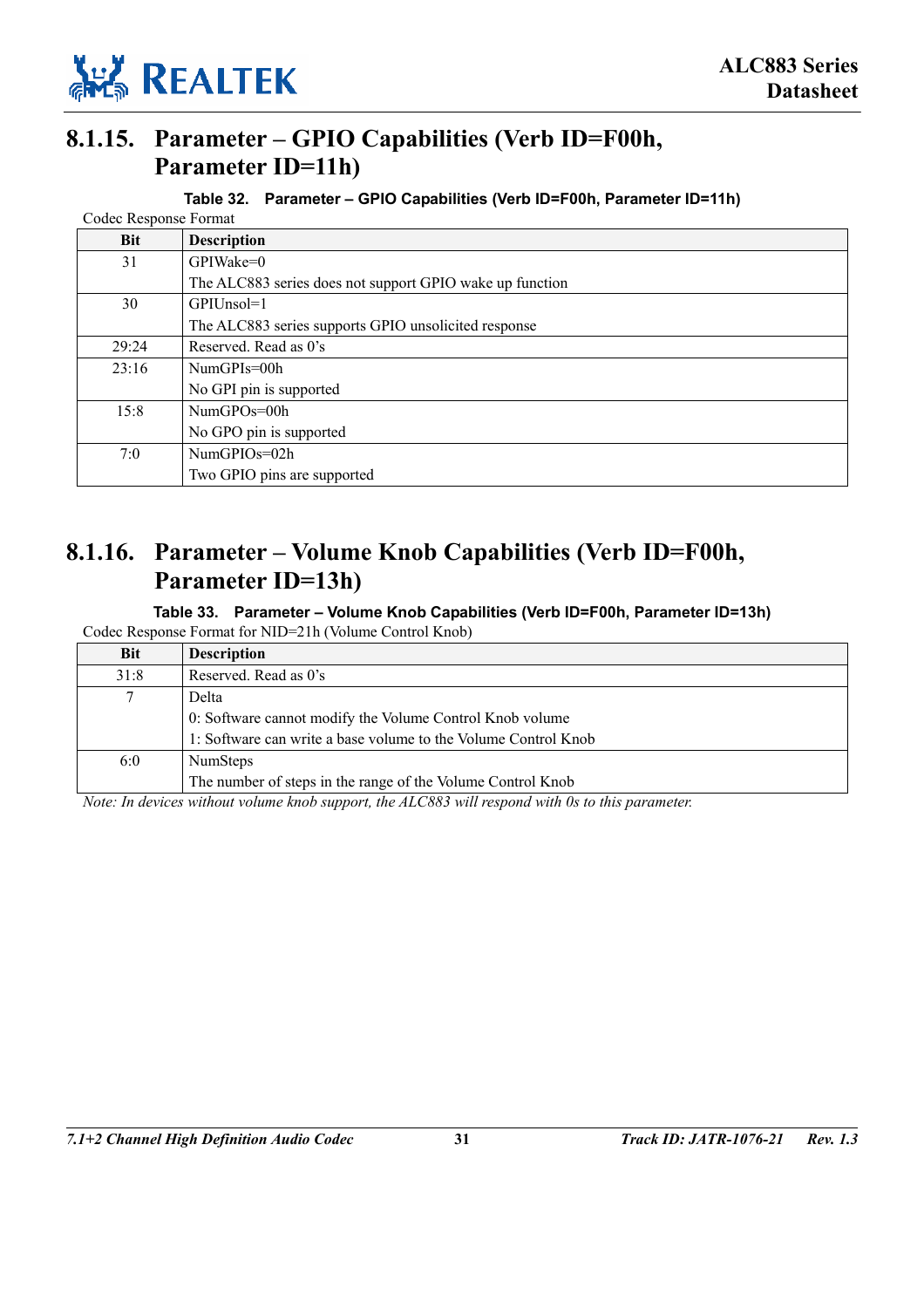### 8.1.15. Parameter – GPIO Capabilities (Verb ID=F00h, Parameter ID=11h)

**Table 32. Parameter – GPIO Capabilities (Verb ID=F00h, Parameter ID=11h)**

Codec Response Format

| Bit | Description |
|---|---|
| 31 | GPIWake=0<br>The ALC883 series does not support GPIO wake up function |
| 30 | GPIUnsol=1<br>The ALC883 series supports GPIO unsolicited response |
| 29:24 | Reserved. Read as 0's |
| 23:16 | NumGPIs=00h<br>No GPI pin is supported |
| 15:8 | NumGPOs=00h<br>No GPO pin is supported |
| 7:0 | NumGPIOs=02h<br>Two GPIO pins are supported |

### 8.1.16. Parameter – Volume Knob Capabilities (Verb ID=F00h, Parameter ID=13h)

**Table 33. Parameter – Volume Knob Capabilities (Verb ID=F00h, Parameter ID=13h)**

Codec Response Format for NID=21h (Volume Control Knob)

| Bit | Description |
|---|---|
| 31:8 | Reserved. Read as 0's |
| 7 | Delta<br>0: Software cannot modify the Volume Control Knob volume<br>1: Software can write a base volume to the Volume Control Knob |
| 6:0 | NumSteps<br>The number of steps in the range of the Volume Control Knob |

*Note: In devices without volume knob support, the ALC883 will respond with 0s to this parameter.*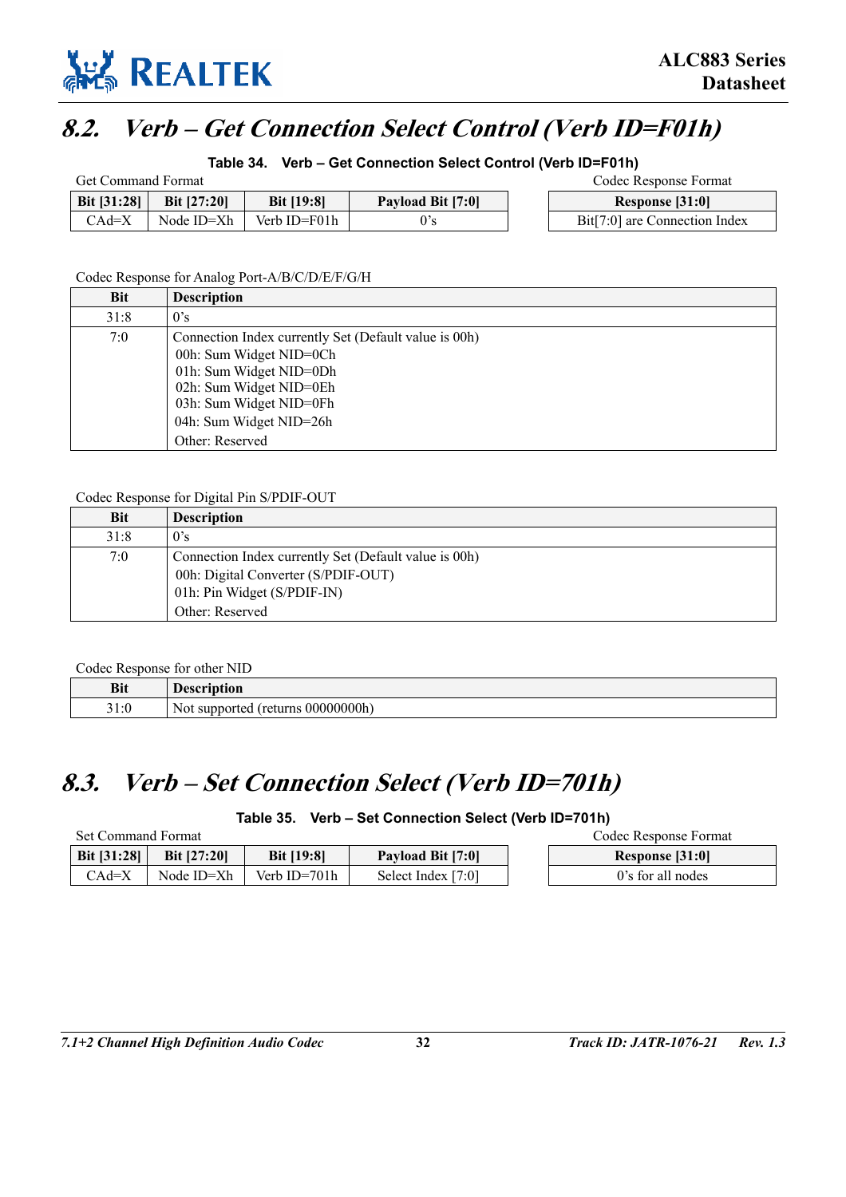## 8.2. Verb – Get Connection Select Control (Verb ID=F01h)

**Table 34. Verb – Get Connection Select Control (Verb ID=F01h)**

Get Command Format

| Bit [31:28] | Bit [27:20] | Bit [19:8] | Payload Bit [7:0] |
|---|---|---|---|
| CAd=X | Node ID=Xh | Verb ID=F01h | 0's |

Codec Response Format

| Response [31:0] |
|---|
| Bit[7:0] are Connection Index |

Codec Response for Analog Port-A/B/C/D/E/F/G/H

| Bit | Description |
|---|---|
| 31:8 | 0's |
| 7:0 | Connection Index currently Set (Default value is 00h)<br>00h: Sum Widget NID=0Ch<br>01h: Sum Widget NID=0Dh<br>02h: Sum Widget NID=0Eh<br>03h: Sum Widget NID=0Fh<br>04h: Sum Widget NID=26h<br>Other: Reserved |

Codec Response for Digital Pin S/PDIF-OUT

| Bit | Description |
|---|---|
| 31:8 | 0's |
| 7:0 | Connection Index currently Set (Default value is 00h)<br>00h: Digital Converter (S/PDIF-OUT)<br>01h: Pin Widget (S/PDIF-IN)<br>Other: Reserved |

Codec Response for other NID

| Bit | Description |
|---|---|
| 31:0 | Not supported (returns 00000000h) |

## 8.3. Verb – Set Connection Select (Verb ID=701h)

**Table 35. Verb – Set Connection Select (Verb ID=701h)**

Set Command Format

| Bit [31:28] | Bit [27:20] | Bit [19:8] | Payload Bit [7:0] |
|---|---|---|---|
| CAd=X | Node ID=Xh | Verb ID=701h | Select Index [7:0] |

Codec Response Format

| Response [31:0] |
|---|
| 0's for all nodes |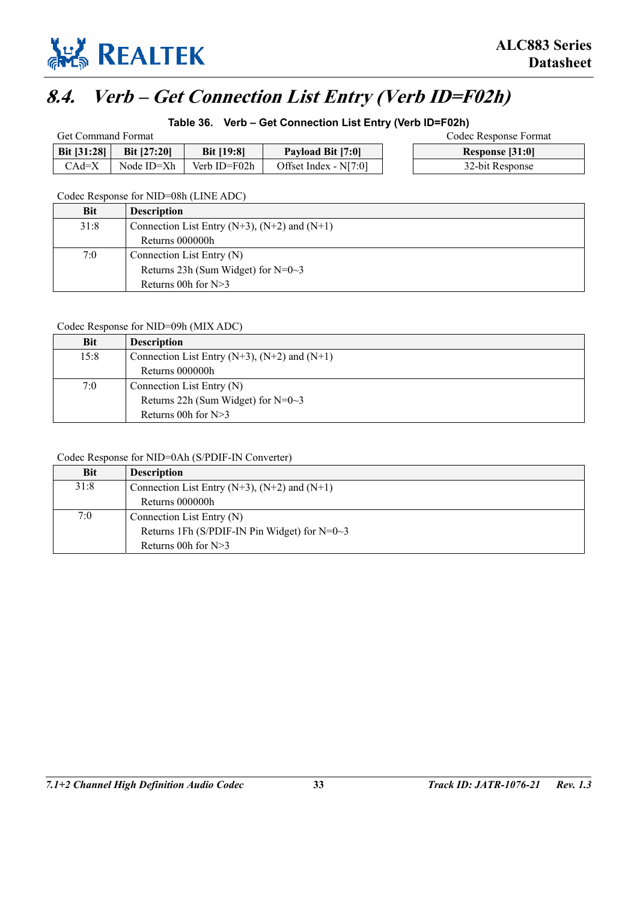## 8.4. Verb – Get Connection List Entry (Verb ID=F02h)

**Table 36. Verb – Get Connection List Entry (Verb ID=F02h)**

Get Command Format

| Bit [31:28] | Bit [27:20] | Bit [19:8] | Payload Bit [7:0] |
|---|---|---|---|
| CAd=X | Node ID=Xh | Verb ID=F02h | Offset Index - N[7:0] |

Codec Response Format

| Response [31:0] |
|---|
| 32-bit Response |

Codec Response for NID=08h (LINE ADC)

| Bit | Description |
|---|---|
| 31:8 | Connection List Entry (N+3), (N+2) and (N+1)<br>Returns 000000h |
| 7:0 | Connection List Entry (N)<br>Returns 23h (Sum Widget) for N=0~3<br>Returns 00h for N>3 |

Codec Response for NID=09h (MIX ADC)

| Bit | Description |
|---|---|
| 15:8 | Connection List Entry (N+3), (N+2) and (N+1)<br>Returns 000000h |
| 7:0 | Connection List Entry (N)<br>Returns 22h (Sum Widget) for N=0~3<br>Returns 00h for N>3 |

Codec Response for NID=0Ah (S/PDIF-IN Converter)

| Bit | Description |
|---|---|
| 31:8 | Connection List Entry (N+3), (N+2) and (N+1)<br>Returns 000000h |
| 7:0 | Connection List Entry (N)<br>Returns 1Fh (S/PDIF-IN Pin Widget) for N=0~3<br>Returns 00h for N>3 |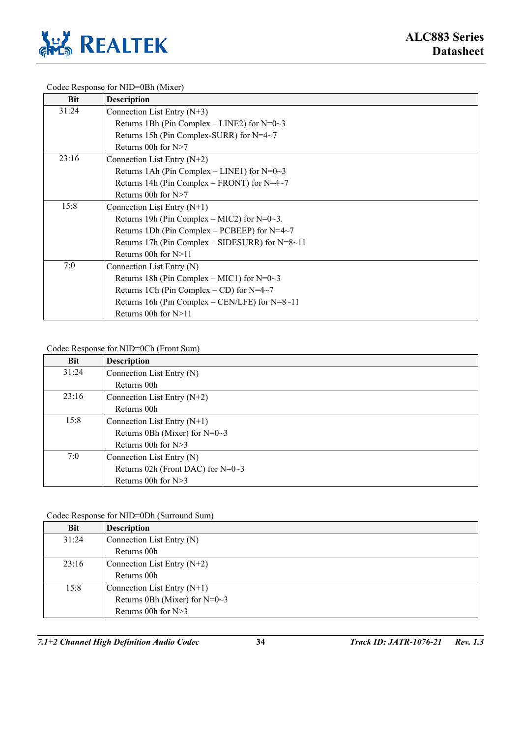Codec Response for NID=0Bh (Mixer)

| Bit | Description |
|---|---|
| 31:24 | Connection List Entry (N+3)<br>Returns 1Bh (Pin Complex – LINE2) for N=0~3<br>Returns 15h (Pin Complex-SURR) for N=4~7<br>Returns 00h for N>7 |
| 23:16 | Connection List Entry (N+2)<br>Returns 1Ah (Pin Complex – LINE1) for N=0~3<br>Returns 14h (Pin Complex – FRONT) for N=4~7<br>Returns 00h for N>7 |
| 15:8 | Connection List Entry (N+1)<br>Returns 19h (Pin Complex – MIC2) for N=0~3.<br>Returns 1Dh (Pin Complex – PCBEEP) for N=4~7<br>Returns 17h (Pin Complex – SIDESURR) for N=8~11<br>Returns 00h for N>11 |
| 7:0 | Connection List Entry (N)<br>Returns 18h (Pin Complex – MIC1) for N=0~3<br>Returns 1Ch (Pin Complex – CD) for N=4~7<br>Returns 16h (Pin Complex – CEN/LFE) for N=8~11<br>Returns 00h for N>11 |

Codec Response for NID=0Ch (Front Sum)

| Bit | Description |
|---|---|
| 31:24 | Connection List Entry (N)<br>Returns 00h |
| 23:16 | Connection List Entry (N+2)<br>Returns 00h |
| 15:8 | Connection List Entry (N+1)<br>Returns 0Bh (Mixer) for N=0~3<br>Returns 00h for N>3 |
| 7:0 | Connection List Entry (N)<br>Returns 02h (Front DAC) for N=0~3<br>Returns 00h for N>3 |

Codec Response for NID=0Dh (Surround Sum)

| Bit | Description |
|---|---|
| 31:24 | Connection List Entry (N)<br>Returns 00h |
| 23:16 | Connection List Entry (N+2)<br>Returns 00h |
| 15:8 | Connection List Entry (N+1)<br>Returns 0Bh (Mixer) for N=0~3<br>Returns 00h for N>3 |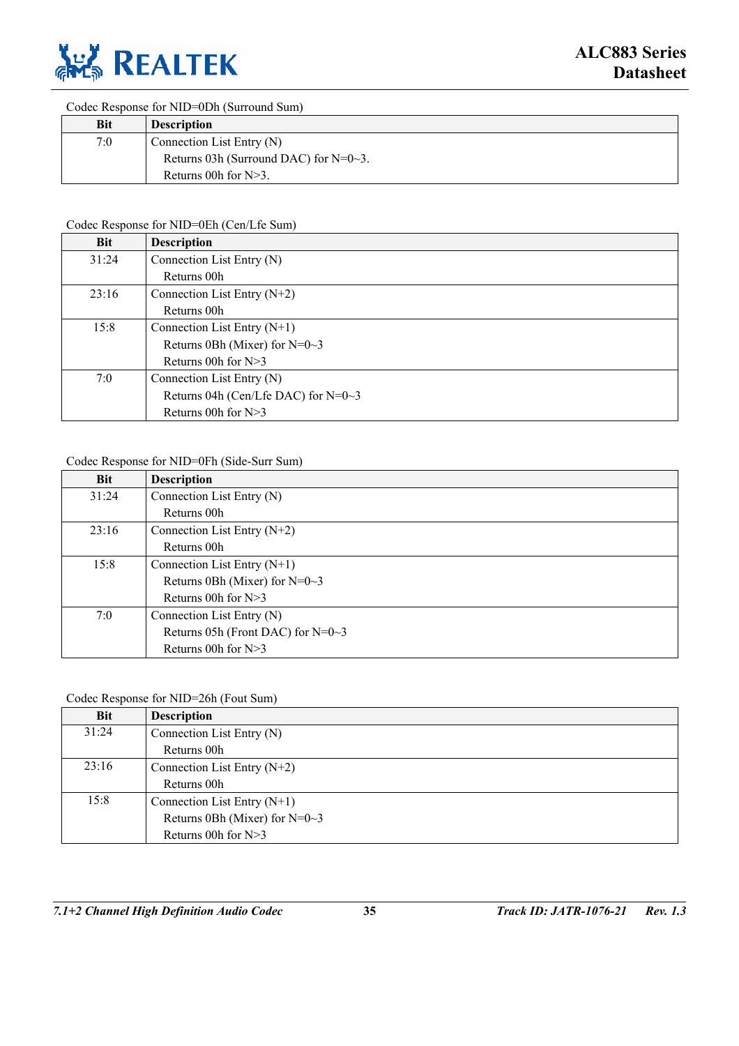Codec Response for NID=0Dh (Surround Sum)

| Bit | Description |
|---|---|
| 7:0 | Connection List Entry (N)<br>Returns 03h (Surround DAC) for N=0~3.<br>Returns 00h for N>3. |

Codec Response for NID=0Eh (Cen/Lfe Sum)

| Bit | Description |
|---|---|
| 31:24 | Connection List Entry (N)<br>Returns 00h |
| 23:16 | Connection List Entry (N+2)<br>Returns 00h |
| 15:8 | Connection List Entry (N+1)<br>Returns 0Bh (Mixer) for N=0~3<br>Returns 00h for N>3 |
| 7:0 | Connection List Entry (N)<br>Returns 04h (Cen/Lfe DAC) for N=0~3<br>Returns 00h for N>3 |

Codec Response for NID=0Fh (Side-Surr Sum)

| Bit | Description |
|---|---|
| 31:24 | Connection List Entry (N)<br>Returns 00h |
| 23:16 | Connection List Entry (N+2)<br>Returns 00h |
| 15:8 | Connection List Entry (N+1)<br>Returns 0Bh (Mixer) for N=0~3<br>Returns 00h for N>3 |
| 7:0 | Connection List Entry (N)<br>Returns 05h (Front DAC) for N=0~3<br>Returns 00h for N>3 |

Codec Response for NID=26h (Fout Sum)

| Bit | Description |
|---|---|
| 31:24 | Connection List Entry (N)<br>Returns 00h |
| 23:16 | Connection List Entry (N+2)<br>Returns 00h |
| 15:8 | Connection List Entry (N+1)<br>Returns 0Bh (Mixer) for N=0~3<br>Returns 00h for N>3 |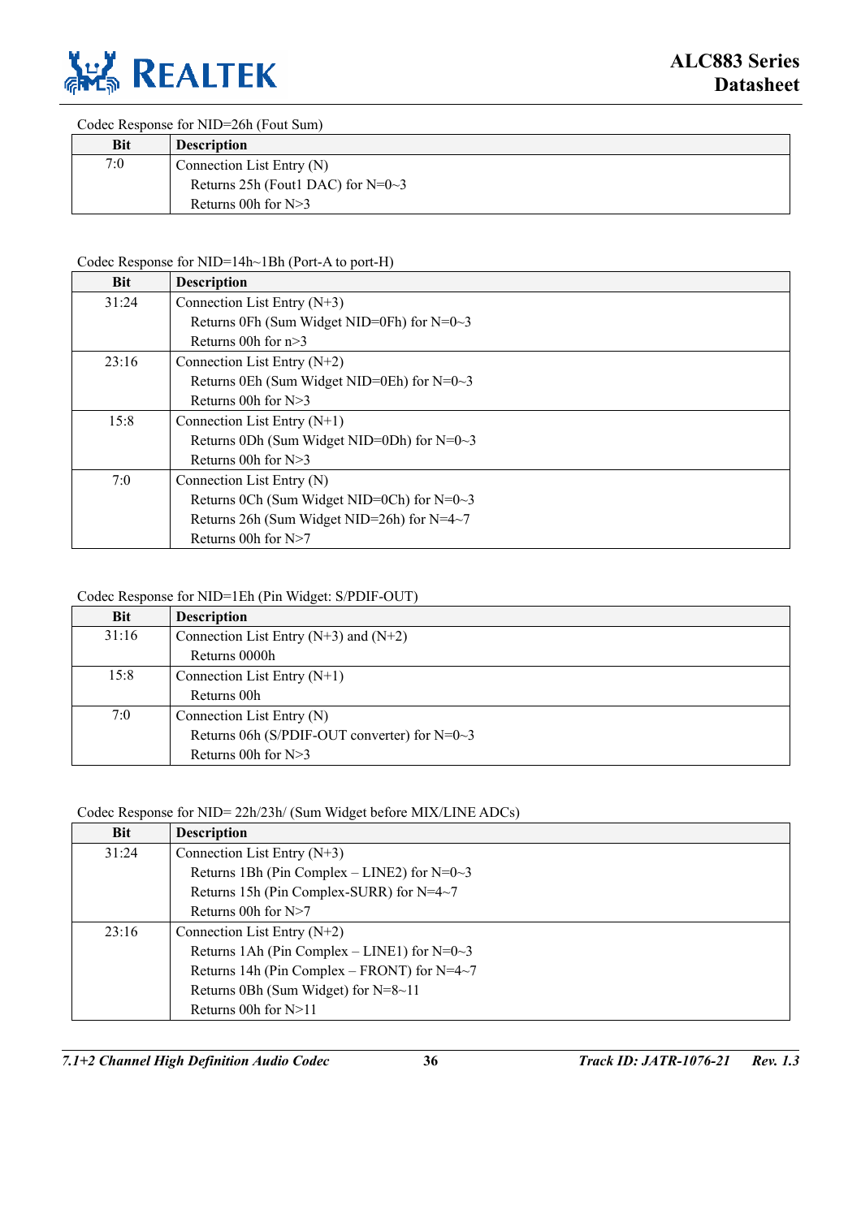Codec Response for NID=26h (Fout Sum)

| Bit | Description |
|---|---|
| 7:0 | Connection List Entry (N)<br>Returns 25h (Fout1 DAC) for N=0~3<br>Returns 00h for N>3 |

Codec Response for NID=14h~1Bh (Port-A to port-H)

| Bit | Description |
|---|---|
| 31:24 | Connection List Entry (N+3)<br>Returns 0Fh (Sum Widget NID=0Fh) for N=0~3<br>Returns 00h for n>3 |
| 23:16 | Connection List Entry (N+2)<br>Returns 0Eh (Sum Widget NID=0Eh) for N=0~3<br>Returns 00h for N>3 |
| 15:8 | Connection List Entry (N+1)<br>Returns 0Dh (Sum Widget NID=0Dh) for N=0~3<br>Returns 00h for N>3 |
| 7:0 | Connection List Entry (N)<br>Returns 0Ch (Sum Widget NID=0Ch) for N=0~3<br>Returns 26h (Sum Widget NID=26h) for N=4~7<br>Returns 00h for N>7 |

Codec Response for NID=1Eh (Pin Widget: S/PDIF-OUT)

| Bit | Description |
|---|---|
| 31:16 | Connection List Entry (N+3) and (N+2)<br>Returns 0000h |
| 15:8 | Connection List Entry (N+1)<br>Returns 00h |
| 7:0 | Connection List Entry (N)<br>Returns 06h (S/PDIF-OUT converter) for N=0~3<br>Returns 00h for N>3 |

Codec Response for NID= 22h/23h/ (Sum Widget before MIX/LINE ADCs)

| Bit | Description |
|---|---|
| 31:24 | Connection List Entry (N+3)<br>Returns 1Bh (Pin Complex – LINE2) for N=0~3<br>Returns 15h (Pin Complex-SURR) for N=4~7<br>Returns 00h for N>7 |
| 23:16 | Connection List Entry (N+2)<br>Returns 1Ah (Pin Complex – LINE1) for N=0~3<br>Returns 14h (Pin Complex – FRONT) for N=4~7<br>Returns 0Bh (Sum Widget) for N=8~11<br>Returns 00h for N>11 |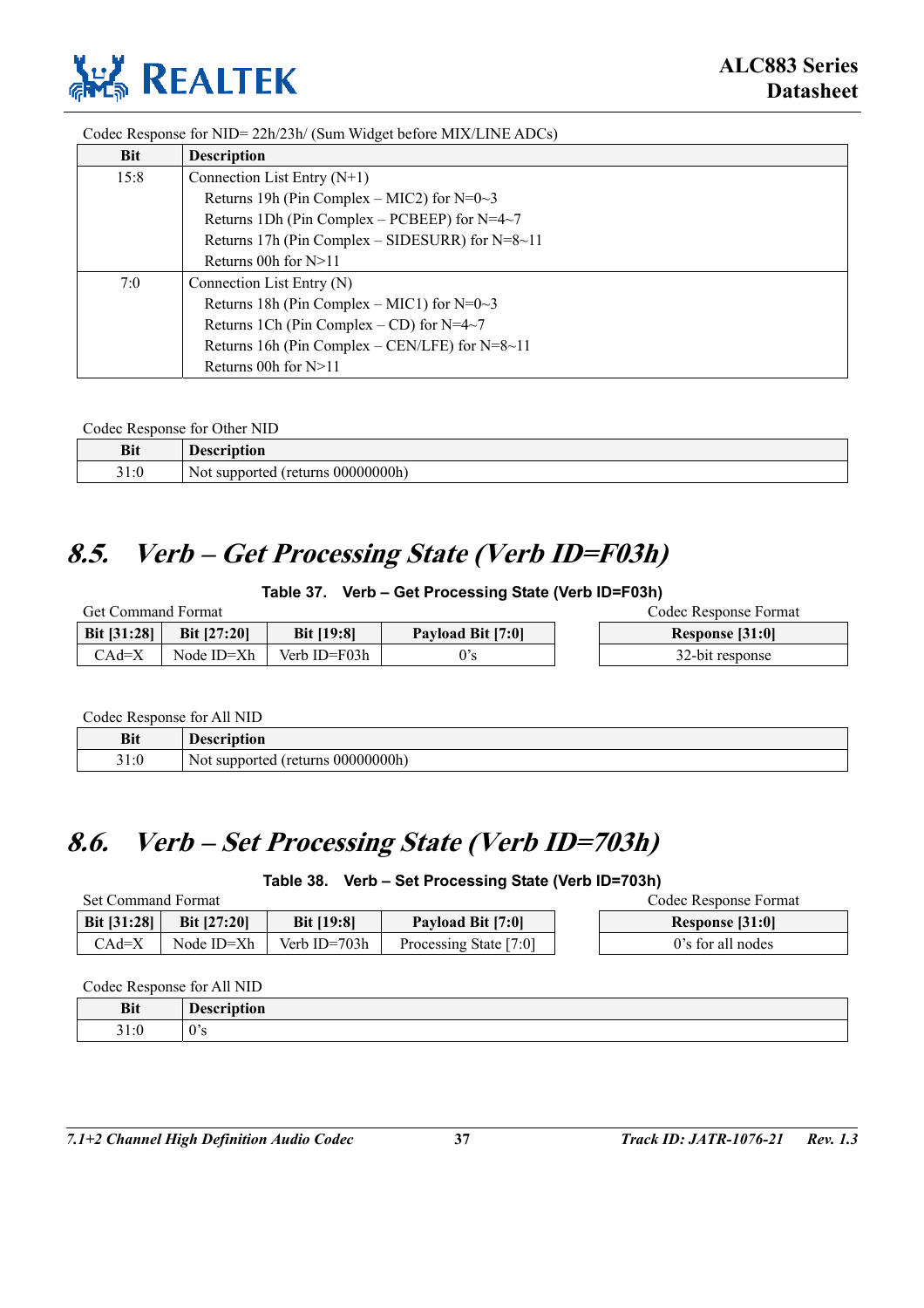Codec Response for NID= 22h/23h/ (Sum Widget before MIX/LINE ADCs)

| Bit | Description |
|---|---|
| 15:8 | Connection List Entry (N+1)<br>Returns 19h (Pin Complex – MIC2) for N=0~3<br>Returns 1Dh (Pin Complex – PCBEEP) for N=4~7<br>Returns 17h (Pin Complex – SIDESURR) for N=8~11<br>Returns 00h for N>11 |
| 7:0 | Connection List Entry (N)<br>Returns 18h (Pin Complex – MIC1) for N=0~3<br>Returns 1Ch (Pin Complex – CD) for N=4~7<br>Returns 16h (Pin Complex – CEN/LFE) for N=8~11<br>Returns 00h for N>11 |

Codec Response for Other NID

| Bit | Description |
|---|---|
| 31:0 | Not supported (returns 00000000h) |

## *8.5. Verb – Get Processing State (Verb ID=F03h)*

**Table 37. Verb – Get Processing State (Verb ID=F03h)**

Get Command Format

| Bit [31:28] | Bit [27:20] | Bit [19:8] | Payload Bit [7:0] |
|---|---|---|---|
| CAd=X | Node ID=Xh | Verb ID=F03h | 0's |

Codec Response Format

| Response [31:0] |
|---|
| 32-bit response |

Codec Response for All NID

| Bit | Description |
|---|---|
| 31:0 | Not supported (returns 00000000h) |

## *8.6. Verb – Set Processing State (Verb ID=703h)*

**Table 38. Verb – Set Processing State (Verb ID=703h)**

Set Command Format

| Bit [31:28] | Bit [27:20] | Bit [19:8] | Payload Bit [7:0] |
|---|---|---|---|
| CAd=X | Node ID=Xh | Verb ID=703h | Processing State [7:0] |

Codec Response Format

| Response [31:0] |
|---|
| 0's for all nodes |

Codec Response for All NID

| Bit | Description |
|---|---|
| 31:0 | 0's |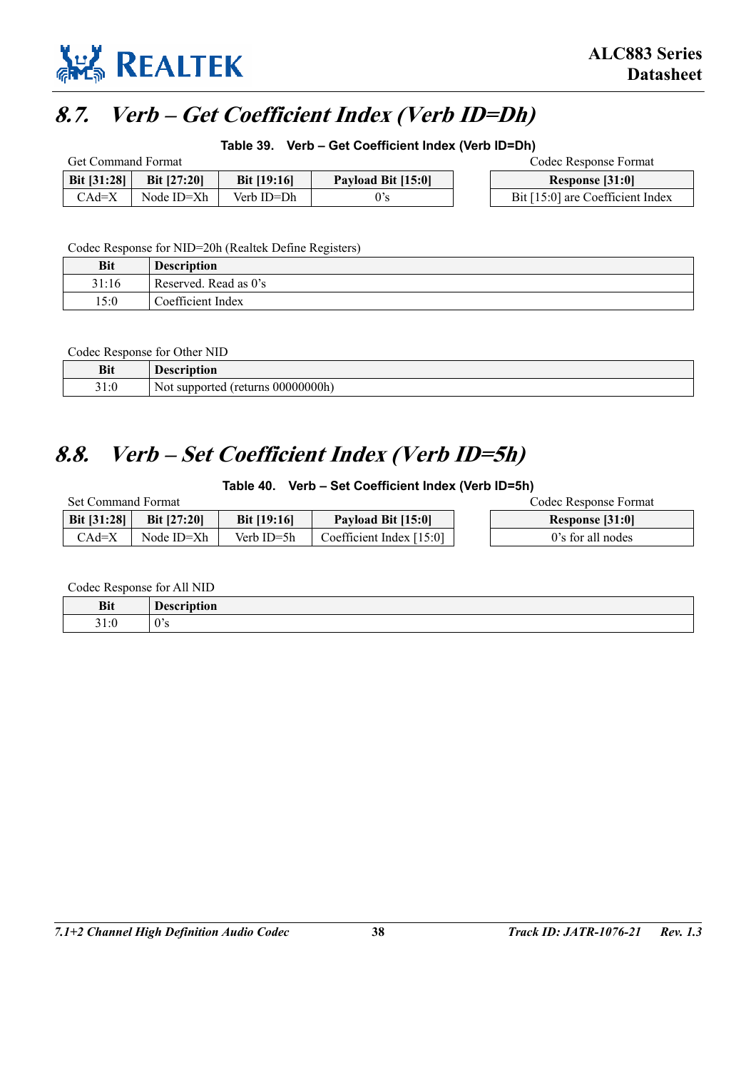## 8.7. Verb – Get Coefficient Index (Verb ID=Dh)

**Table 39. Verb – Get Coefficient Index (Verb ID=Dh)**

Get Command Format

| Bit [31:28] | Bit [27:20] | Bit [19:16] | Payload Bit [15:0] |
|---|---|---|---|
| CAd=X | Node ID=Xh | Verb ID=Dh | 0's |

Codec Response Format

| Response [31:0] |
|---|
| Bit [15:0] are Coefficient Index |

Codec Response for NID=20h (Realtek Define Registers)

| Bit | Description |
|---|---|
| 31:16 | Reserved. Read as 0's |
| 15:0 | Coefficient Index |

Codec Response for Other NID

| Bit | Description |
|---|---|
| 31:0 | Not supported (returns 00000000h) |

## 8.8. Verb – Set Coefficient Index (Verb ID=5h)

**Table 40. Verb – Set Coefficient Index (Verb ID=5h)**

Set Command Format

| Bit [31:28] | Bit [27:20] | Bit [19:16] | Payload Bit [15:0] |
|---|---|---|---|
| CAd=X | Node ID=Xh | Verb ID=5h | Coefficient Index [15:0] |

Codec Response Format

| Response [31:0] |
|---|
| 0's for all nodes |

Codec Response for All NID

| Bit | Description |
|---|---|
| 31:0 | 0's |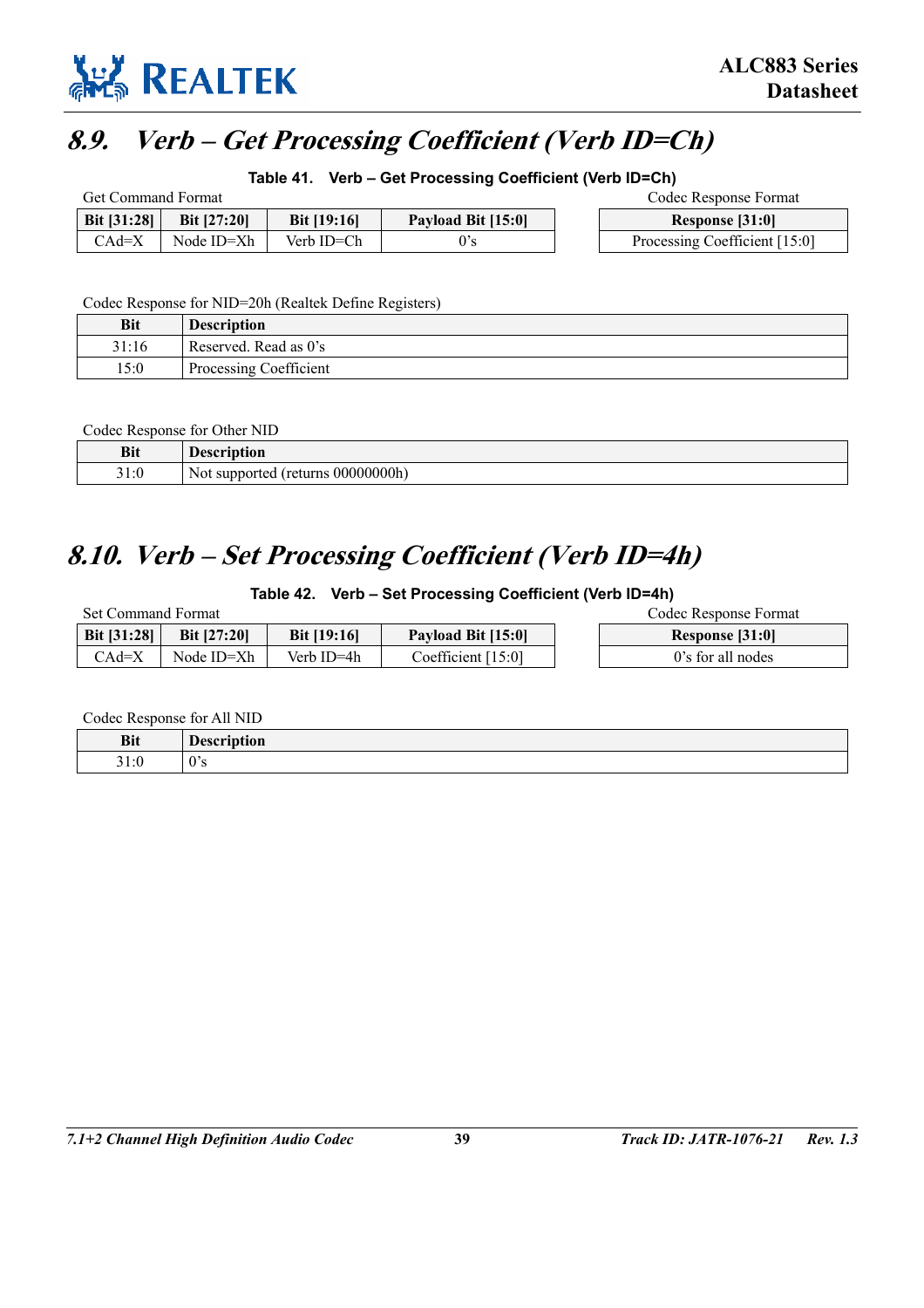## 8.9. Verb – Get Processing Coefficient (Verb ID=Ch)

**Table 41. Verb – Get Processing Coefficient (Verb ID=Ch)**

Get Command Format

| Bit [31:28] | Bit [27:20] | Bit [19:16] | Payload Bit [15:0] |
|---|---|---|---|
| CAd=X | Node ID=Xh | Verb ID=Ch | 0's |

Codec Response Format

| Response [31:0] |
|---|
| Processing Coefficient [15:0] |

Codec Response for NID=20h (Realtek Define Registers)

| Bit | Description |
|---|---|
| 31:16 | Reserved. Read as 0's |
| 15:0 | Processing Coefficient |

Codec Response for Other NID

| Bit | Description |
|---|---|
| 31:0 | Not supported (returns 00000000h) |

## 8.10. Verb – Set Processing Coefficient (Verb ID=4h)

**Table 42. Verb – Set Processing Coefficient (Verb ID=4h)**

Set Command Format

| Bit [31:28] | Bit [27:20] | Bit [19:16] | Payload Bit [15:0] |
|---|---|---|---|
| CAd=X | Node ID=Xh | Verb ID=4h | Coefficient [15:0] |

Codec Response Format

| Response [31:0] |
|---|
| 0's for all nodes |

Codec Response for All NID

| Bit | Description |
|---|---|
| 31:0 | 0's |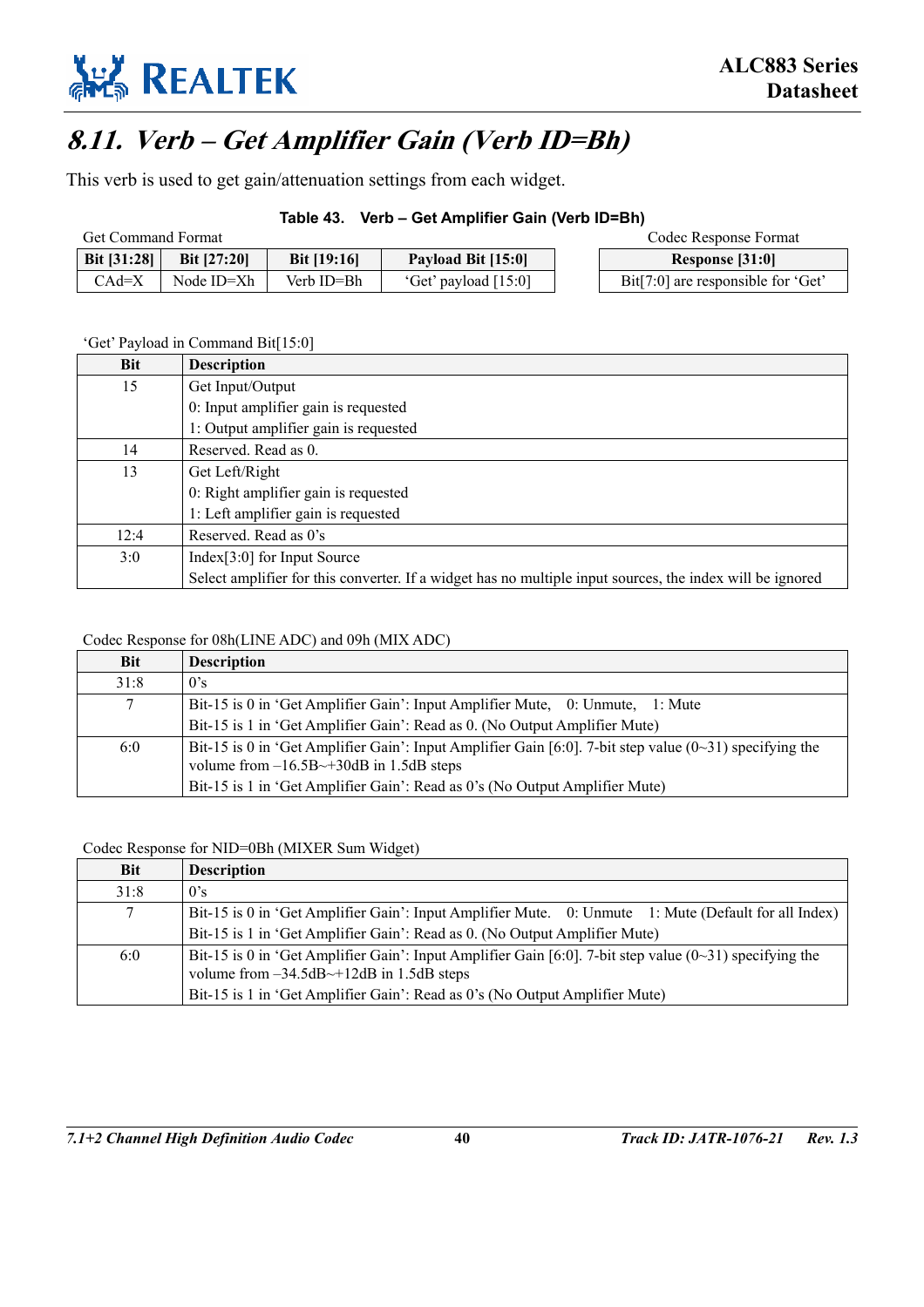## 8.11. Verb – Get Amplifier Gain (Verb ID=Bh)

This verb is used to get gain/attenuation settings from each widget.

**Table 43. Verb – Get Amplifier Gain (Verb ID=Bh)**

Get Command Format

| Bit [31:28] | Bit [27:20] | Bit [19:16] | Payload Bit [15:0] |
|---|---|---|---|
| CAd=X | Node ID=Xh | Verb ID=Bh | 'Get' payload [15:0] |

Codec Response Format

| Response [31:0] |
|---|
| Bit[7:0] are responsible for 'Get' |

'Get' Payload in Command Bit[15:0]

| Bit | Description |
|---|---|
| 15 | Get Input/Output<br>0: Input amplifier gain is requested<br>1: Output amplifier gain is requested |
| 14 | Reserved. Read as 0. |
| 13 | Get Left/Right<br>0: Right amplifier gain is requested<br>1: Left amplifier gain is requested |
| 12:4 | Reserved. Read as 0's |
| 3:0 | Index[3:0] for Input Source<br>Select amplifier for this converter. If a widget has no multiple input sources, the index will be ignored |

Codec Response for 08h(LINE ADC) and 09h (MIX ADC)

| Bit | Description |
|---|---|
| 31:8 | 0's |
| 7 | Bit-15 is 0 in 'Get Amplifier Gain': Input Amplifier Mute, 0: Unmute, 1: Mute<br>Bit-15 is 1 in 'Get Amplifier Gain': Read as 0. (No Output Amplifier Mute) |
| 6:0 | Bit-15 is 0 in 'Get Amplifier Gain': Input Amplifier Gain [6:0]. 7-bit step value (0~31) specifying the volume from –16.5B~+30dB in 1.5dB steps<br>Bit-15 is 1 in 'Get Amplifier Gain': Read as 0's (No Output Amplifier Mute) |

Codec Response for NID=0Bh (MIXER Sum Widget)

| Bit | Description |
|---|---|
| 31:8 | 0's |
| 7 | Bit-15 is 0 in 'Get Amplifier Gain': Input Amplifier Mute. 0: Unmute 1: Mute (Default for all Index)<br>Bit-15 is 1 in 'Get Amplifier Gain': Read as 0. (No Output Amplifier Mute) |
| 6:0 | Bit-15 is 0 in 'Get Amplifier Gain': Input Amplifier Gain [6:0]. 7-bit step value (0~31) specifying the volume from –34.5dB~+12dB in 1.5dB steps<br>Bit-15 is 1 in 'Get Amplifier Gain': Read as 0's (No Output Amplifier Mute) |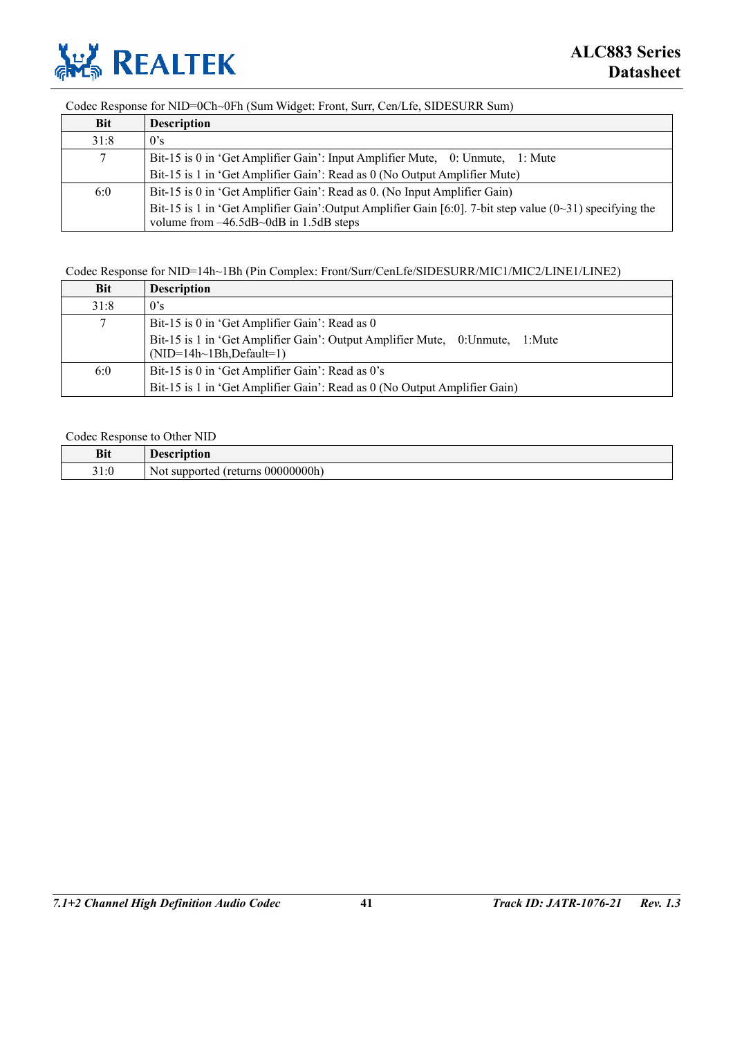Codec Response for NID=0Ch~0Fh (Sum Widget: Front, Surr, Cen/Lfe, SIDESURR Sum)

| Bit | Description |
|---|---|
| 31:8 | 0's |
| 7 | Bit-15 is 0 in 'Get Amplifier Gain': Input Amplifier Mute, 0: Unmute, 1: Mute<br>Bit-15 is 1 in 'Get Amplifier Gain': Read as 0 (No Output Amplifier Mute) |
| 6:0 | Bit-15 is 0 in 'Get Amplifier Gain': Read as 0. (No Input Amplifier Gain)<br>Bit-15 is 1 in 'Get Amplifier Gain':Output Amplifier Gain [6:0]. 7-bit step value (0~31) specifying the volume from –46.5dB~0dB in 1.5dB steps |

Codec Response for NID=14h~1Bh (Pin Complex: Front/Surr/CenLfe/SIDESURR/MIC1/MIC2/LINE1/LINE2)

| Bit | Description |
|---|---|
| 31:8 | 0's |
| 7 | Bit-15 is 0 in 'Get Amplifier Gain': Read as 0<br>Bit-15 is 1 in 'Get Amplifier Gain': Output Amplifier Mute, 0:Unmute, 1:Mute (NID=14h~1Bh,Default=1) |
| 6:0 | Bit-15 is 0 in 'Get Amplifier Gain': Read as 0's<br>Bit-15 is 1 in 'Get Amplifier Gain': Read as 0 (No Output Amplifier Gain) |

Codec Response to Other NID

| Bit | Description |
|---|---|
| 31:0 | Not supported (returns 00000000h) |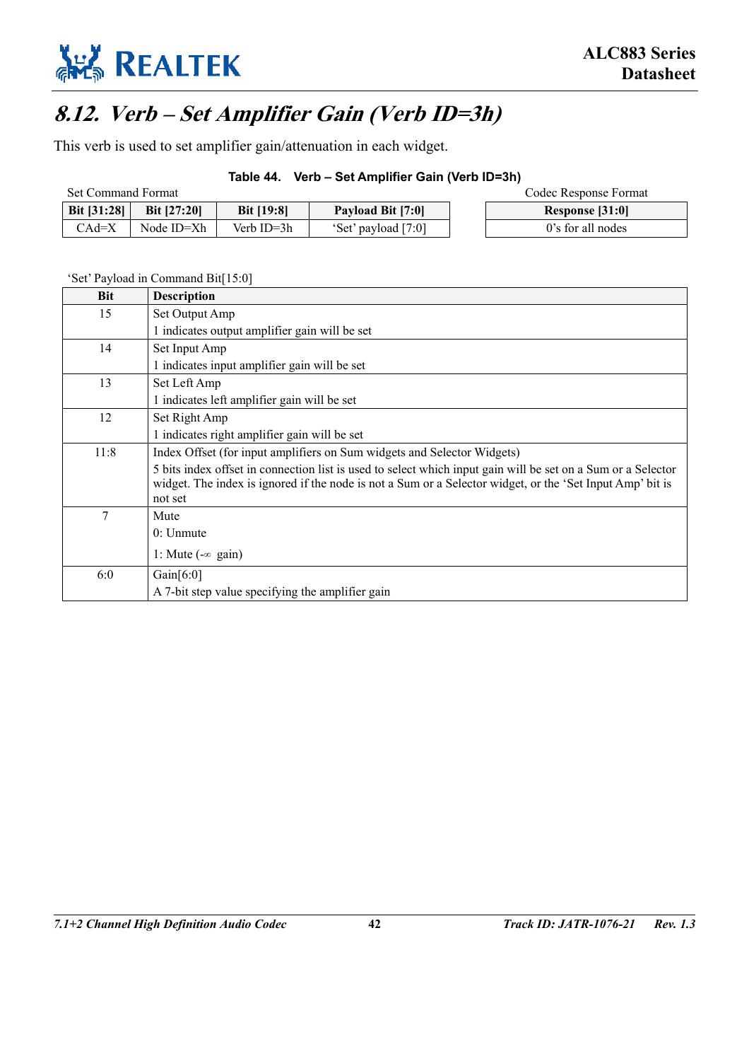## 8.12. Verb – Set Amplifier Gain (Verb ID=3h)

This verb is used to set amplifier gain/attenuation in each widget.

**Table 44. Verb – Set Amplifier Gain (Verb ID=3h)**

Set Command Format

| Bit [31:28] | Bit [27:20] | Bit [19:8] | Payload Bit [7:0] |
|---|---|---|---|
| CAd=X | Node ID=Xh | Verb ID=3h | 'Set' payload [7:0] |

Codec Response Format

| Response [31:0] |
|---|
| 0's for all nodes |

'Set' Payload in Command Bit[15:0]

| Bit | Description |
|---|---|
| 15 | Set Output Amp<br>1 indicates output amplifier gain will be set |
| 14 | Set Input Amp<br>1 indicates input amplifier gain will be set |
| 13 | Set Left Amp<br>1 indicates left amplifier gain will be set |
| 12 | Set Right Amp<br>1 indicates right amplifier gain will be set |
| 11:8 | Index Offset (for input amplifiers on Sum widgets and Selector Widgets)<br>5 bits index offset in connection list is used to select which input gain will be set on a Sum or a Selector widget. The index is ignored if the node is not a Sum or a Selector widget, or the 'Set Input Amp' bit is not set |
| 7 | Mute<br>0: Unmute<br>1: Mute (-∞ gain) |
| 6:0 | Gain[6:0]<br>A 7-bit step value specifying the amplifier gain |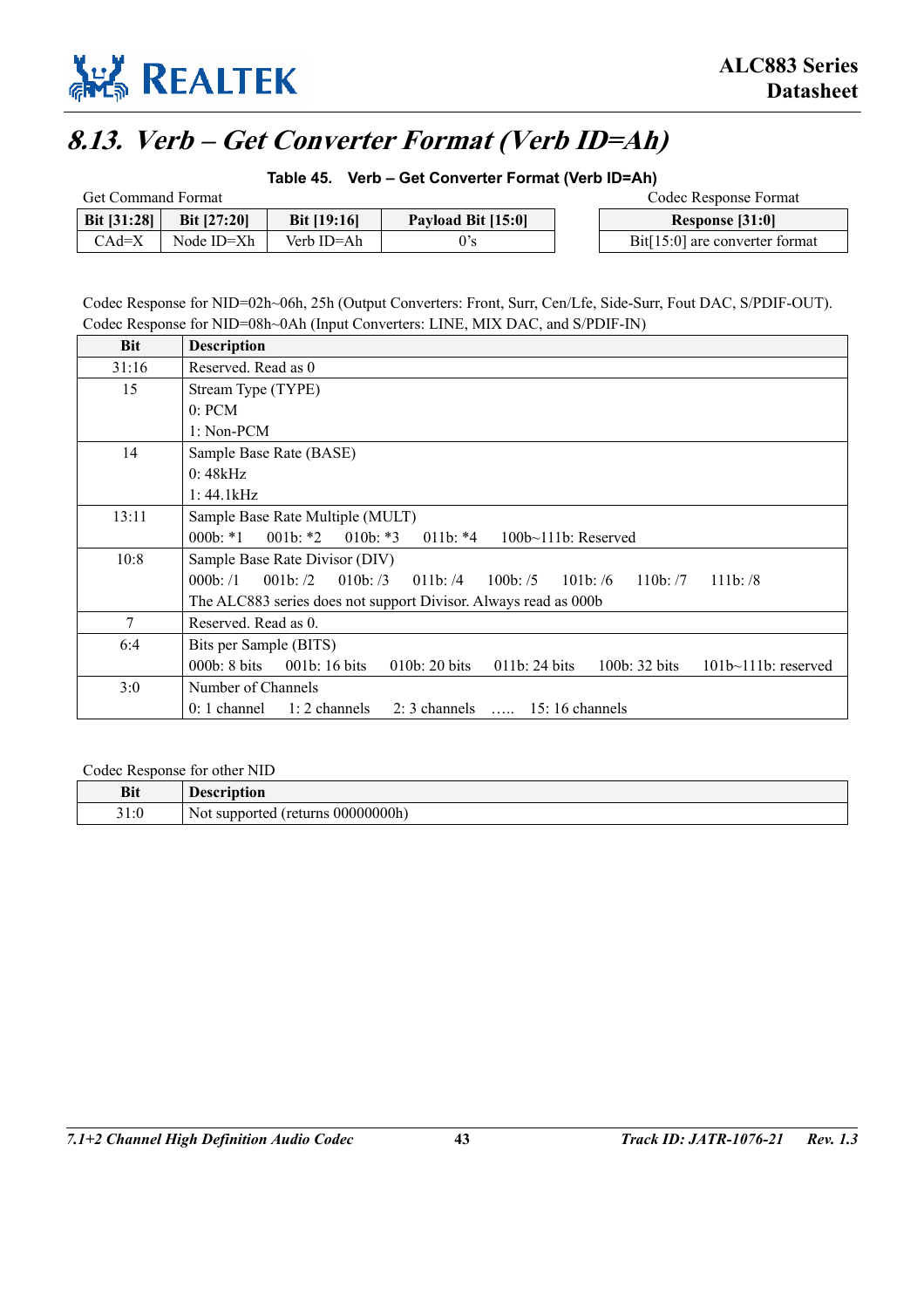## 8.13. Verb – Get Converter Format (Verb ID=Ah)

**Table 45. Verb – Get Converter Format (Verb ID=Ah)**

Get Command Format

| Bit [31:28] | Bit [27:20] | Bit [19:16] | Payload Bit [15:0] |
|---|---|---|---|
| CAd=X | Node ID=Xh | Verb ID=Ah | 0's |

Codec Response Format

| Response [31:0] |
|---|
| Bit[15:0] are converter format |

Codec Response for NID=02h~06h, 25h (Output Converters: Front, Surr, Cen/Lfe, Side-Surr, Fout DAC, S/PDIF-OUT).
Codec Response for NID=08h~0Ah (Input Converters: LINE, MIX DAC, and S/PDIF-IN)

| Bit | Description |
|---|---|
| 31:16 | Reserved. Read as 0 |
| 15 | Stream Type (TYPE)<br>0: PCM<br>1: Non-PCM |
| 14 | Sample Base Rate (BASE)<br>0: 48kHz<br>1: 44.1kHz |
| 13:11 | Sample Base Rate Multiple (MULT)<br>000b: *1 001b: *2 010b: *3 011b: *4 100b~111b: Reserved |
| 10:8 | Sample Base Rate Divisor (DIV)<br>000b: /1 001b: /2 010b: /3 011b: /4 100b: /5 101b: /6 110b: /7 111b: /8<br>The ALC883 series does not support Divisor. Always read as 000b |
| 7 | Reserved. Read as 0. |
| 6:4 | Bits per Sample (BITS)<br>000b: 8 bits 001b: 16 bits 010b: 20 bits 011b: 24 bits 100b: 32 bits 101b~111b: reserved |
| 3:0 | Number of Channels<br>0: 1 channel 1: 2 channels 2: 3 channels ….. 15: 16 channels |

Codec Response for other NID

| Bit | Description |
|---|---|
| 31:0 | Not supported (returns 00000000h) |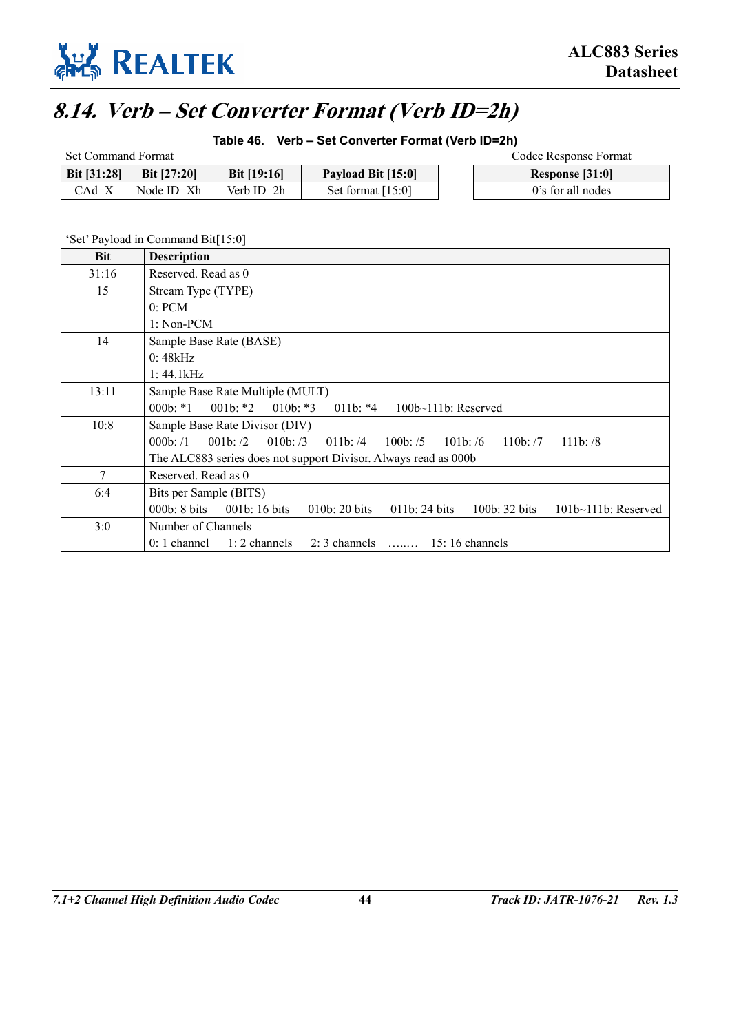## 8.14. Verb – Set Converter Format (Verb ID=2h)

**Table 46. Verb – Set Converter Format (Verb ID=2h)**

Set Command Format

| Bit [31:28] | Bit [27:20] | Bit [19:16] | Payload Bit [15:0] |
|---|---|---|---|
| CAd=X | Node ID=Xh | Verb ID=2h | Set format [15:0] |

Codec Response Format

| Response [31:0] |
|---|
| 0's for all nodes |

'Set' Payload in Command Bit[15:0]

| Bit | Description |
|---|---|
| 31:16 | Reserved. Read as 0 |
| 15 | Stream Type (TYPE)<br>0: PCM<br>1: Non-PCM |
| 14 | Sample Base Rate (BASE)<br>0: 48kHz<br>1: 44.1kHz |
| 13:11 | Sample Base Rate Multiple (MULT)<br>000b: *1 001b: *2 010b: *3 011b: *4 100b~111b: Reserved |
| 10:8 | Sample Base Rate Divisor (DIV)<br>000b: /1 001b: /2 010b: /3 011b: /4 100b: /5 101b: /6 110b: /7 111b: /8<br>The ALC883 series does not support Divisor. Always read as 000b |
| 7 | Reserved. Read as 0 |
| 6:4 | Bits per Sample (BITS)<br>000b: 8 bits 001b: 16 bits 010b: 20 bits 011b: 24 bits 100b: 32 bits 101b~111b: Reserved |
| 3:0 | Number of Channels<br>0: 1 channel 1: 2 channels 2: 3 channels ……. 15: 16 channels |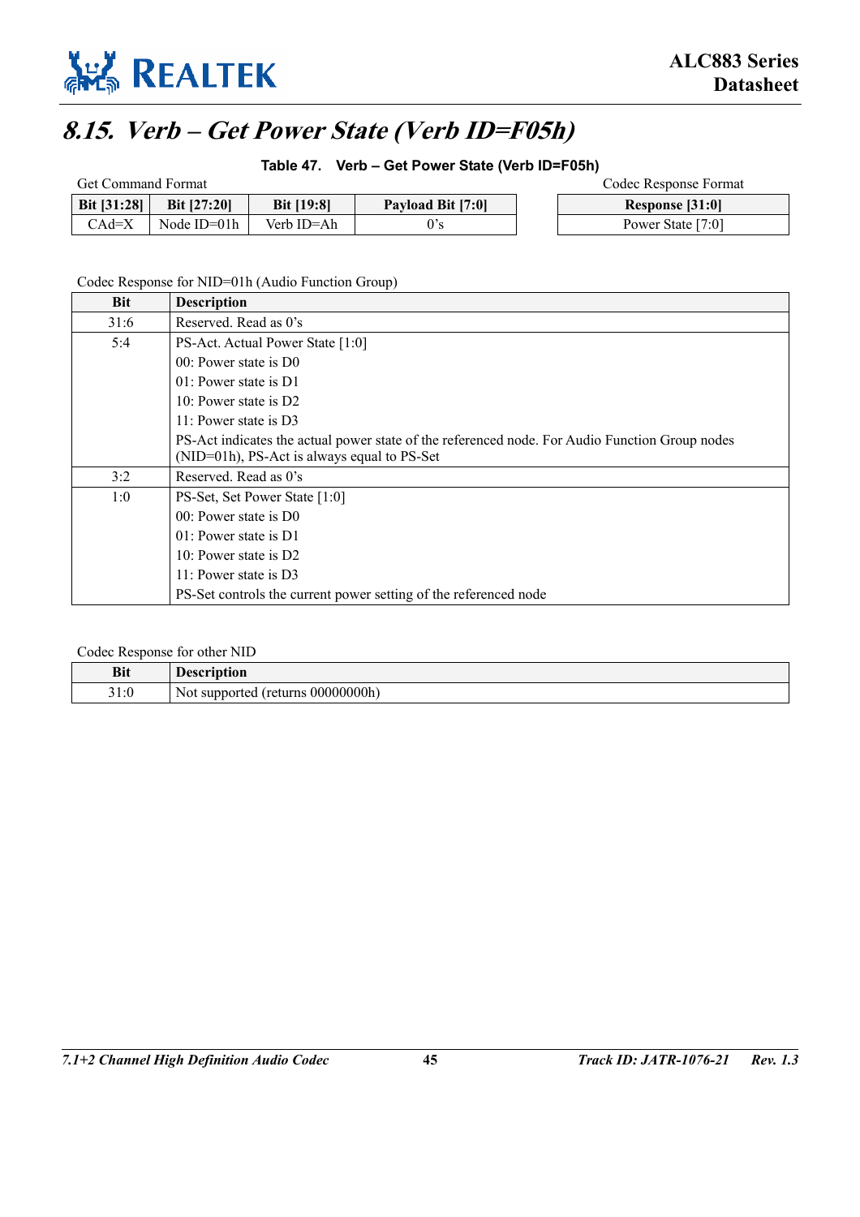## 8.15. Verb – Get Power State (Verb ID=F05h)

**Table 47. Verb – Get Power State (Verb ID=F05h)**

Get Command Format

| Bit [31:28] | Bit [27:20] | Bit [19:8] | Payload Bit [7:0] |
|---|---|---|---|
| CAd=X | Node ID=01h | Verb ID=Ah | 0's |

Codec Response Format

| Response [31:0] |
|---|
| Power State [7:0] |

Codec Response for NID=01h (Audio Function Group)

| Bit | Description |
|---|---|
| 31:6 | Reserved. Read as 0's |
| 5:4 | PS-Act. Actual Power State [1:0]<br>00: Power state is D0<br>01: Power state is D1<br>10: Power state is D2<br>11: Power state is D3<br>PS-Act indicates the actual power state of the referenced node. For Audio Function Group nodes (NID=01h), PS-Act is always equal to PS-Set |
| 3:2 | Reserved. Read as 0's |
| 1:0 | PS-Set, Set Power State [1:0]<br>00: Power state is D0<br>01: Power state is D1<br>10: Power state is D2<br>11: Power state is D3<br>PS-Set controls the current power setting of the referenced node |

Codec Response for other NID

| Bit | Description |
|---|---|
| 31:0 | Not supported (returns 00000000h) |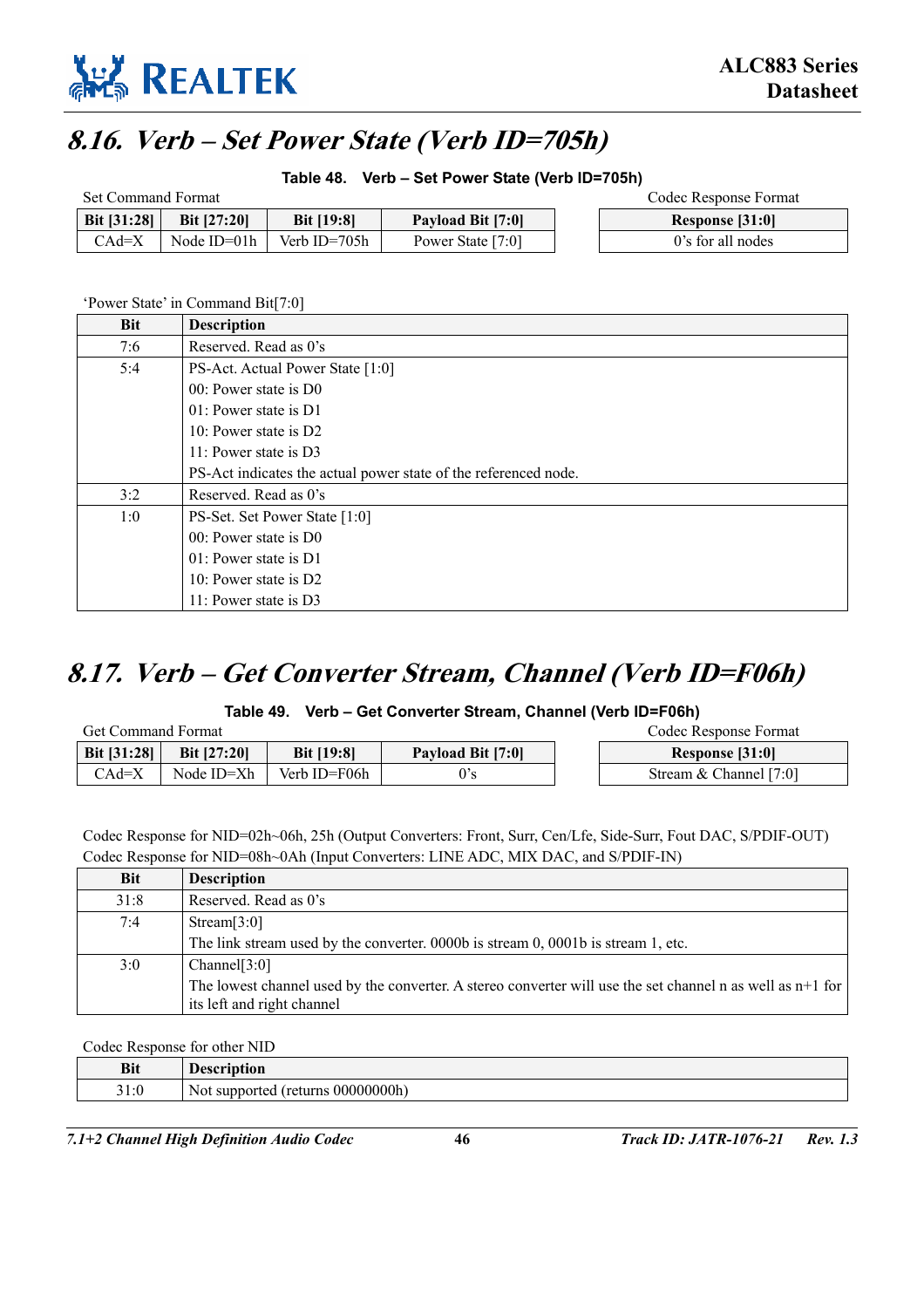## 8.16. Verb – Set Power State (Verb ID=705h)

**Table 48. Verb – Set Power State (Verb ID=705h)**

Set Command Format

| Bit [31:28] | Bit [27:20] | Bit [19:8] | Payload Bit [7:0] |
|---|---|---|---|
| CAd=X | Node ID=01h | Verb ID=705h | Power State [7:0] |

Codec Response Format

| Response [31:0] |
|---|
| 0's for all nodes |

'Power State' in Command Bit[7:0]

| Bit | Description |
|---|---|
| 7:6 | Reserved. Read as 0's |
| 5:4 | PS-Act. Actual Power State [1:0]<br>00: Power state is D0<br>01: Power state is D1<br>10: Power state is D2<br>11: Power state is D3<br>PS-Act indicates the actual power state of the referenced node. |
| 3:2 | Reserved. Read as 0's |
| 1:0 | PS-Set. Set Power State [1:0]<br>00: Power state is D0<br>01: Power state is D1<br>10: Power state is D2<br>11: Power state is D3 |

## 8.17. Verb – Get Converter Stream, Channel (Verb ID=F06h)

**Table 49. Verb – Get Converter Stream, Channel (Verb ID=F06h)**

Get Command Format

| Bit [31:28] | Bit [27:20] | Bit [19:8] | Payload Bit [7:0] |
|---|---|---|---|
| CAd=X | Node ID=Xh | Verb ID=F06h | 0's |

Codec Response Format

| Response [31:0] |
|---|
| Stream & Channel [7:0] |

Codec Response for NID=02h~06h, 25h (Output Converters: Front, Surr, Cen/Lfe, Side-Surr, Fout DAC, S/PDIF-OUT)
Codec Response for NID=08h~0Ah (Input Converters: LINE ADC, MIX DAC, and S/PDIF-IN)

| Bit | Description |
|---|---|
| 31:8 | Reserved. Read as 0's |
| 7:4 | Stream[3:0]<br>The link stream used by the converter. 0000b is stream 0, 0001b is stream 1, etc. |
| 3:0 | Channel[3:0]<br>The lowest channel used by the converter. A stereo converter will use the set channel n as well as n+1 for its left and right channel |

Codec Response for other NID

| Bit | Description |
|---|---|
| 31:0 | Not supported (returns 00000000h) |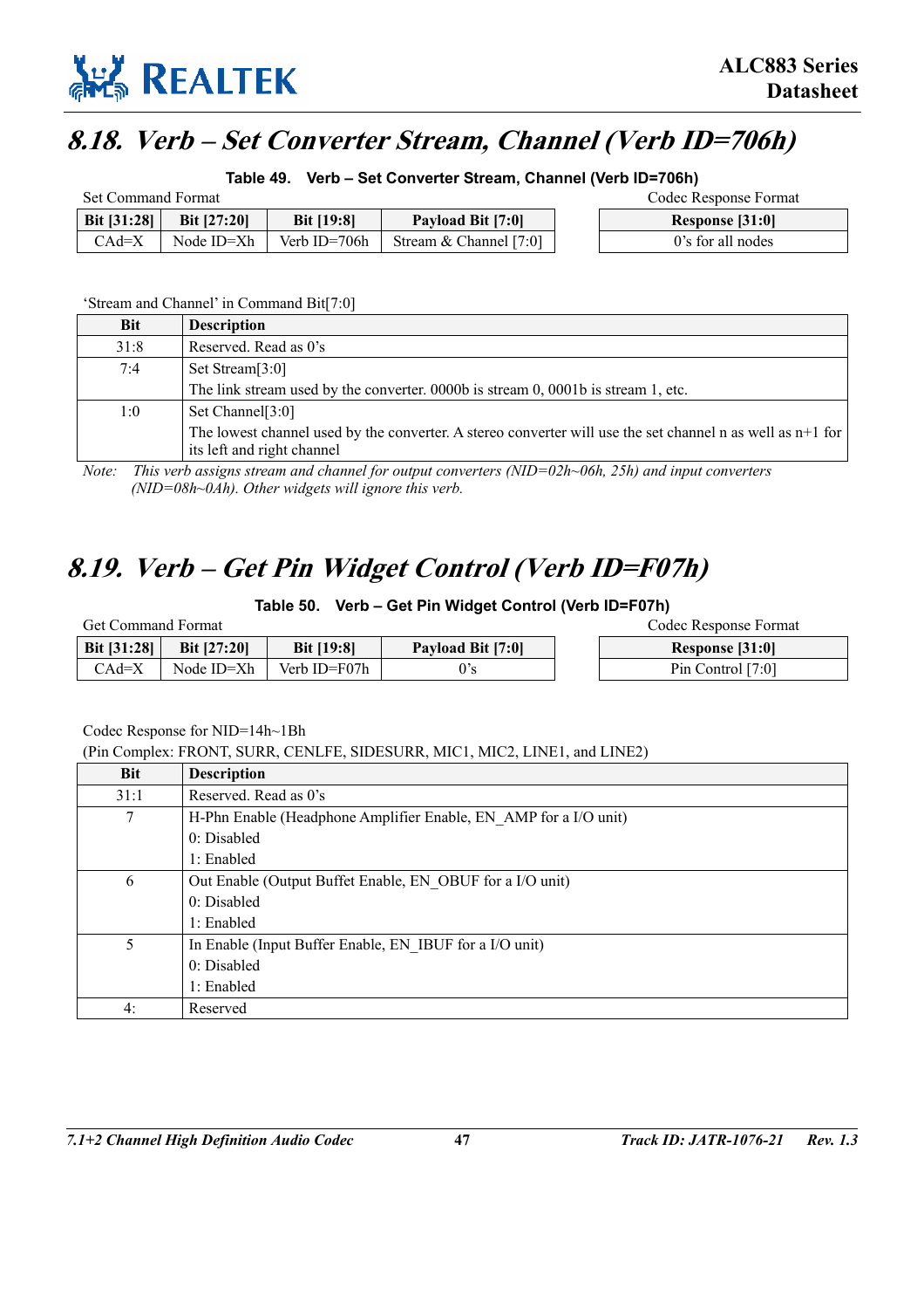## 8.18. Verb – Set Converter Stream, Channel (Verb ID=706h)

**Table 49. Verb – Set Converter Stream, Channel (Verb ID=706h)**

Set Command Format

| Bit [31:28] | Bit [27:20] | Bit [19:8] | Payload Bit [7:0] |
|---|---|---|---|
| CAd=X | Node ID=Xh | Verb ID=706h | Stream & Channel [7:0] |

Codec Response Format

| Response [31:0] |
|---|
| 0's for all nodes |

'Stream and Channel' in Command Bit[7:0]

| Bit | Description |
|---|---|
| 31:8 | Reserved. Read as 0's |
| 7:4 | Set Stream[3:0]<br>The link stream used by the converter. 0000b is stream 0, 0001b is stream 1, etc. |
| 1:0 | Set Channel[3:0]<br>The lowest channel used by the converter. A stereo converter will use the set channel n as well as n+1 for its left and right channel |

*Note: This verb assigns stream and channel for output converters (NID=02h~06h, 25h) and input converters (NID=08h~0Ah). Other widgets will ignore this verb.*

## 8.19. Verb – Get Pin Widget Control (Verb ID=F07h)

**Table 50. Verb – Get Pin Widget Control (Verb ID=F07h)**

Get Command Format

| Bit [31:28] | Bit [27:20] | Bit [19:8] | Payload Bit [7:0] |
|---|---|---|---|
| CAd=X | Node ID=Xh | Verb ID=F07h | 0's |

Codec Response Format

| Response [31:0] |
|---|
| Pin Control [7:0] |

Codec Response for NID=14h~1Bh
(Pin Complex: FRONT, SURR, CENLFE, SIDESURR, MIC1, MIC2, LINE1, and LINE2)

| Bit | Description |
|---|---|
| 31:1 | Reserved. Read as 0's |
| 7 | H-Phn Enable (Headphone Amplifier Enable, EN_AMP for a I/O unit)<br>0: Disabled<br>1: Enabled |
| 6 | Out Enable (Output Buffet Enable, EN_OBUF for a I/O unit)<br>0: Disabled<br>1: Enabled |
| 5 | In Enable (Input Buffer Enable, EN_IBUF for a I/O unit)<br>0: Disabled<br>1: Enabled |
| 4: | Reserved |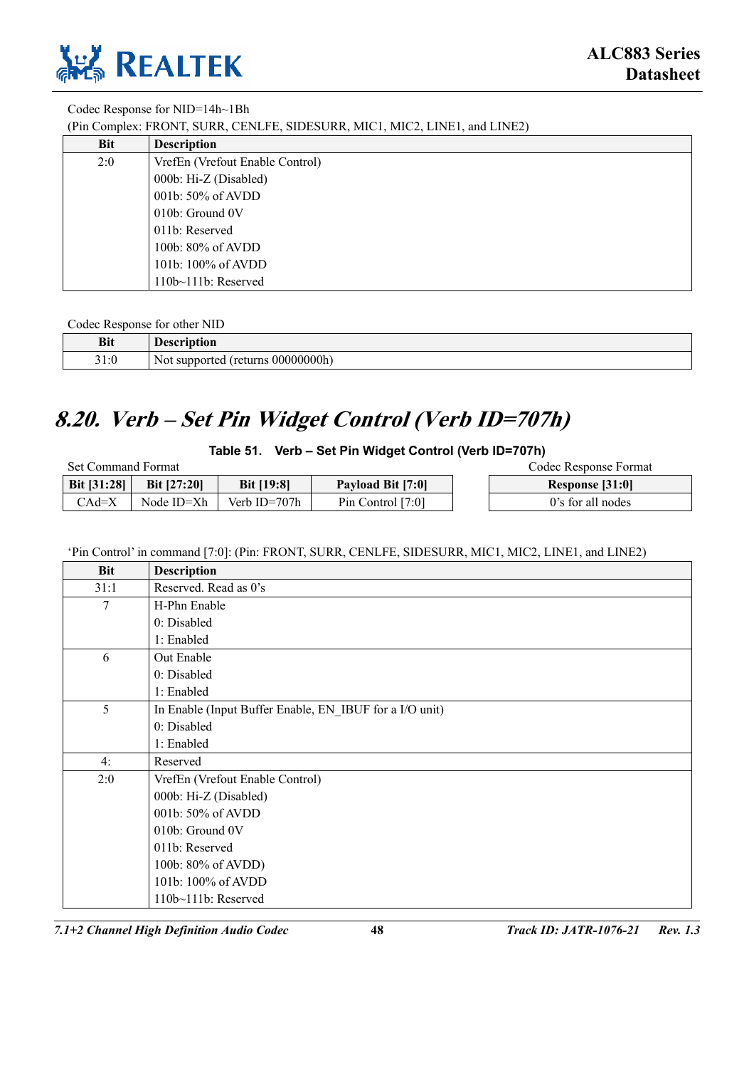Codec Response for NID=14h~1Bh
(Pin Complex: FRONT, SURR, CENLFE, SIDESURR, MIC1, MIC2, LINE1, and LINE2)

| Bit | Description |
|---|---|
| 2:0 | VrefEn (Vrefout Enable Control)<br>000b: Hi-Z (Disabled)<br>001b: 50% of AVDD<br>010b: Ground 0V<br>011b: Reserved<br>100b: 80% of AVDD<br>101b: 100% of AVDD<br>110b~111b: Reserved |

Codec Response for other NID

| Bit | Description |
|---|---|
| 31:0 | Not supported (returns 00000000h) |

# *8.20. Verb – Set Pin Widget Control (Verb ID=707h)*

**Table 51. Verb – Set Pin Widget Control (Verb ID=707h)**

Set Command Format

| Bit [31:28] | Bit [27:20] | Bit [19:8] | Payload Bit [7:0] |
|---|---|---|---|
| CAd=X | Node ID=Xh | Verb ID=707h | Pin Control [7:0] |

Codec Response Format

| Response [31:0] |
|---|
| 0's for all nodes |

'Pin Control' in command [7:0]: (Pin: FRONT, SURR, CENLFE, SIDESURR, MIC1, MIC2, LINE1, and LINE2)

| Bit | Description |
|---|---|
| 31:1 | Reserved. Read as 0's |
| 7 | H-Phn Enable<br>0: Disabled<br>1: Enabled |
| 6 | Out Enable<br>0: Disabled<br>1: Enabled |
| 5 | In Enable (Input Buffer Enable, EN_IBUF for a I/O unit)<br>0: Disabled<br>1: Enabled |
| 4: | Reserved |
| 2:0 | VrefEn (Vrefout Enable Control)<br>000b: Hi-Z (Disabled)<br>001b: 50% of AVDD<br>010b: Ground 0V<br>011b: Reserved<br>100b: 80% of AVDD)<br>101b: 100% of AVDD<br>110b~111b: Reserved |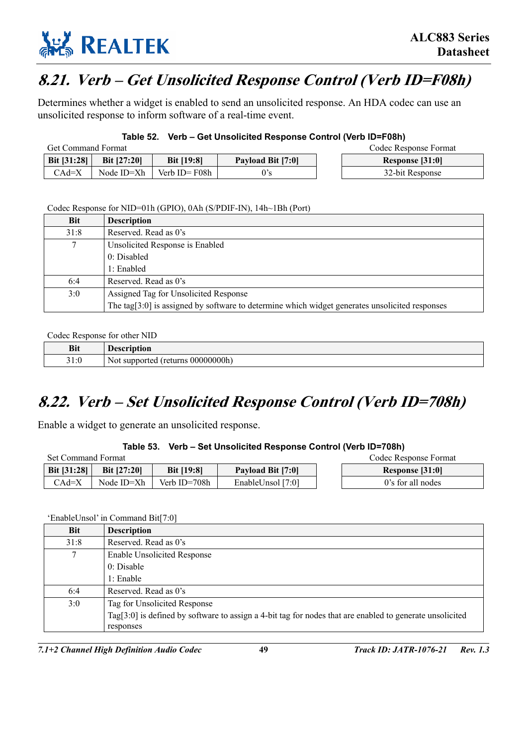## 8.21. Verb – Get Unsolicited Response Control (Verb ID=F08h)

Determines whether a widget is enabled to send an unsolicited response. An HDA codec can use an unsolicited response to inform software of a real-time event.

**Table 52. Verb – Get Unsolicited Response Control (Verb ID=F08h)**

Get Command Format

| Bit [31:28] | Bit [27:20] | Bit [19:8] | Payload Bit [7:0] |
|---|---|---|---|
| CAd=X | Node ID=Xh | Verb ID= F08h | 0's |

Codec Response Format

| Response [31:0] |
|---|
| 32-bit Response |

Codec Response for NID=01h (GPIO), 0Ah (S/PDIF-IN), 14h~1Bh (Port)

| Bit | Description |
|---|---|
| 31:8 | Reserved. Read as 0's |
| 7 | Unsolicited Response is Enabled<br>0: Disabled<br>1: Enabled |
| 6:4 | Reserved. Read as 0's |
| 3:0 | Assigned Tag for Unsolicited Response<br>The tag[3:0] is assigned by software to determine which widget generates unsolicited responses |

Codec Response for other NID

| Bit | Description |
|---|---|
| 31:0 | Not supported (returns 00000000h) |

## 8.22. Verb – Set Unsolicited Response Control (Verb ID=708h)

Enable a widget to generate an unsolicited response.

**Table 53. Verb – Set Unsolicited Response Control (Verb ID=708h)**

Set Command Format

| Bit [31:28] | Bit [27:20] | Bit [19:8] | Payload Bit [7:0] |
|---|---|---|---|
| CAd=X | Node ID=Xh | Verb ID=708h | EnableUnsol [7:0] |

Codec Response Format

| Response [31:0] |
|---|
| 0's for all nodes |

'EnableUnsol' in Command Bit[7:0]

| Bit | Description |
|---|---|
| 31:8 | Reserved. Read as 0's |
| 7 | Enable Unsolicited Response<br>0: Disable<br>1: Enable |
| 6:4 | Reserved. Read as 0's |
| 3:0 | Tag for Unsolicited Response<br>Tag[3:0] is defined by software to assign a 4-bit tag for nodes that are enabled to generate unsolicited responses |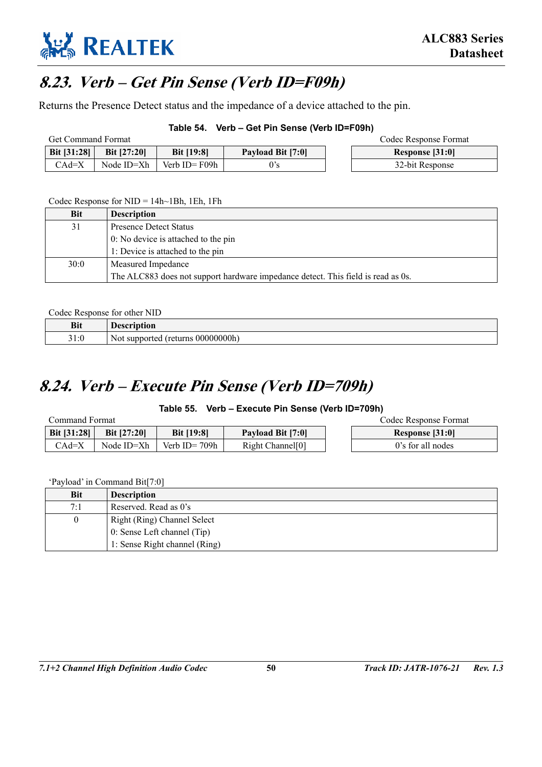## 8.23. Verb – Get Pin Sense (Verb ID=F09h)

Returns the Presence Detect status and the impedance of a device attached to the pin.

**Table 54. Verb – Get Pin Sense (Verb ID=F09h)**

Get Command Format

| Bit [31:28] | Bit [27:20] | Bit [19:8] | Payload Bit [7:0] |
|---|---|---|---|
| CAd=X | Node ID=Xh | Verb ID= F09h | 0's |

Codec Response Format

| Response [31:0] |
|---|
| 32-bit Response |

Codec Response for NID = 14h~1Bh, 1Eh, 1Fh

| Bit | Description |
|---|---|
| 31 | Presence Detect Status<br>0: No device is attached to the pin<br>1: Device is attached to the pin |
| 30:0 | Measured Impedance<br>The ALC883 does not support hardware impedance detect. This field is read as 0s. |

Codec Response for other NID

| Bit | Description |
|---|---|
| 31:0 | Not supported (returns 00000000h) |

## 8.24. Verb – Execute Pin Sense (Verb ID=709h)

**Table 55. Verb – Execute Pin Sense (Verb ID=709h)**

Command Format

| Bit [31:28] | Bit [27:20] | Bit [19:8] | Payload Bit [7:0] |
|---|---|---|---|
| CAd=X | Node ID=Xh | Verb ID= 709h | Right Channel[0] |

Codec Response Format

| Response [31:0] |
|---|
| 0's for all nodes |

'Payload' in Command Bit[7:0]

| Bit | Description |
|---|---|
| 7:1 | Reserved. Read as 0's |
| 0 | Right (Ring) Channel Select<br>0: Sense Left channel (Tip)<br>1: Sense Right channel (Ring) |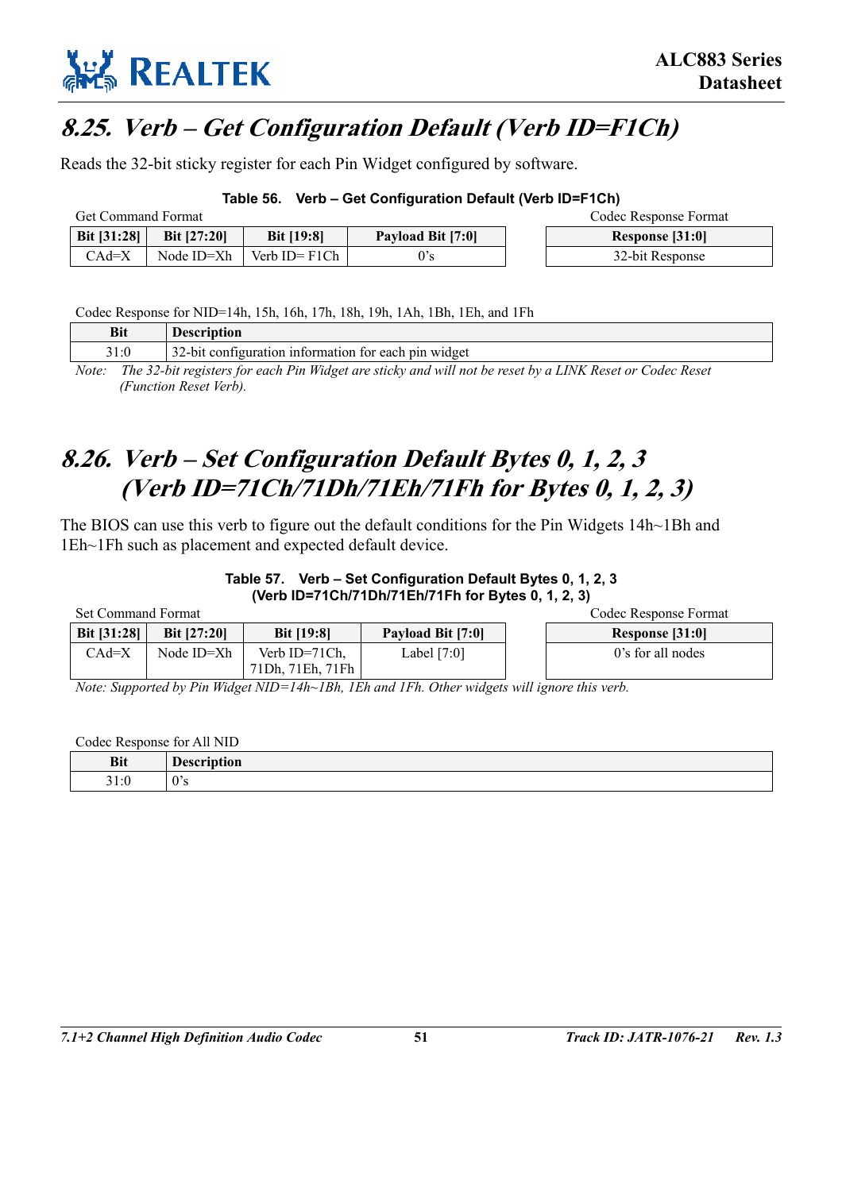## 8.25. Verb – Get Configuration Default (Verb ID=F1Ch)

Reads the 32-bit sticky register for each Pin Widget configured by software.

**Table 56. Verb – Get Configuration Default (Verb ID=F1Ch)**

Get Command Format

| Bit [31:28] | Bit [27:20] | Bit [19:8] | Payload Bit [7:0] |
|---|---|---|---|
| CAd=X | Node ID=Xh | Verb ID= F1Ch | 0's |

Codec Response Format

| Response [31:0] |
|---|
| 32-bit Response |

Codec Response for NID=14h, 15h, 16h, 17h, 18h, 19h, 1Ah, 1Bh, 1Eh, and 1Fh

| Bit | Description |
|---|---|
| 31:0 | 32-bit configuration information for each pin widget |

*Note: The 32-bit registers for each Pin Widget are sticky and will not be reset by a LINK Reset or Codec Reset (Function Reset Verb).*

## 8.26. Verb – Set Configuration Default Bytes 0, 1, 2, 3 (Verb ID=71Ch/71Dh/71Eh/71Fh for Bytes 0, 1, 2, 3)

The BIOS can use this verb to figure out the default conditions for the Pin Widgets 14h~1Bh and 1Eh~1Fh such as placement and expected default device.

**Table 57. Verb – Set Configuration Default Bytes 0, 1, 2, 3 (Verb ID=71Ch/71Dh/71Eh/71Fh for Bytes 0, 1, 2, 3)**

Set Command Format

| Bit [31:28] | Bit [27:20] | Bit [19:8] | Payload Bit [7:0] |
|---|---|---|---|
| CAd=X | Node ID=Xh | Verb ID=71Ch, 71Dh, 71Eh, 71Fh | Label [7:0] |

Codec Response Format

| Response [31:0] |
|---|
| 0's for all nodes |

*Note: Supported by Pin Widget NID=14h~1Bh, 1Eh and 1Fh. Other widgets will ignore this verb.*

Codec Response for All NID

| Bit | Description |
|---|---|
| 31:0 | 0's |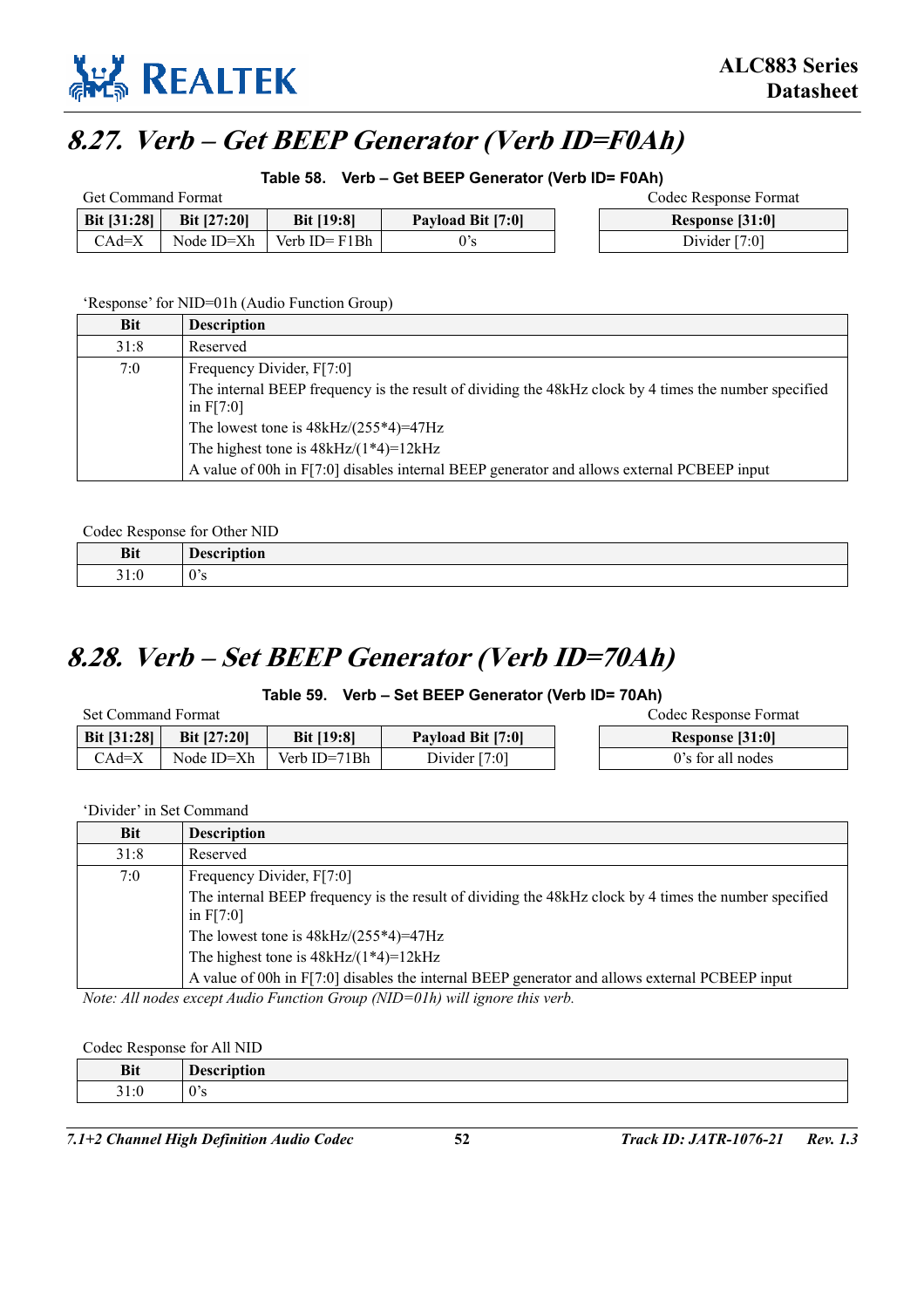## 8.27. Verb – Get BEEP Generator (Verb ID=F0Ah)

**Table 58. Verb – Get BEEP Generator (Verb ID= F0Ah)**

Get Command Format

| Bit [31:28] | Bit [27:20] | Bit [19:8] | Payload Bit [7:0] |
|---|---|---|---|
| CAd=X | Node ID=Xh | Verb ID= F1Bh | 0's |

Codec Response Format

| Response [31:0] |
|---|
| Divider [7:0] |

'Response' for NID=01h (Audio Function Group)

| Bit | Description |
|---|---|
| 31:8 | Reserved |
| 7:0 | Frequency Divider, F[7:0]<br>The internal BEEP frequency is the result of dividing the 48kHz clock by 4 times the number specified in F[7:0]<br>The lowest tone is 48kHz/(255*4)=47Hz<br>The highest tone is 48kHz/(1*4)=12kHz<br>A value of 00h in F[7:0] disables internal BEEP generator and allows external PCBEEP input |

Codec Response for Other NID

| Bit | Description |
|---|---|
| 31:0 | 0's |

## 8.28. Verb – Set BEEP Generator (Verb ID=70Ah)

**Table 59. Verb – Set BEEP Generator (Verb ID= 70Ah)**

Set Command Format

| Bit [31:28] | Bit [27:20] | Bit [19:8] | Payload Bit [7:0] |
|---|---|---|---|
| CAd=X | Node ID=Xh | Verb ID=71Bh | Divider [7:0] |

Codec Response Format

| Response [31:0] |
|---|
| 0's for all nodes |

'Divider' in Set Command

| Bit | Description |
|---|---|
| 31:8 | Reserved |
| 7:0 | Frequency Divider, F[7:0]<br>The internal BEEP frequency is the result of dividing the 48kHz clock by 4 times the number specified in F[7:0]<br>The lowest tone is 48kHz/(255*4)=47Hz<br>The highest tone is 48kHz/(1*4)=12kHz<br>A value of 00h in F[7:0] disables the internal BEEP generator and allows external PCBEEP input |

*Note: All nodes except Audio Function Group (NID=01h) will ignore this verb.*

Codec Response for All NID

| Bit | Description |
|---|---|
| 31:0 | 0's |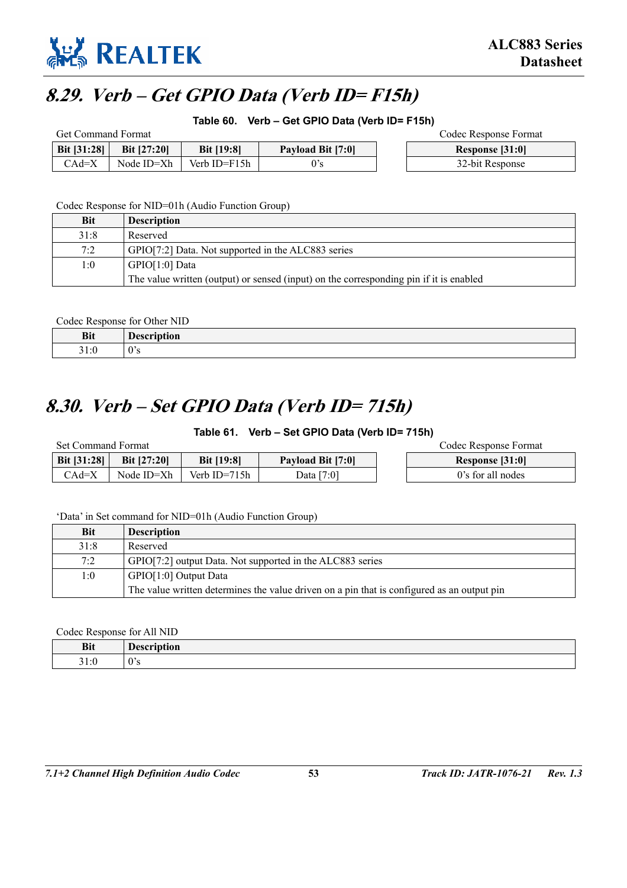## 8.29. Verb – Get GPIO Data (Verb ID= F15h)

**Table 60. Verb – Get GPIO Data (Verb ID= F15h)**

Get Command Format

| Bit [31:28] | Bit [27:20] | Bit [19:8] | Payload Bit [7:0] |
|---|---|---|---|
| CAd=X | Node ID=Xh | Verb ID=F15h | 0's |

Codec Response Format

| Response [31:0] |
|---|
| 32-bit Response |

Codec Response for NID=01h (Audio Function Group)

| Bit | Description |
|---|---|
| 31:8 | Reserved |
| 7:2 | GPIO[7:2] Data. Not supported in the ALC883 series |
| 1:0 | GPIO[1:0] Data<br>The value written (output) or sensed (input) on the corresponding pin if it is enabled |

Codec Response for Other NID

| Bit | Description |
|---|---|
| 31:0 | 0's |

## 8.30. Verb – Set GPIO Data (Verb ID= 715h)

**Table 61. Verb – Set GPIO Data (Verb ID= 715h)**

Set Command Format

| Bit [31:28] | Bit [27:20] | Bit [19:8] | Payload Bit [7:0] |
|---|---|---|---|
| CAd=X | Node ID=Xh | Verb ID=715h | Data [7:0] |

Codec Response Format

| Response [31:0] |
|---|
| 0's for all nodes |

'Data' in Set command for NID=01h (Audio Function Group)

| Bit | Description |
|---|---|
| 31:8 | Reserved |
| 7:2 | GPIO[7:2] output Data. Not supported in the ALC883 series |
| 1:0 | GPIO[1:0] Output Data<br>The value written determines the value driven on a pin that is configured as an output pin |

Codec Response for All NID

| Bit | Description |
|---|---|
| 31:0 | 0's |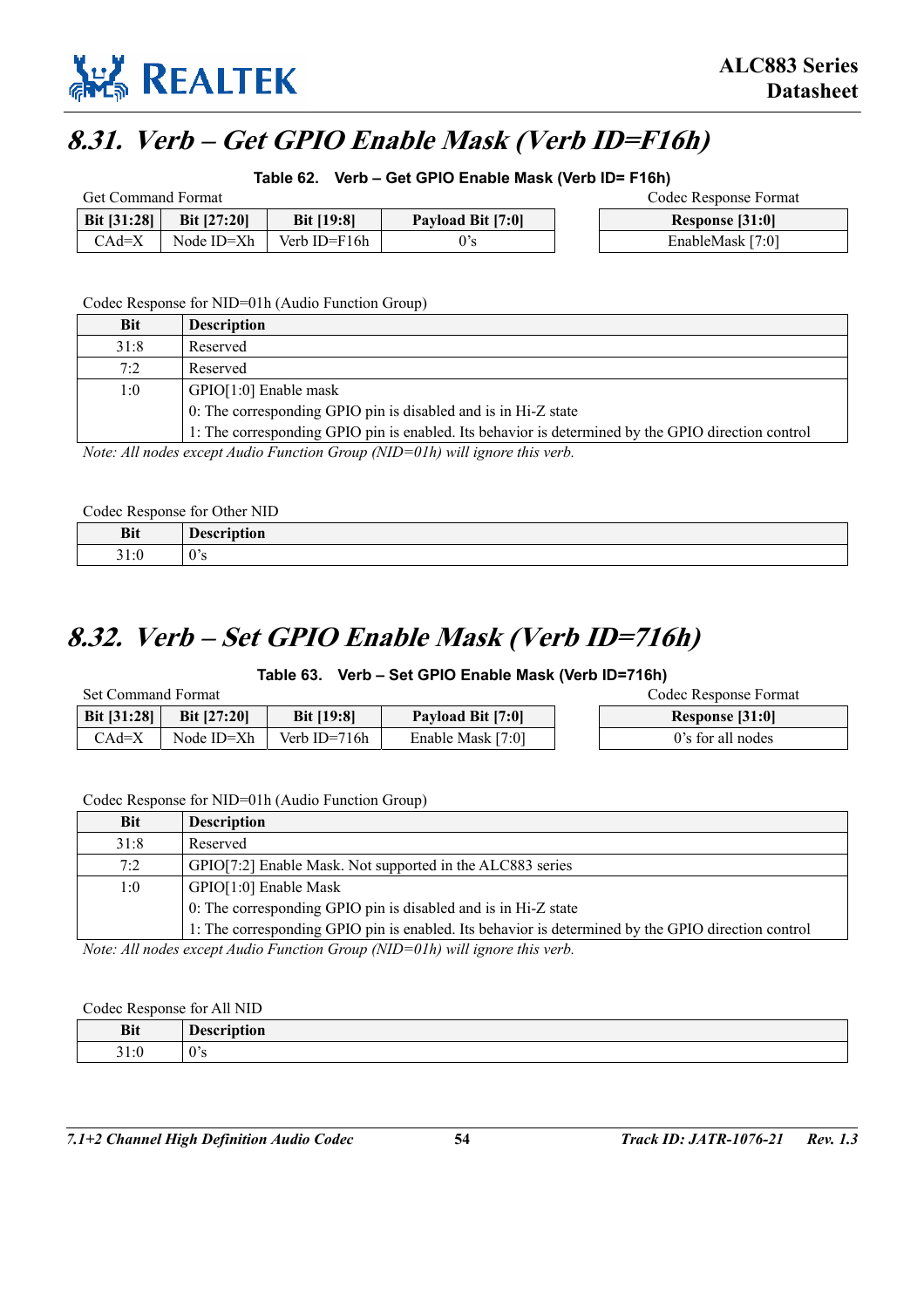## 8.31. Verb – Get GPIO Enable Mask (Verb ID=F16h)

**Table 62. Verb – Get GPIO Enable Mask (Verb ID= F16h)**

Get Command Format

| Bit [31:28] | Bit [27:20] | Bit [19:8] | Payload Bit [7:0] |
|---|---|---|---|
| CAd=X | Node ID=Xh | Verb ID=F16h | 0's |

Codec Response Format

| Response [31:0] |
|---|
| EnableMask [7:0] |

Codec Response for NID=01h (Audio Function Group)

| Bit | Description |
|---|---|
| 31:8 | Reserved |
| 7:2 | Reserved |
| 1:0 | GPIO[1:0] Enable mask<br>0: The corresponding GPIO pin is disabled and is in Hi-Z state<br>1: The corresponding GPIO pin is enabled. Its behavior is determined by the GPIO direction control |

*Note: All nodes except Audio Function Group (NID=01h) will ignore this verb.*

Codec Response for Other NID

| Bit | Description |
|---|---|
| 31:0 | 0's |

## 8.32. Verb – Set GPIO Enable Mask (Verb ID=716h)

**Table 63. Verb – Set GPIO Enable Mask (Verb ID=716h)**

Set Command Format

| Bit [31:28] | Bit [27:20] | Bit [19:8] | Payload Bit [7:0] |
|---|---|---|---|
| CAd=X | Node ID=Xh | Verb ID=716h | Enable Mask [7:0] |

Codec Response Format

| Response [31:0] |
|---|
| 0's for all nodes |

Codec Response for NID=01h (Audio Function Group)

| Bit | Description |
|---|---|
| 31:8 | Reserved |
| 7:2 | GPIO[7:2] Enable Mask. Not supported in the ALC883 series |
| 1:0 | GPIO[1:0] Enable Mask<br>0: The corresponding GPIO pin is disabled and is in Hi-Z state<br>1: The corresponding GPIO pin is enabled. Its behavior is determined by the GPIO direction control |

*Note: All nodes except Audio Function Group (NID=01h) will ignore this verb.*

Codec Response for All NID

| Bit | Description |
|---|---|
| 31:0 | 0's |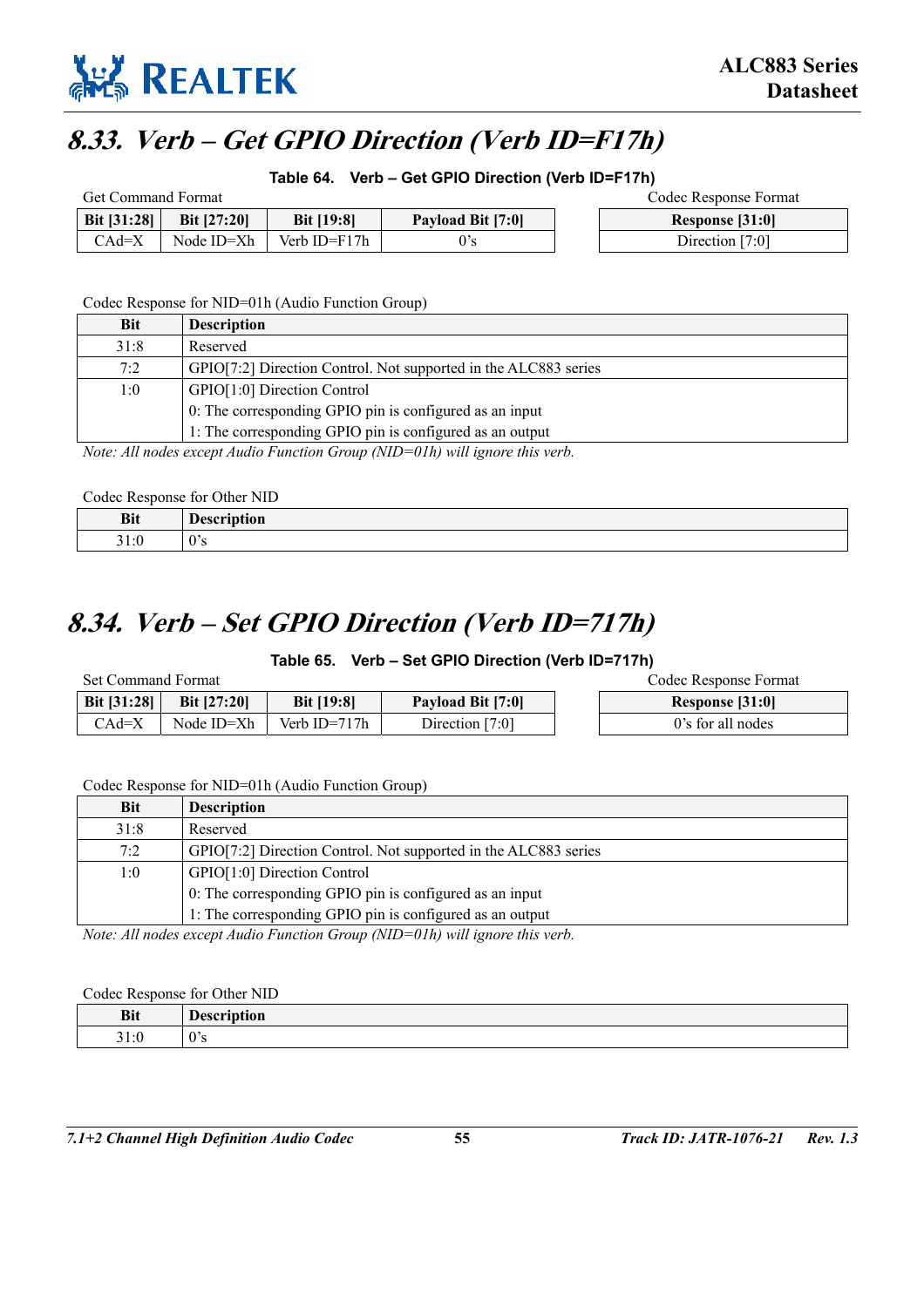## 8.33. Verb – Get GPIO Direction (Verb ID=F17h)

**Table 64. Verb – Get GPIO Direction (Verb ID=F17h)**

Get Command Format

| Bit [31:28] | Bit [27:20] | Bit [19:8] | Payload Bit [7:0] |
|---|---|---|---|
| CAd=X | Node ID=Xh | Verb ID=F17h | 0's |

Codec Response Format

| Response [31:0] |
|---|
| Direction [7:0] |

Codec Response for NID=01h (Audio Function Group)

| Bit | Description |
|---|---|
| 31:8 | Reserved |
| 7:2 | GPIO[7:2] Direction Control. Not supported in the ALC883 series |
| 1:0 | GPIO[1:0] Direction Control<br>0: The corresponding GPIO pin is configured as an input<br>1: The corresponding GPIO pin is configured as an output |

*Note: All nodes except Audio Function Group (NID=01h) will ignore this verb.*

Codec Response for Other NID

| Bit | Description |
|---|---|
| 31:0 | 0's |

## 8.34. Verb – Set GPIO Direction (Verb ID=717h)

**Table 65. Verb – Set GPIO Direction (Verb ID=717h)**

Set Command Format

| Bit [31:28] | Bit [27:20] | Bit [19:8] | Payload Bit [7:0] |
|---|---|---|---|
| CAd=X | Node ID=Xh | Verb ID=717h | Direction [7:0] |

Codec Response Format

| Response [31:0] |
|---|
| 0's for all nodes |

Codec Response for NID=01h (Audio Function Group)

| Bit | Description |
|---|---|
| 31:8 | Reserved |
| 7:2 | GPIO[7:2] Direction Control. Not supported in the ALC883 series |
| 1:0 | GPIO[1:0] Direction Control<br>0: The corresponding GPIO pin is configured as an input<br>1: The corresponding GPIO pin is configured as an output |

*Note: All nodes except Audio Function Group (NID=01h) will ignore this verb.*

Codec Response for Other NID

| Bit | Description |
|---|---|
| 31:0 | 0's |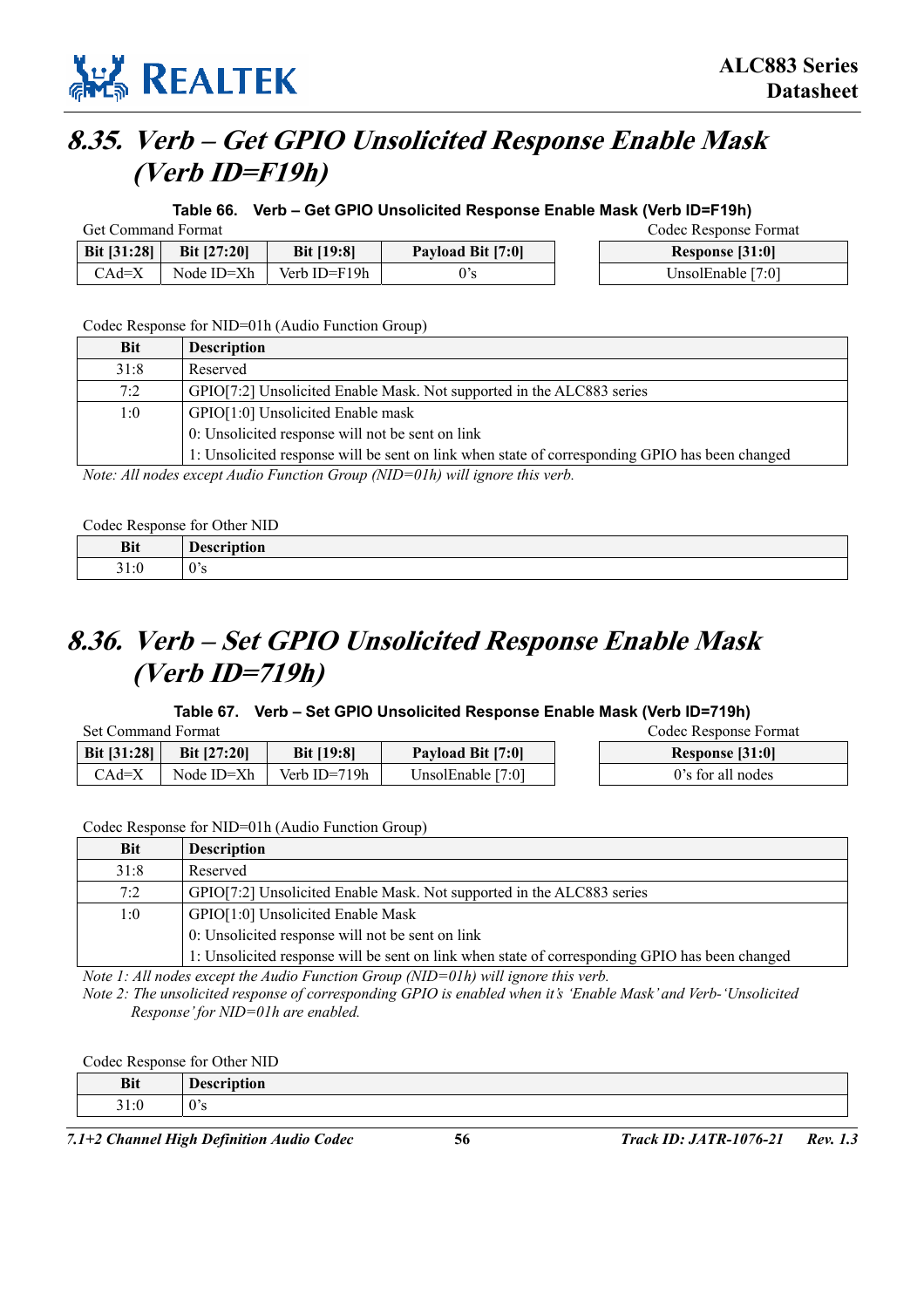## 8.35. Verb – Get GPIO Unsolicited Response Enable Mask (Verb ID=F19h)

**Table 66. Verb – Get GPIO Unsolicited Response Enable Mask (Verb ID=F19h)**

Get Command Format

| Bit [31:28] | Bit [27:20] | Bit [19:8] | Payload Bit [7:0] |
|---|---|---|---|
| CAd=X | Node ID=Xh | Verb ID=F19h | 0's |

Codec Response Format

| Response [31:0] |
|---|
| UnsolEnable [7:0] |

Codec Response for NID=01h (Audio Function Group)

| Bit | Description |
|---|---|
| 31:8 | Reserved |
| 7:2 | GPIO[7:2] Unsolicited Enable Mask. Not supported in the ALC883 series |
| 1:0 | GPIO[1:0] Unsolicited Enable mask<br>0: Unsolicited response will not be sent on link<br>1: Unsolicited response will be sent on link when state of corresponding GPIO has been changed |

*Note: All nodes except Audio Function Group (NID=01h) will ignore this verb.*

Codec Response for Other NID

| Bit | Description |
|---|---|
| 31:0 | 0's |

## 8.36. Verb – Set GPIO Unsolicited Response Enable Mask (Verb ID=719h)

**Table 67. Verb – Set GPIO Unsolicited Response Enable Mask (Verb ID=719h)**

Set Command Format

| Bit [31:28] | Bit [27:20] | Bit [19:8] | Payload Bit [7:0] |
|---|---|---|---|
| CAd=X | Node ID=Xh | Verb ID=719h | UnsolEnable [7:0] |

Codec Response Format

| Response [31:0] |
|---|
| 0's for all nodes |

Codec Response for NID=01h (Audio Function Group)

| Bit | Description |
|---|---|
| 31:8 | Reserved |
| 7:2 | GPIO[7:2] Unsolicited Enable Mask. Not supported in the ALC883 series |
| 1:0 | GPIO[1:0] Unsolicited Enable Mask<br>0: Unsolicited response will not be sent on link<br>1: Unsolicited response will be sent on link when state of corresponding GPIO has been changed |

*Note 1: All nodes except the Audio Function Group (NID=01h) will ignore this verb.*
*Note 2: The unsolicited response of corresponding GPIO is enabled when it's 'Enable Mask' and Verb-'Unsolicited Response' for NID=01h are enabled.*

Codec Response for Other NID

| Bit | Description |
|---|---|
| 31:0 | 0's |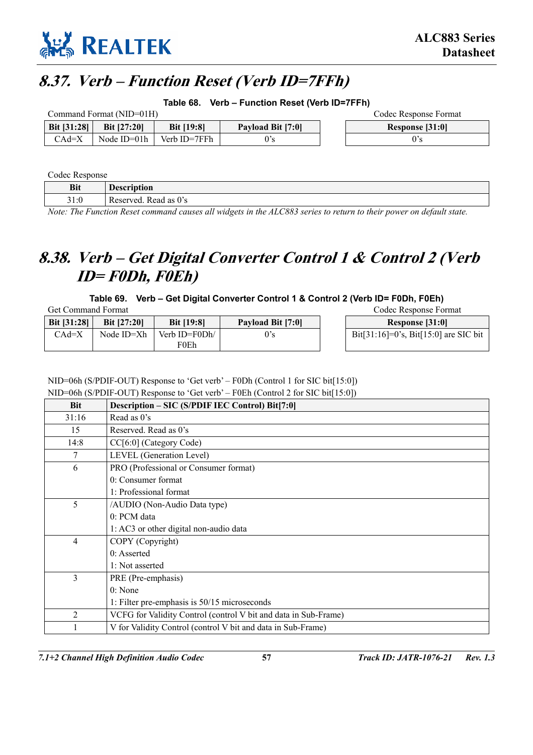## 8.37. Verb – Function Reset (Verb ID=7FFh)

**Table 68. Verb – Function Reset (Verb ID=7FFh)**

Command Format (NID=01H)

| Bit [31:28] | Bit [27:20] | Bit [19:8] | Payload Bit [7:0] |
|---|---|---|---|
| CAd=X | Node ID=01h | Verb ID=7FFh | 0's |

Codec Response Format

| Response [31:0] |
|---|
| 0's |

Codec Response

| Bit | Description |
|---|---|
| 31:0 | Reserved. Read as 0's |

*Note: The Function Reset command causes all widgets in the ALC883 series to return to their power on default state.*

## 8.38. Verb – Get Digital Converter Control 1 & Control 2 (Verb ID= F0Dh, F0Eh)

**Table 69. Verb – Get Digital Converter Control 1 & Control 2 (Verb ID= F0Dh, F0Eh)**

Get Command Format

| Bit [31:28] | Bit [27:20] | Bit [19:8] | Payload Bit [7:0] |
|---|---|---|---|
| CAd=X | Node ID=Xh | Verb ID=F0Dh/ F0Eh | 0's |

Codec Response Format

| Response [31:0] |
|---|
| Bit[31:16]=0's, Bit[15:0] are SIC bit |

NID=06h (S/PDIF-OUT) Response to 'Get verb' – F0Dh (Control 1 for SIC bit[15:0])
NID=06h (S/PDIF-OUT) Response to 'Get verb' – F0Eh (Control 2 for SIC bit[15:0])

| Bit | Description – SIC (S/PDIF IEC Control) Bit[7:0] |
|---|---|
| 31:16 | Read as 0's |
| 15 | Reserved. Read as 0's |
| 14:8 | CC[6:0] (Category Code) |
| 7 | LEVEL (Generation Level) |
| 6 | PRO (Professional or Consumer format)<br>0: Consumer format<br>1: Professional format |
| 5 | /AUDIO (Non-Audio Data type)<br>0: PCM data<br>1: AC3 or other digital non-audio data |
| 4 | COPY (Copyright)<br>0: Asserted<br>1: Not asserted |
| 3 | PRE (Pre-emphasis)<br>0: None<br>1: Filter pre-emphasis is 50/15 microseconds |
| 2 | VCFG for Validity Control (control V bit and data in Sub-Frame) |
| 1 | V for Validity Control (control V bit and data in Sub-Frame) |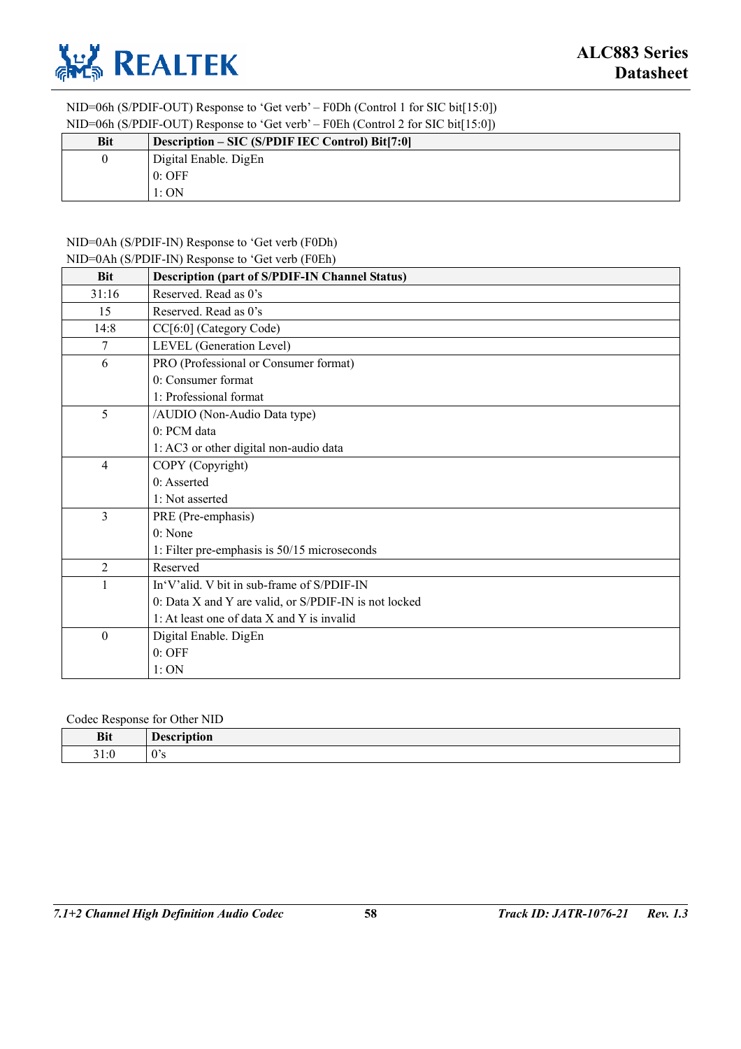NID=06h (S/PDIF-OUT) Response to 'Get verb' – F0Dh (Control 1 for SIC bit[15:0])
NID=06h (S/PDIF-OUT) Response to 'Get verb' – F0Eh (Control 2 for SIC bit[15:0])

| Bit | Description – SIC (S/PDIF IEC Control) Bit[7:0] |
|---|---|
| 0 | Digital Enable. DigEn<br>0: OFF<br>1: ON |

NID=0Ah (S/PDIF-IN) Response to 'Get verb (F0Dh)
NID=0Ah (S/PDIF-IN) Response to 'Get verb (F0Eh)

| Bit | Description (part of S/PDIF-IN Channel Status) |
|---|---|
| 31:16 | Reserved. Read as 0's |
| 15 | Reserved. Read as 0's |
| 14:8 | CC[6:0] (Category Code) |
| 7 | LEVEL (Generation Level) |
| 6 | PRO (Professional or Consumer format)<br>0: Consumer format<br>1: Professional format |
| 5 | /AUDIO (Non-Audio Data type)<br>0: PCM data<br>1: AC3 or other digital non-audio data |
| 4 | COPY (Copyright)<br>0: Asserted<br>1: Not asserted |
| 3 | PRE (Pre-emphasis)<br>0: None<br>1: Filter pre-emphasis is 50/15 microseconds |
| 2 | Reserved |
| 1 | In'V'alid. V bit in sub-frame of S/PDIF-IN<br>0: Data X and Y are valid, or S/PDIF-IN is not locked<br>1: At least one of data X and Y is invalid |
| 0 | Digital Enable. DigEn<br>0: OFF<br>1: ON |

Codec Response for Other NID

| Bit | Description |
|---|---|
| 31:0 | 0's |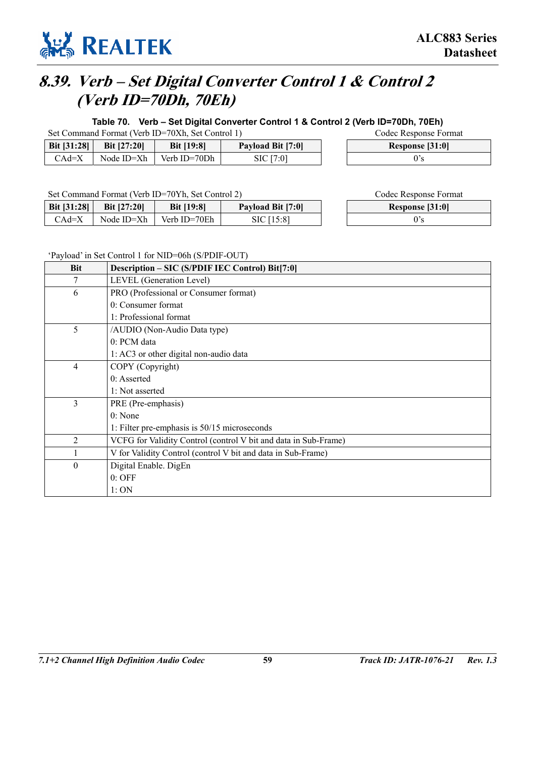## *8.39. Verb – Set Digital Converter Control 1 & Control 2 (Verb ID=70Dh, 70Eh)*

**Table 70. Verb – Set Digital Converter Control 1 & Control 2 (Verb ID=70Dh, 70Eh)**

Set Command Format (Verb ID=70Xh, Set Control 1)

| Bit [31:28] | Bit [27:20] | Bit [19:8] | Payload Bit [7:0] |
|---|---|---|---|
| CAd=X | Node ID=Xh | Verb ID=70Dh | SIC [7:0] |

Codec Response Format

| Response [31:0] |
|---|
| 0's |

Set Command Format (Verb ID=70Yh, Set Control 2)

| Bit [31:28] | Bit [27:20] | Bit [19:8] | Payload Bit [7:0] |
|---|---|---|---|
| CAd=X | Node ID=Xh | Verb ID=70Eh | SIC [15:8] |

Codec Response Format

| Response [31:0] |
|---|
| 0's |

'Payload' in Set Control 1 for NID=06h (S/PDIF-OUT)

| Bit | Description – SIC (S/PDIF IEC Control) Bit[7:0] |
|---|---|
| 7 | LEVEL (Generation Level) |
| 6 | PRO (Professional or Consumer format)<br>0: Consumer format<br>1: Professional format |
| 5 | /AUDIO (Non-Audio Data type)<br>0: PCM data<br>1: AC3 or other digital non-audio data |
| 4 | COPY (Copyright)<br>0: Asserted<br>1: Not asserted |
| 3 | PRE (Pre-emphasis)<br>0: None<br>1: Filter pre-emphasis is 50/15 microseconds |
| 2 | VCFG for Validity Control (control V bit and data in Sub-Frame) |
| 1 | V for Validity Control (control V bit and data in Sub-Frame) |
| 0 | Digital Enable. DigEn<br>0: OFF<br>1: ON |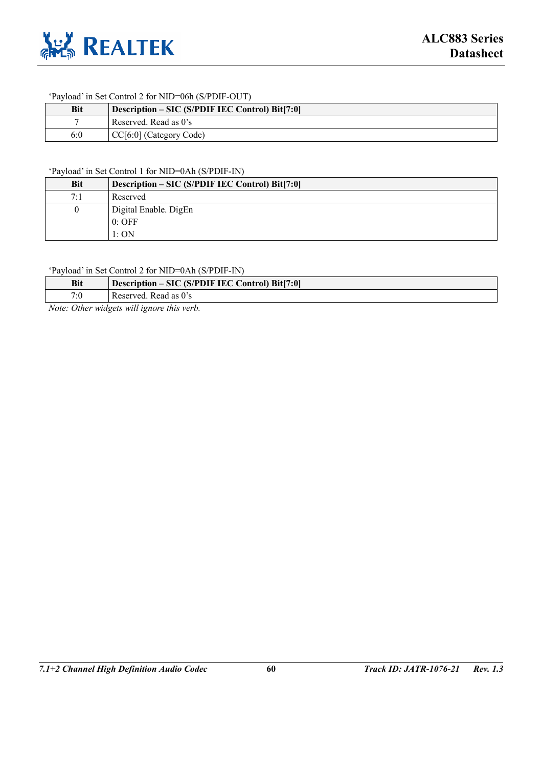'Payload' in Set Control 2 for NID=06h (S/PDIF-OUT)

| Bit | Description – SIC (S/PDIF IEC Control) Bit[7:0] |
|---|---|
| 7 | Reserved. Read as 0's |
| 6:0 | CC[6:0] (Category Code) |

'Payload' in Set Control 1 for NID=0Ah (S/PDIF-IN)

| Bit | Description – SIC (S/PDIF IEC Control) Bit[7:0] |
|---|---|
| 7:1 | Reserved |
| 0 | Digital Enable. DigEn<br>0: OFF<br>1: ON |

'Payload' in Set Control 2 for NID=0Ah (S/PDIF-IN)

| Bit | Description – SIC (S/PDIF IEC Control) Bit[7:0] |
|---|---|
| 7:0 | Reserved. Read as 0's |

*Note: Other widgets will ignore this verb.*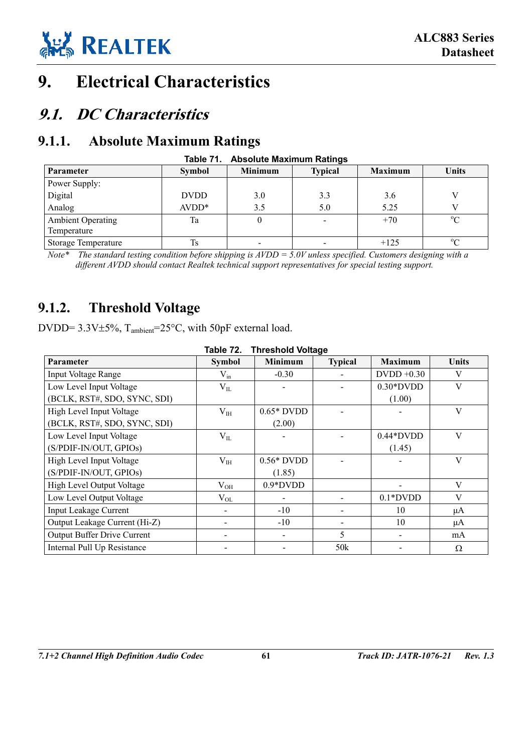# 9. Electrical Characteristics

## 9.1. DC Characteristics

### 9.1.1. Absolute Maximum Ratings

**Table 71. Absolute Maximum Ratings**

| Parameter | Symbol | Minimum | Typical | Maximum | Units |
|---|---|---|---|---|---|
| Power Supply: | | | | | |
| Digital | DVDD | 3.0 | 3.3 | 3.6 | V |
| Analog | AVDD* | 3.5 | 5.0 | 5.25 | V |
| Ambient Operating Temperature | Ta | 0 | - | +70 | °C |
| Storage Temperature | Ts | - | - | +125 | °C |

*Note\* The standard testing condition before shipping is AVDD = 5.0V unless specified. Customers designing with a different AVDD should contact Realtek technical support representatives for special testing support.*

### 9.1.2. Threshold Voltage

DVDD= 3.3V±5%, $T_{ambient}$=25°C, with 50pF external load.

**Table 72. Threshold Voltage**

| Parameter | Symbol | Minimum | Typical | Maximum | Units |
|---|---|---|---|---|---|
| Input Voltage Range | $V_{in}$ | -0.30 | - | DVDD +0.30 | V |
| Low Level Input Voltage (BCLK, RST#, SDO, SYNC, SDI) | $V_{IL}$ | - | - | 0.30*DVDD (1.00) | V |
| High Level Input Voltage (BCLK, RST#, SDO, SYNC, SDI) | $V_{IH}$ | 0.65* DVDD (2.00) | - | - | V |
| Low Level Input Voltage (S/PDIF-IN/OUT, GPIOs) | $V_{IL}$ | - | - | 0.44*DVDD (1.45) | V |
| High Level Input Voltage (S/PDIF-IN/OUT, GPIOs) | $V_{IH}$ | 0.56* DVDD (1.85) | - | - | V |
| High Level Output Voltage | $V_{OH}$ | 0.9*DVDD | | - | V |
| Low Level Output Voltage | $V_{OL}$ | - | - | 0.1*DVDD | V |
| Input Leakage Current | - | -10 | - | 10 | μA |
| Output Leakage Current (Hi-Z) | - | -10 | - | 10 | μA |
| Output Buffer Drive Current | - | - | 5 | - | mA |
| Internal Pull Up Resistance | - | - | 50k | - | Ω |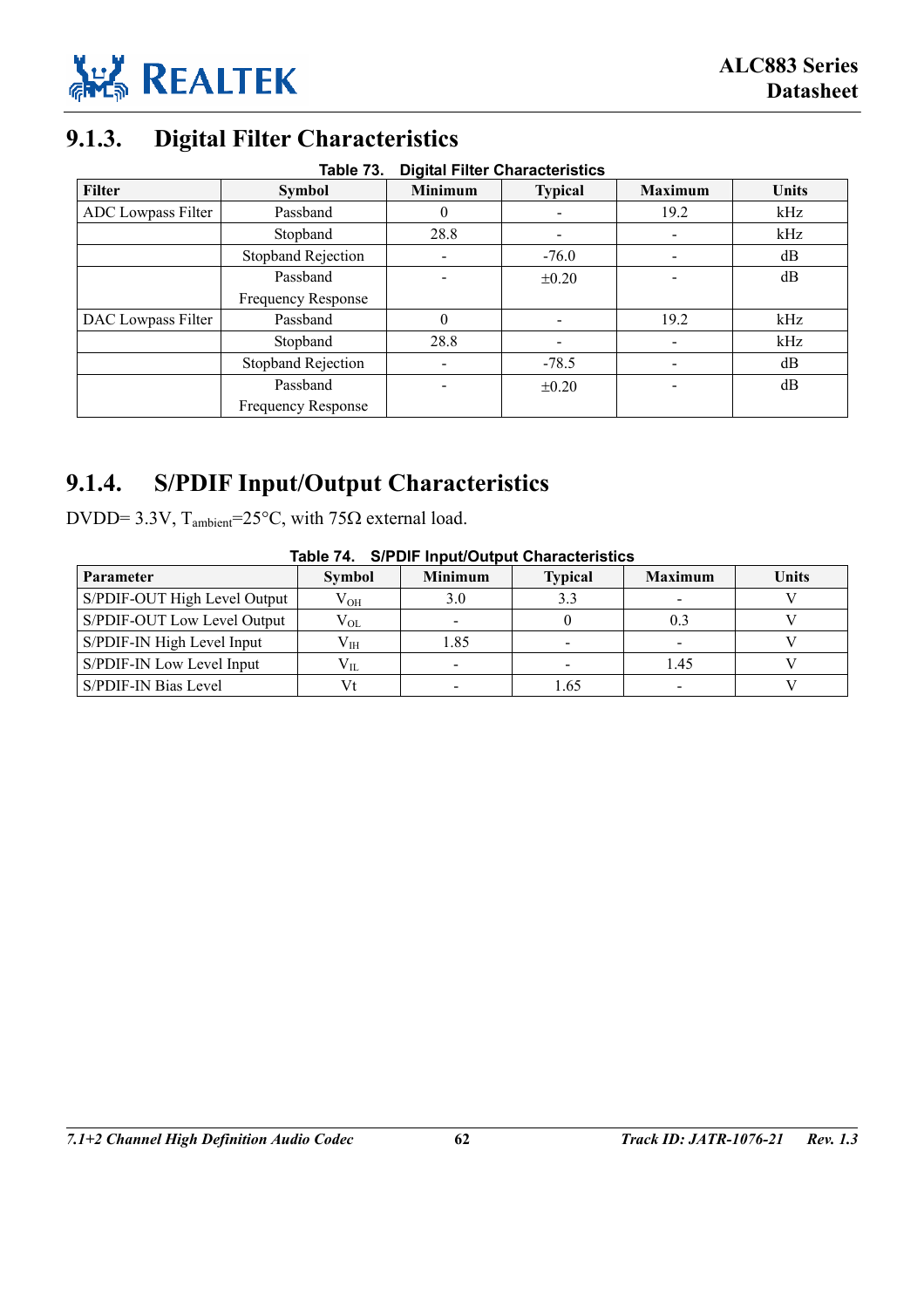### 9.1.3. Digital Filter Characteristics

**Table 73. Digital Filter Characteristics**

| Filter | Symbol | Minimum | Typical | Maximum | Units |
|---|---|---|---|---|---|
| ADC Lowpass Filter | Passband | 0 | - | 19.2 | kHz |
| | Stopband | 28.8 | - | - | kHz |
| | Stopband Rejection | - | -76.0 | - | dB |
| | Passband Frequency Response | - | ±0.20 | - | dB |
| DAC Lowpass Filter | Passband | 0 | - | 19.2 | kHz |
| | Stopband | 28.8 | - | - | kHz |
| | Stopband Rejection | - | -78.5 | - | dB |
| | Passband Frequency Response | - | ±0.20 | - | dB |

### 9.1.4. S/PDIF Input/Output Characteristics

DVDD= 3.3V, $T_{ambient}$=25°C, with 75Ω external load.

**Table 74. S/PDIF Input/Output Characteristics**

| Parameter | Symbol | Minimum | Typical | Maximum | Units |
|---|---|---|---|---|---|
| S/PDIF-OUT High Level Output | $V_{OH}$ | 3.0 | 3.3 | - | V |
| S/PDIF-OUT Low Level Output | $V_{OL}$ | - | 0 | 0.3 | V |
| S/PDIF-IN High Level Input | $V_{IH}$ | 1.85 | - | - | V |
| S/PDIF-IN Low Level Input | $V_{IL}$ | - | - | 1.45 | V |
| S/PDIF-IN Bias Level | Vt | - | 1.65 | - | V |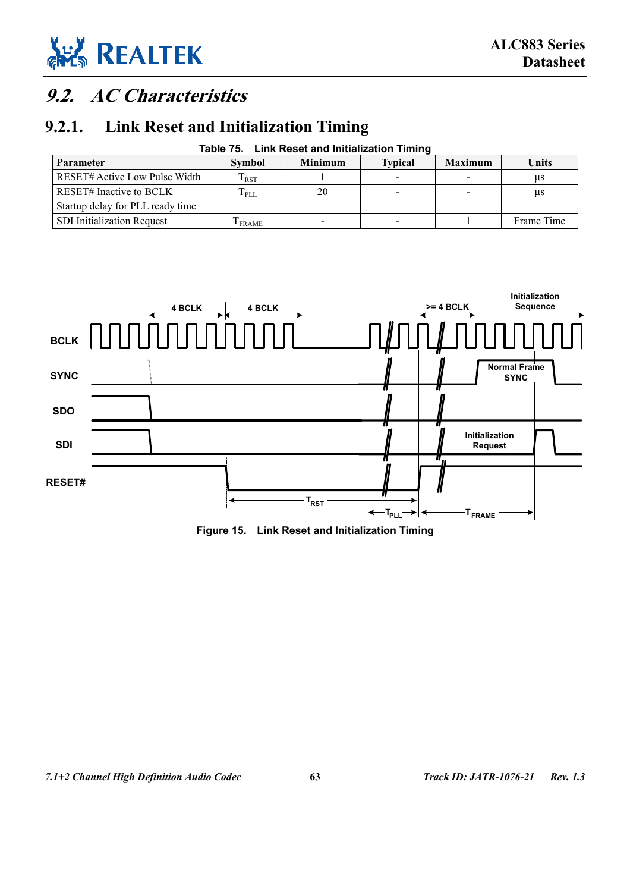## 9.2. AC Characteristics

### 9.2.1. Link Reset and Initialization Timing

Table 75. Link Reset and Initialization Timing

| Parameter | Symbol | Minimum | Typical | Maximum | Units |
|---|---|---|---|---|---|
| RESET# Active Low Pulse Width | $T_{RST}$ | 1 | - | - | µs |
| RESET# Inactive to BCLK Startup delay for PLL ready time | $T_{PLL}$ | 20 | - | - | µs |
| SDI Initialization Request | $T_{FRAME}$ | - | - | 1 | Frame Time |

Figure 15. Link Reset and Initialization Timing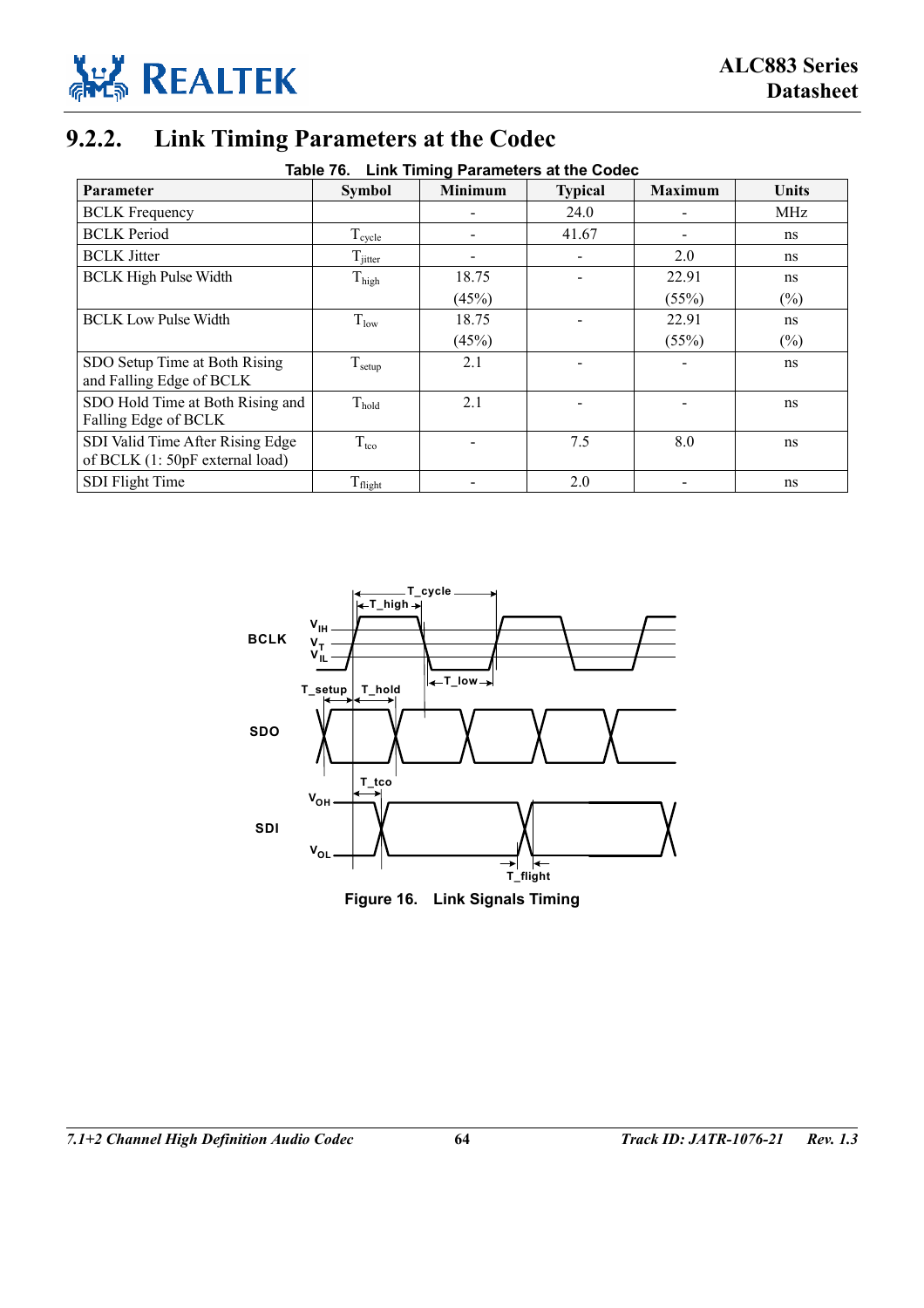## 9.2.2. Link Timing Parameters at the Codec

**Table 76. Link Timing Parameters at the Codec**

| Parameter | Symbol | Minimum | Typical | Maximum | Units |
|---|---|---|---|---|---|
| BCLK Frequency | | - | 24.0 | - | MHz |
| BCLK Period | $T_{cycle}$ | - | 41.67 | - | ns |
| BCLK Jitter | $T_{jitter}$ | - | - | 2.0 | ns |
| BCLK High Pulse Width | $T_{high}$ | 18.75 (45%) | - | 22.91 (55%) | ns (%) |
| BCLK Low Pulse Width | $T_{low}$ | 18.75 (45%) | - | 22.91 (55%) | ns (%) |
| SDO Setup Time at Both Rising and Falling Edge of BCLK | $T_{setup}$ | 2.1 | - | - | ns |
| SDO Hold Time at Both Rising and Falling Edge of BCLK | $T_{hold}$ | 2.1 | - | - | ns |
| SDI Valid Time After Rising Edge of BCLK (1: 50pF external load) | $T_{tco}$ | - | 7.5 | 8.0 | ns |
| SDI Flight Time | $T_{flight}$ | - | 2.0 | - | ns |

Figure 16. Link Signals Timing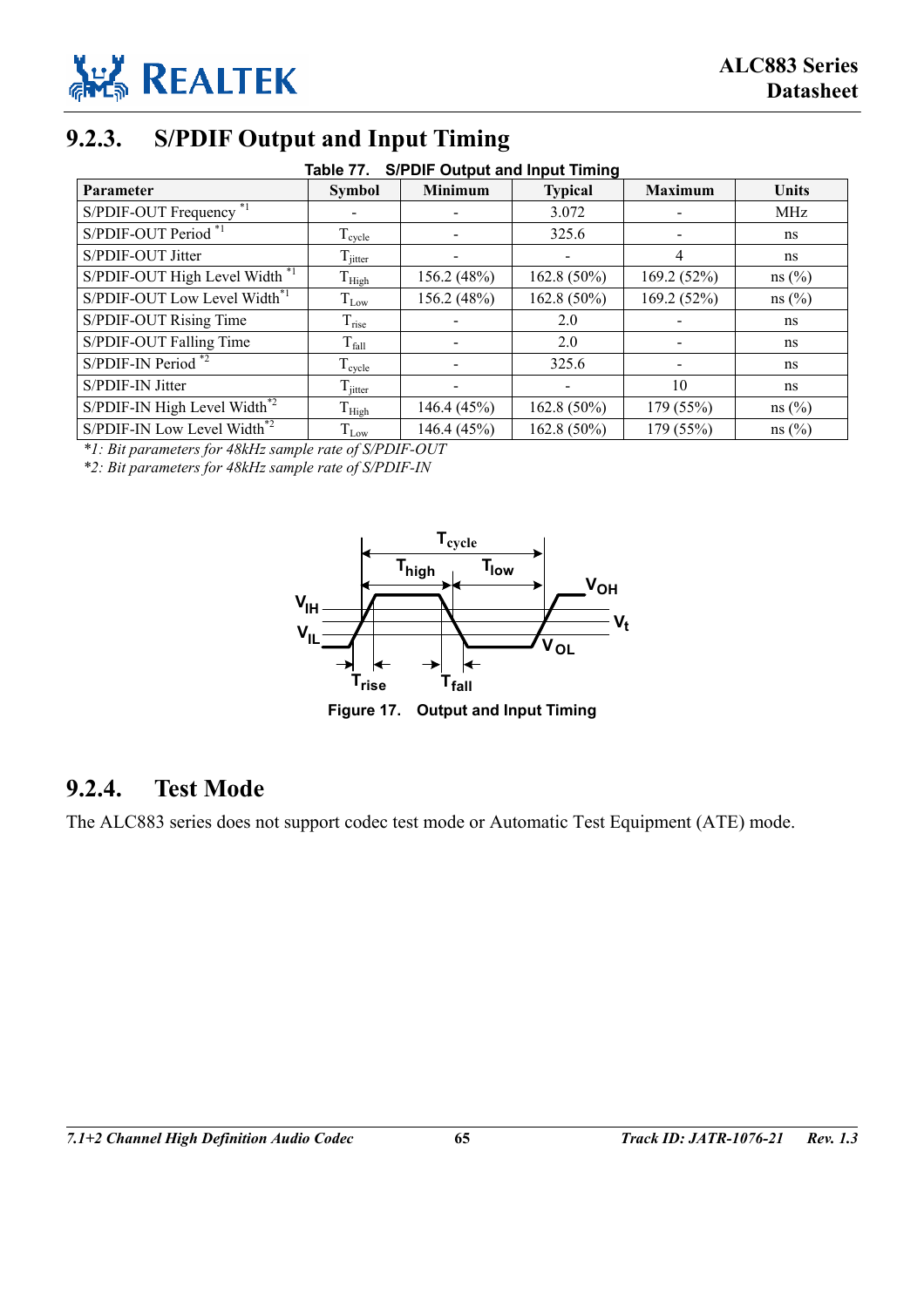## 9.2.3. S/PDIF Output and Input Timing

Table 77. S/PDIF Output and Input Timing

| Parameter | Symbol | Minimum | Typical | Maximum | Units |
|---|---|---|---|---|---|
| S/PDIF-OUT Frequency [*1] | - | - | 3.072 | - | MHz |
| S/PDIF-OUT Period [*1] | $T_{cycle}$ | - | 325.6 | - | ns |
| S/PDIF-OUT Jitter | $T_{jitter}$ | - | - | 4 | ns |
| S/PDIF-OUT High Level Width [*1] | $T_{High}$ | 156.2 (48%) | 162.8 (50%) | 169.2 (52%) | ns (%) |
| S/PDIF-OUT Low Level Width [*1] | $T_{Low}$ | 156.2 (48%) | 162.8 (50%) | 169.2 (52%) | ns (%) |
| S/PDIF-OUT Rising Time | $T_{rise}$ | - | 2.0 | - | ns |
| S/PDIF-OUT Falling Time | $T_{fall}$ | - | 2.0 | - | ns |
| S/PDIF-IN Period [*2] | $T_{cycle}$ | - | 325.6 | - | ns |
| S/PDIF-IN Jitter | $T_{jitter}$ | - | - | 10 | ns |
| S/PDIF-IN High Level Width [*2] | $T_{High}$ | 146.4 (45%) | 162.8 (50%) | 179 (55%) | ns (%) |
| S/PDIF-IN Low Level Width [*2] | $T_{Low}$ | 146.4 (45%) | 162.8 (50%) | 179 (55%) | ns (%) |

*\*1: Bit parameters for 48kHz sample rate of S/PDIF-OUT*

*\*2: Bit parameters for 48kHz sample rate of S/PDIF-IN*

Figure 17. Output and Input Timing

## 9.2.4. Test Mode

The ALC883 series does not support codec test mode or Automatic Test Equipment (ATE) mode.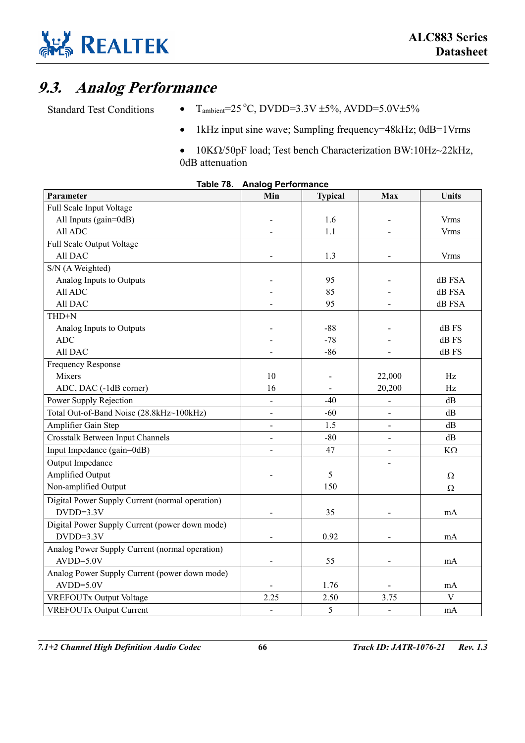## 9.3. Analog Performance

Standard Test Conditions

- $T_{ambient}$=25 °C, DVDD=3.3V ±5%, AVDD=5.0V±5%
- 1kHz input sine wave; Sampling frequency=48kHz; 0dB=1Vrms
- 10KΩ/50pF load; Test bench Characterization BW:10Hz~22kHz, 0dB attenuation

**Table 78. Analog Performance**

| Parameter | Min | Typical | Max | Units |
|---|---|---|---|---|
| Full Scale Input Voltage | | | | |
| All Inputs (gain=0dB) | - | 1.6 | - | Vrms |
| All ADC | - | 1.1 | - | Vrms |
| Full Scale Output Voltage | | | | |
| All DAC | - | 1.3 | - | Vrms |
| S/N (A Weighted) | | | | |
| Analog Inputs to Outputs | - | 95 | - | dB FSA |
| All ADC | - | 85 | - | dB FSA |
| All DAC | - | 95 | - | dB FSA |
| THD+N | | | | |
| Analog Inputs to Outputs | - | -88 | - | dB FS |
| ADC | - | -78 | - | dB FS |
| All DAC | - | -86 | - | dB FS |
| Frequency Response | | | | |
| Mixers | 10 | - | 22,000 | Hz |
| ADC, DAC (-1dB corner) | 16 | - | 20,200 | Hz |
| Power Supply Rejection | - | -40 | - | dB |
| Total Out-of-Band Noise (28.8kHz~100kHz) | - | -60 | - | dB |
| Amplifier Gain Step | - | 1.5 | - | dB |
| Crosstalk Between Input Channels | - | -80 | - | dB |
| Input Impedance (gain=0dB) | - | 47 | - | KΩ |
| Output Impedance | | | - | |
| Amplified Output | - | 5 | | Ω |
| Non-amplified Output | | 150 | | Ω |
| Digital Power Supply Current (normal operation) | | | | |
| DVDD=3.3V | - | 35 | - | mA |
| Digital Power Supply Current (power down mode) | | | | |
| DVDD=3.3V | - | 0.92 | - | mA |
| Analog Power Supply Current (normal operation) | | | | |
| AVDD=5.0V | - | 55 | - | mA |
| Analog Power Supply Current (power down mode) | | | | |
| AVDD=5.0V | - | 1.76 | - | mA |
| VREFOUTx Output Voltage | 2.25 | 2.50 | 3.75 | V |
| VREFOUTx Output Current | - | 5 | - | mA |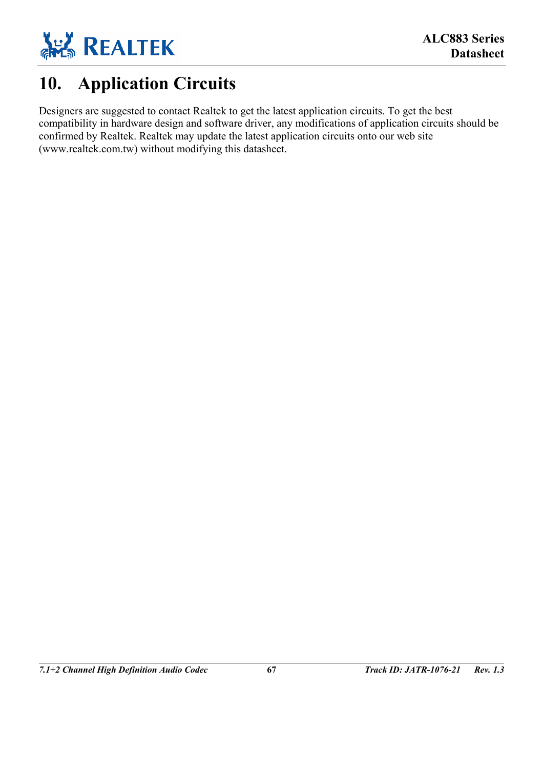# 10. Application Circuits

Designers are suggested to contact Realtek to get the latest application circuits. To get the best compatibility in hardware design and software driver, any modifications of application circuits should be confirmed by Realtek. Realtek may update the latest application circuits onto our web site (www.realtek.com.tw) without modifying this datasheet.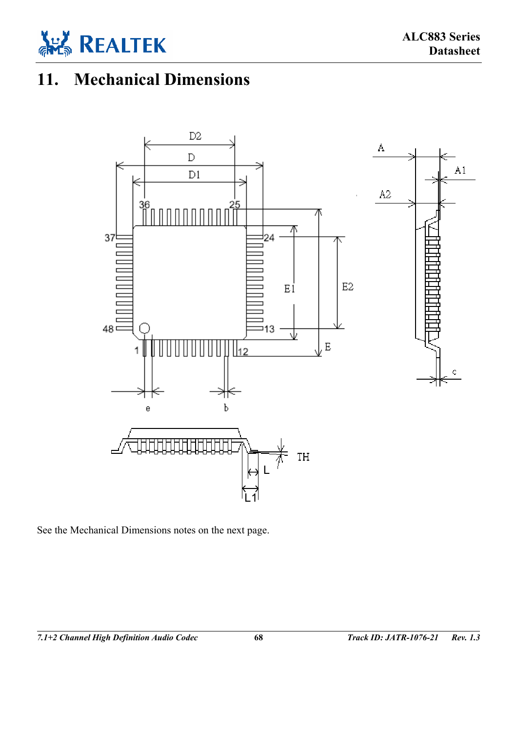# 11. Mechanical Dimensions

See the Mechanical Dimensions notes on the next page.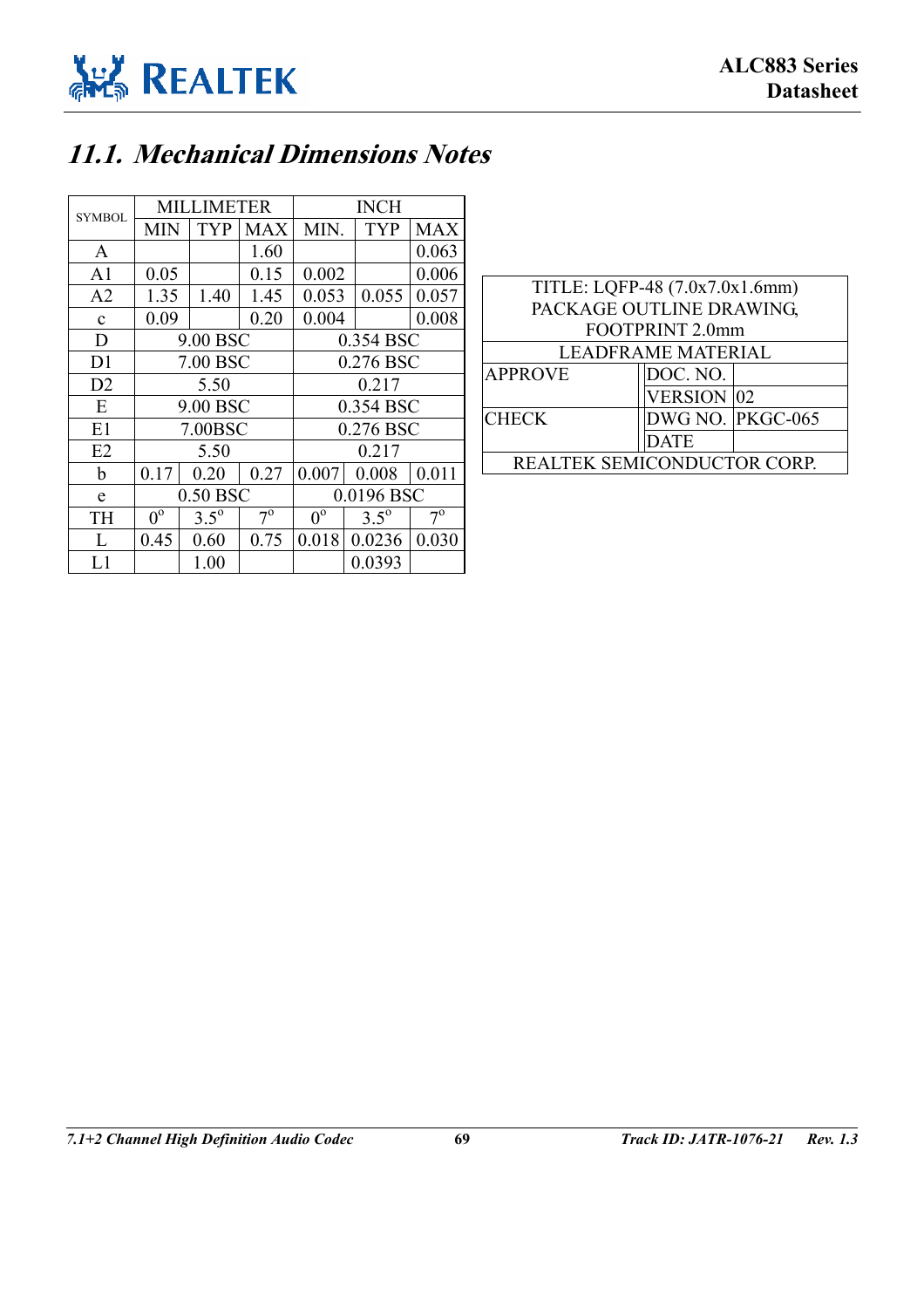## 11.1. Mechanical Dimensions Notes

| SYMBOL | MILLIMETER | | | INCH | | |
|---|---|---|---|---|---|---|
| | MIN | TYP | MAX | MIN. | TYP | MAX |
| A | | | 1.60 | | | 0.063 |
| A1 | 0.05 | | 0.15 | 0.002 | | 0.006 |
| A2 | 1.35 | 1.40 | 1.45 | 0.053 | 0.055 | 0.057 |
| c | 0.09 | | 0.20 | 0.004 | | 0.008 |
| D | 9.00 BSC | | | 0.354 BSC | | |
| D1 | 7.00 BSC | | | 0.276 BSC | | |
| D2 | 5.50 | | | 0.217 | | |
| E | 9.00 BSC | | | 0.354 BSC | | |
| E1 | 7.00BSC | | | 0.276 BSC | | |
| E2 | 5.50 | | | 0.217 | | |
| b | 0.17 | 0.20 | 0.27 | 0.007 | 0.008 | 0.011 |
| e | 0.50 BSC | | | 0.0196 BSC | | |
| TH | $0^o$ | $3.5^o$ | $7^o$ | $0^o$ | $3.5^o$ | $7^o$ |
| L | 0.45 | 0.60 | 0.75 | 0.018 | 0.0236 | 0.030 |
| L1 | | 1.00 | | | 0.0393 | |

| TITLE: LQFP-48 (7.0x7.0x1.6mm) PACKAGE OUTLINE DRAWING, FOOTPRINT 2.0mm | | |
|---|---|---|
| LEADFRAME MATERIAL | | |
| APPROVE | DOC. NO. | |
| | VERSION | 02 |
| CHECK | DWG NO. | PKGC-065 |
| | DATE | |
| REALTEK SEMICONDUCTOR CORP. | | |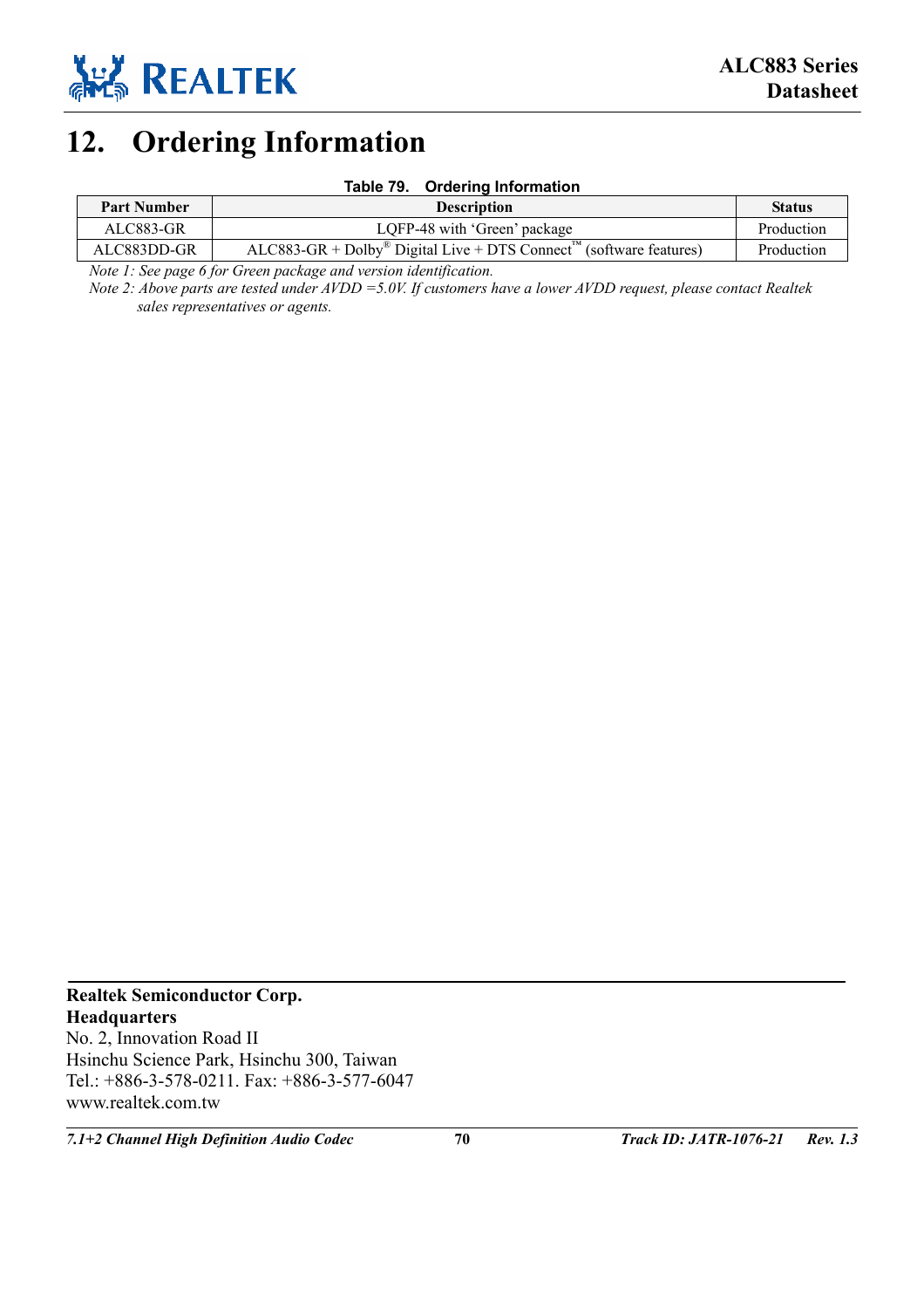# 12. Ordering Information

**Table 79. Ordering Information**

| Part Number | Description | Status |
|---|---|---|
| ALC883-GR | LQFP-48 with 'Green' package | Production |
| ALC883DD-GR | ALC883-GR + Dolby® Digital Live + DTS Connect™ (software features) | Production |

*Note 1: See page 6 for Green package and version identification.*
*Note 2: Above parts are tested under AVDD =5.0V. If customers have a lower AVDD request, please contact Realtek sales representatives or agents.*

**Realtek Semiconductor Corp.**
**Headquarters**
No. 2, Innovation Road II
Hsinchu Science Park, Hsinchu 300, Taiwan
Tel.: +886-3-578-0211. Fax: +886-3-577-6047
www.realtek.com.tw